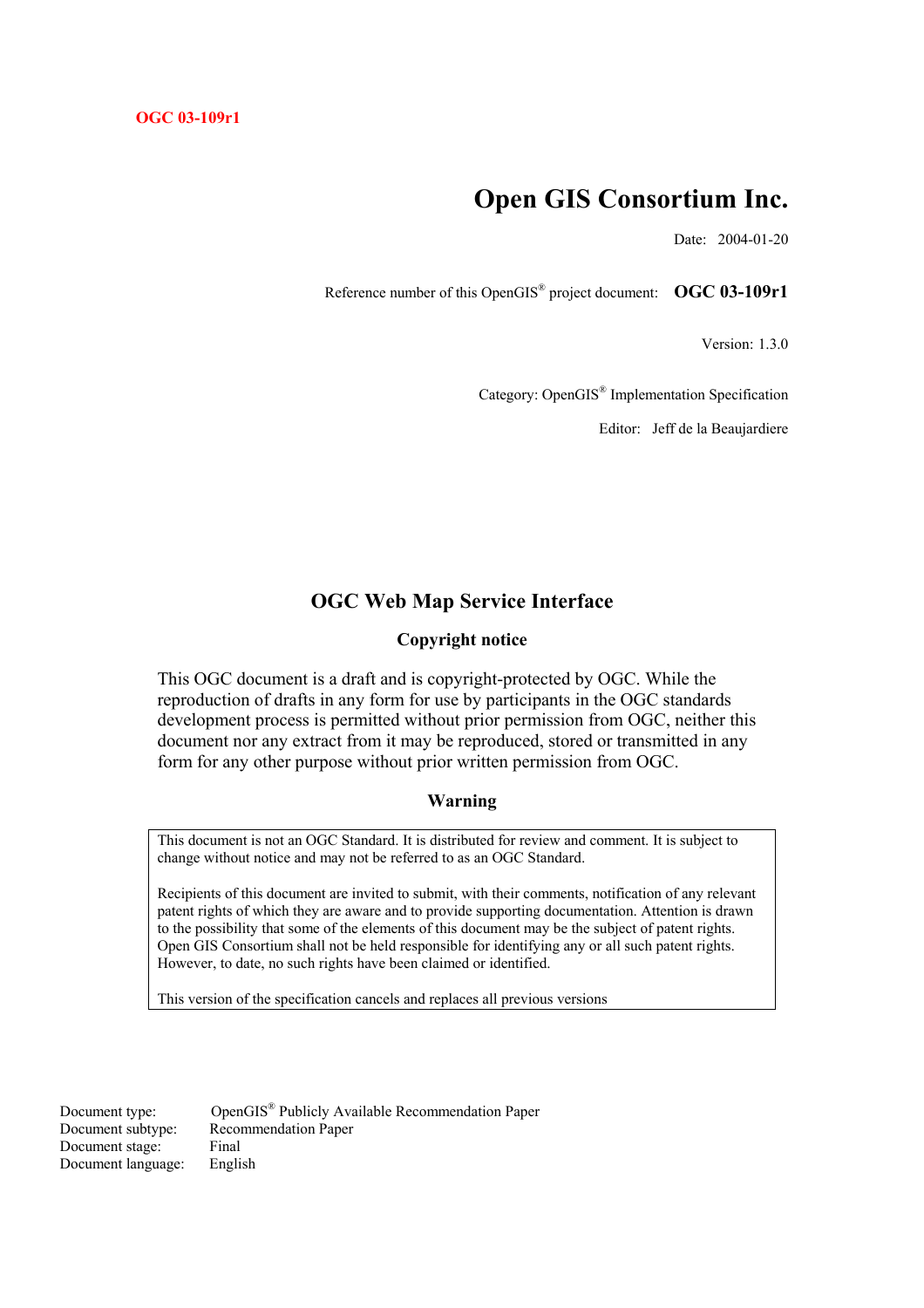**OGC 03-109r1**

# Open GIS Consortium Inc.

Date: 2004-01-20

Reference number of this OpenGIS® project document: **OGC 03-109r1**

Version: 1.3.0

Category: OpenGIS® Implementation Specification

Editor: Jeff de la Beaujardiere

## OGC Web Map Service Interface

### Copyright notice

This OGC document is a draft and is copyright-protected by OGC. While the reproduction of drafts in any form for use by participants in the OGC standards development process is permitted without prior permission from OGC, neither this document nor any extract from it may be reproduced, stored or transmitted in any form for any other purpose without prior written permission from OGC.

### Warning

This document is not an OGC Standard. It is distributed for review and comment. It is subject to change without notice and may not be referred to as an OGC Standard.

Recipients of this document are invited to submit, with their comments, notification of any relevant patent rights of which they are aware and to provide supporting documentation. Attention is drawn to the possibility that some of the elements of this document may be the subject of patent rights. Open GIS Consortium shall not be held responsible for identifying any or all such patent rights. However, to date, no such rights have been claimed or identified.

This version of the specification cancels and replaces all previous versions

Document type: OpenGIS® Publicly Available Recommendation Paper
Document subtype: Recommendation Paper
Document stage: Final
Document language: English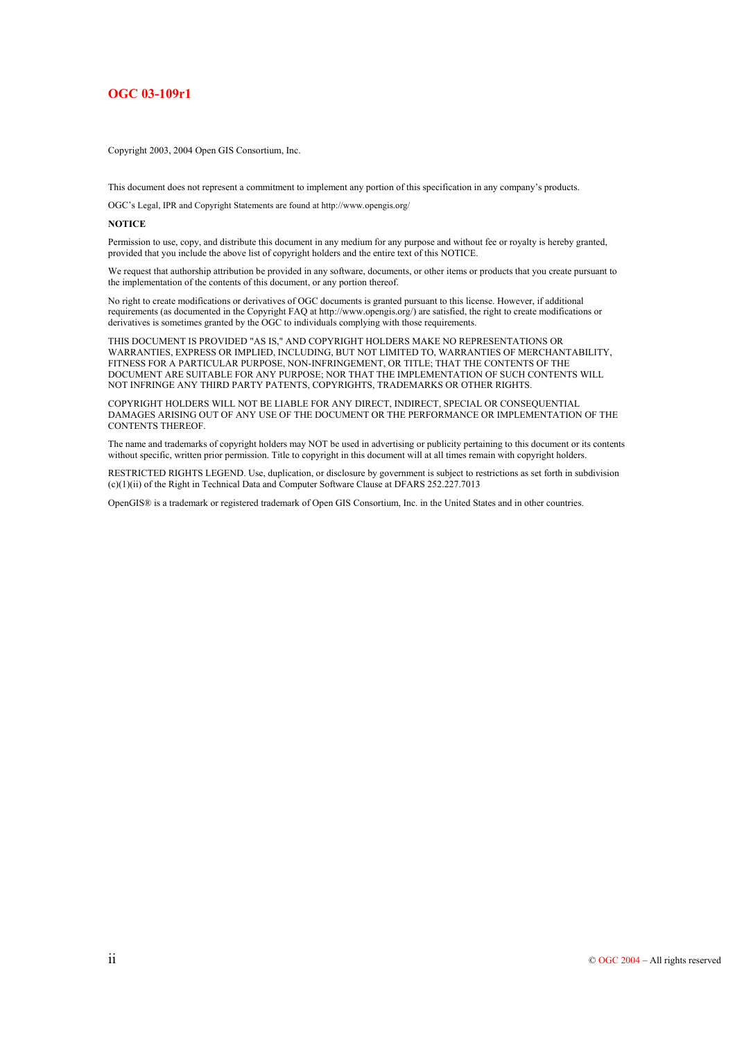**OGC 03-109r1**

Copyright 2003, 2004 Open GIS Consortium, Inc.

This document does not represent a commitment to implement any portion of this specification in any company's products.

OGC's Legal, IPR and Copyright Statements are found at http://www.opengis.org/

**NOTICE**

Permission to use, copy, and distribute this document in any medium for any purpose and without fee or royalty is hereby granted, provided that you include the above list of copyright holders and the entire text of this NOTICE.

We request that authorship attribution be provided in any software, documents, or other items or products that you create pursuant to the implementation of the contents of this document, or any portion thereof.

No right to create modifications or derivatives of OGC documents is granted pursuant to this license. However, if additional requirements (as documented in the Copyright FAQ at http://www.opengis.org/) are satisfied, the right to create modifications or derivatives is sometimes granted by the OGC to individuals complying with those requirements.

THIS DOCUMENT IS PROVIDED "AS IS," AND COPYRIGHT HOLDERS MAKE NO REPRESENTATIONS OR WARRANTIES, EXPRESS OR IMPLIED, INCLUDING, BUT NOT LIMITED TO, WARRANTIES OF MERCHANTABILITY, FITNESS FOR A PARTICULAR PURPOSE, NON-INFRINGEMENT, OR TITLE; THAT THE CONTENTS OF THE DOCUMENT ARE SUITABLE FOR ANY PURPOSE; NOR THAT THE IMPLEMENTATION OF SUCH CONTENTS WILL NOT INFRINGE ANY THIRD PARTY PATENTS, COPYRIGHTS, TRADEMARKS OR OTHER RIGHTS.

COPYRIGHT HOLDERS WILL NOT BE LIABLE FOR ANY DIRECT, INDIRECT, SPECIAL OR CONSEQUENTIAL DAMAGES ARISING OUT OF ANY USE OF THE DOCUMENT OR THE PERFORMANCE OR IMPLEMENTATION OF THE CONTENTS THEREOF.

The name and trademarks of copyright holders may NOT be used in advertising or publicity pertaining to this document or its contents without specific, written prior permission. Title to copyright in this document will at all times remain with copyright holders.

RESTRICTED RIGHTS LEGEND. Use, duplication, or disclosure by government is subject to restrictions as set forth in subdivision (c)(1)(ii) of the Right in Technical Data and Computer Software Clause at DFARS 252.227.7013

OpenGIS® is a trademark or registered trademark of Open GIS Consortium, Inc. in the United States and in other countries.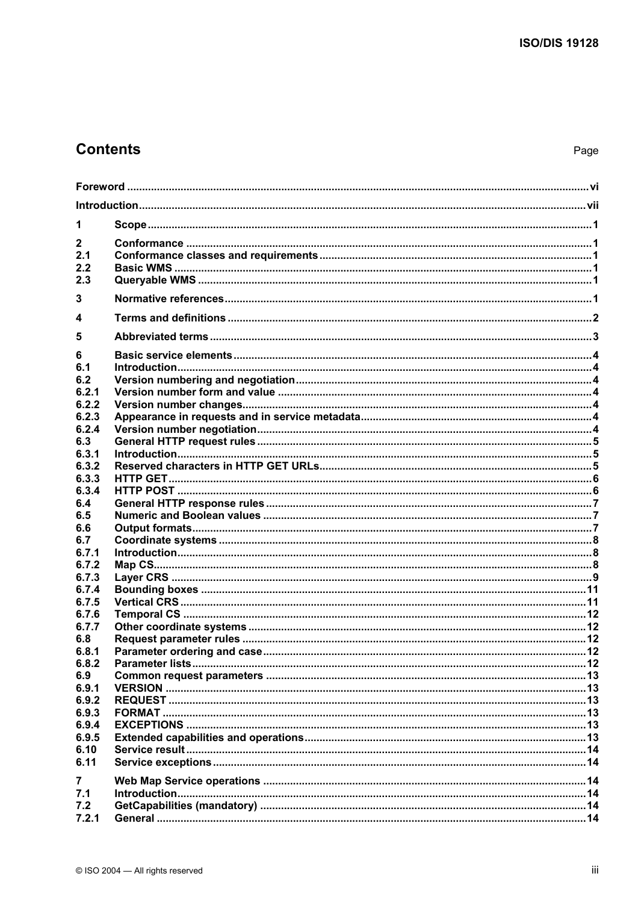## Contents

Page

Foreword ... vi

Introduction ... vii

1 Scope ... 1

2 Conformance ... 1
2.1 Conformance classes and requirements ... 1
2.2 Basic WMS ... 1
2.3 Queryable WMS ... 1

3 Normative references ... 1

4 Terms and definitions ... 2

5 Abbreviated terms ... 3

6 Basic service elements ... 4
6.1 Introduction ... 4
6.2 Version numbering and negotiation ... 4
6.2.1 Version number form and value ... 4
6.2.2 Version number changes ... 4
6.2.3 Appearance in requests and in service metadata ... 4
6.2.4 Version number negotiation ... 4
6.3 General HTTP request rules ... 5
6.3.1 Introduction ... 5
6.3.2 Reserved characters in HTTP GET URLs ... 5
6.3.3 HTTP GET ... 6
6.3.4 HTTP POST ... 6
6.4 General HTTP response rules ... 7
6.5 Numeric and Boolean values ... 7
6.6 Output formats ... 7
6.7 Coordinate systems ... 8
6.7.1 Introduction ... 8
6.7.2 Map CS ... 8
6.7.3 Layer CRS ... 9
6.7.4 Bounding boxes ... 11
6.7.5 Vertical CRS ... 11
6.7.6 Temporal CS ... 12
6.7.7 Other coordinate systems ... 12
6.8 Request parameter rules ... 12
6.8.1 Parameter ordering and case ... 12
6.8.2 Parameter lists ... 12
6.9 Common request parameters ... 13
6.9.1 VERSION ... 13
6.9.2 REQUEST ... 13
6.9.3 FORMAT ... 13
6.9.4 EXCEPTIONS ... 13
6.9.5 Extended capabilities and operations ... 13
6.10 Service result ... 14
6.11 Service exceptions ... 14

7 Web Map Service operations ... 14
7.1 Introduction ... 14
7.2 GetCapabilities (mandatory) ... 14
7.2.1 General ... 14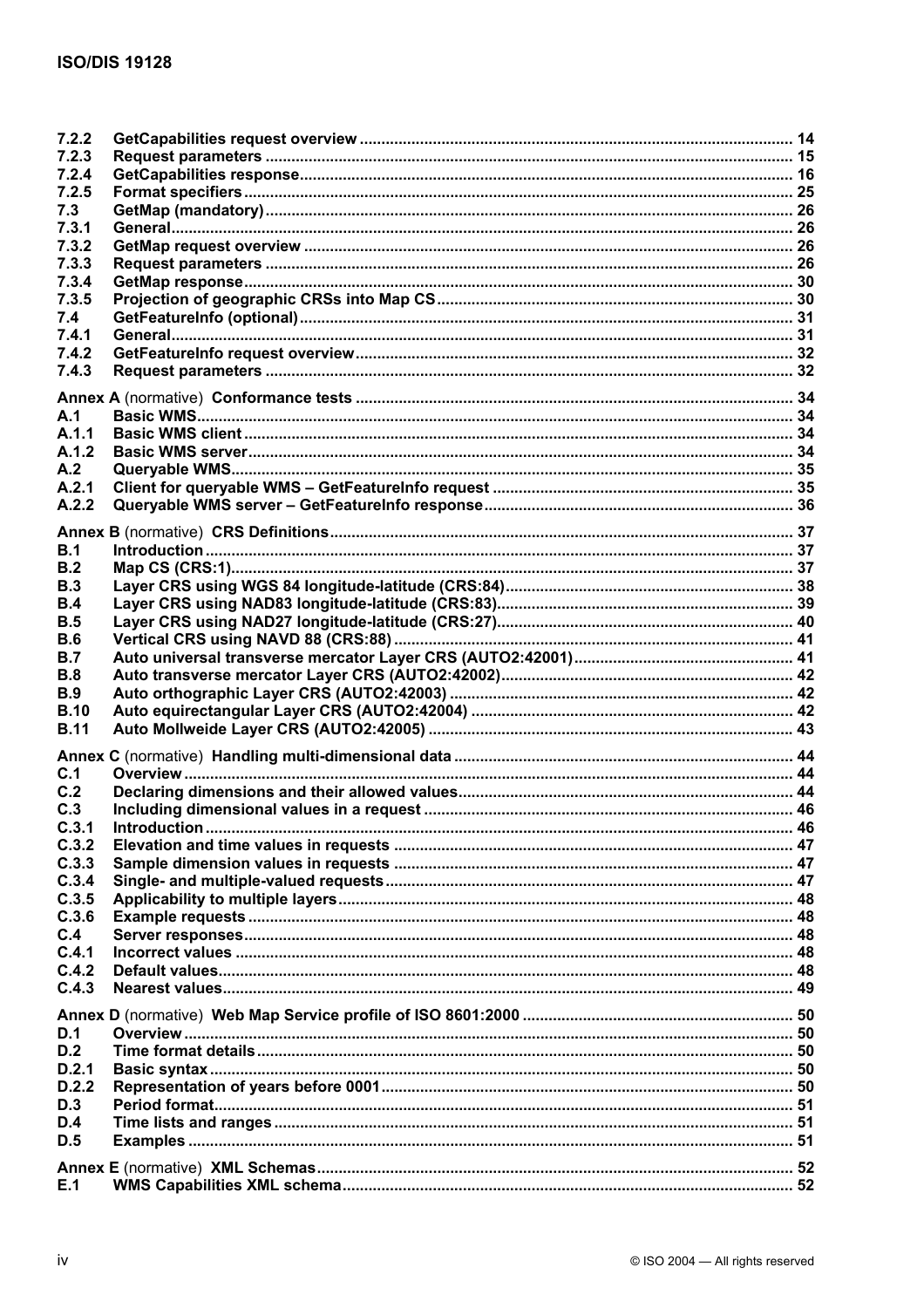7.2.2 GetCapabilities request overview ... 14
7.2.3 Request parameters ... 15
7.2.4 GetCapabilities response ... 16
7.2.5 Format specifiers ... 25
7.3 GetMap (mandatory) ... 26
7.3.1 General ... 26
7.3.2 GetMap request overview ... 26
7.3.3 Request parameters ... 26
7.3.4 GetMap response ... 30
7.3.5 Projection of geographic CRSs into Map CS ... 30
7.4 GetFeatureInfo (optional) ... 31
7.4.1 General ... 31
7.4.2 GetFeatureInfo request overview ... 32
7.4.3 Request parameters ... 32

Annex A (normative) Conformance tests ... 34
A.1 Basic WMS ... 34
A.1.1 Basic WMS client ... 34
A.1.2 Basic WMS server ... 34
A.2 Queryable WMS ... 35
A.2.1 Client for queryable WMS – GetFeatureInfo request ... 35
A.2.2 Queryable WMS server – GetFeatureInfo response ... 36

Annex B (normative) CRS Definitions ... 37
B.1 Introduction ... 37
B.2 Map CS (CRS:1) ... 37
B.3 Layer CRS using WGS 84 longitude-latitude (CRS:84) ... 38
B.4 Layer CRS using NAD83 longitude-latitude (CRS:83) ... 39
B.5 Layer CRS using NAD27 longitude-latitude (CRS:27) ... 40
B.6 Vertical CRS using NAVD 88 (CRS:88) ... 41
B.7 Auto universal transverse mercator Layer CRS (AUTO2:42001) ... 41
B.8 Auto transverse mercator Layer CRS (AUTO2:42002) ... 42
B.9 Auto orthographic Layer CRS (AUTO2:42003) ... 42
B.10 Auto equirectangular Layer CRS (AUTO2:42004) ... 42
B.11 Auto Mollweide Layer CRS (AUTO2:42005) ... 43

Annex C (normative) Handling multi-dimensional data ... 44
C.1 Overview ... 44
C.2 Declaring dimensions and their allowed values ... 44
C.3 Including dimensional values in a request ... 46
C.3.1 Introduction ... 46
C.3.2 Elevation and time values in requests ... 47
C.3.3 Sample dimension values in requests ... 47
C.3.4 Single- and multiple-valued requests ... 47
C.3.5 Applicability to multiple layers ... 48
C.3.6 Example requests ... 48
C.4 Server responses ... 48
C.4.1 Incorrect values ... 48
C.4.2 Default values ... 48
C.4.3 Nearest values ... 49

Annex D (normative) Web Map Service profile of ISO 8601:2000 ... 50
D.1 Overview ... 50
D.2 Time format details ... 50
D.2.1 Basic syntax ... 50
D.2.2 Representation of years before 0001 ... 50
D.3 Period format ... 51
D.4 Time lists and ranges ... 51
D.5 Examples ... 51

Annex E (normative) XML Schemas ... 52
E.1 WMS Capabilities XML schema ... 52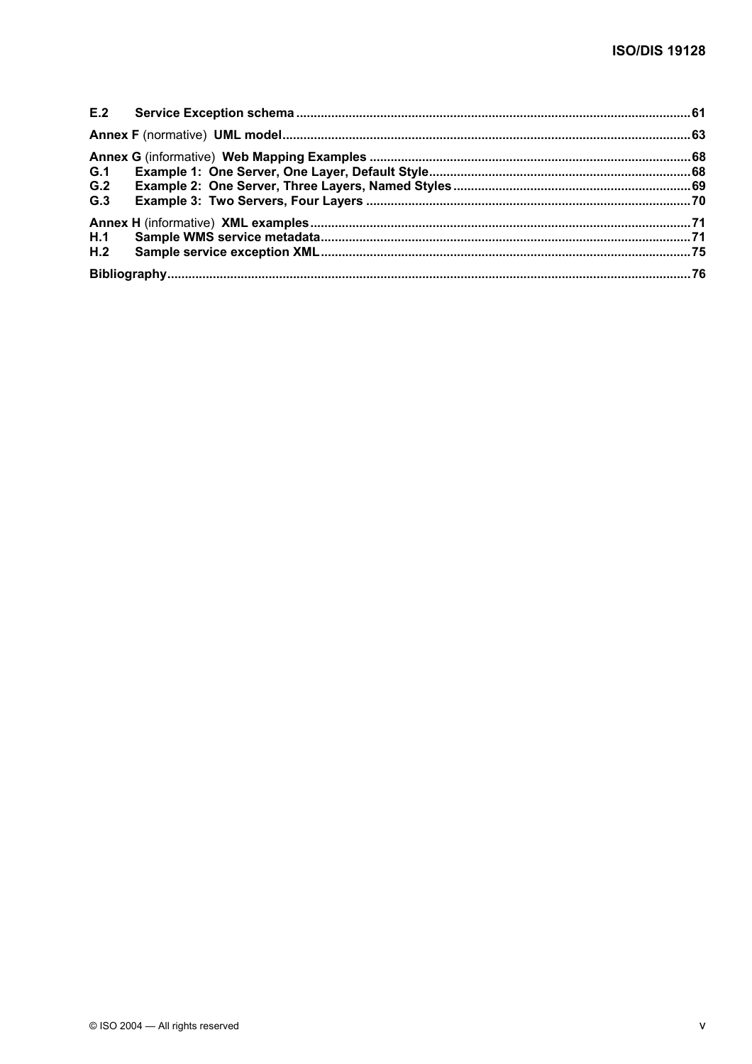E.2 Service Exception schema ... 61

**Annex F** (normative) **UML model** ... 63

**Annex G** (informative) **Web Mapping Examples** ... 68

G.1 Example 1: One Server, One Layer, Default Style ... 68

G.2 Example 2: One Server, Three Layers, Named Styles ... 69

G.3 Example 3: Two Servers, Four Layers ... 70

**Annex H** (informative) **XML examples** ... 71

H.1 Sample WMS service metadata ... 71

H.2 Sample service exception XML ... 75

**Bibliography** ... 76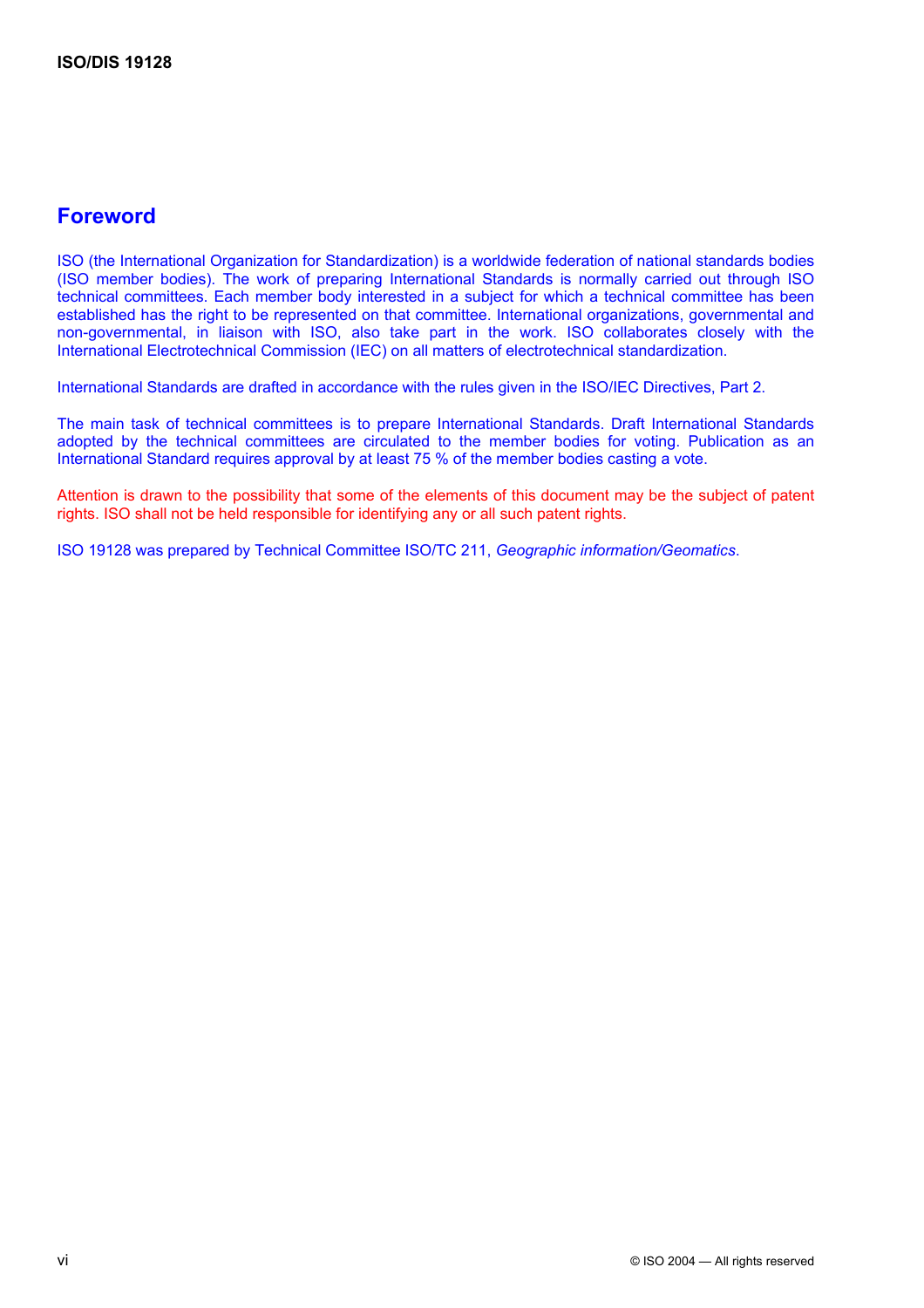# Foreword

ISO (the International Organization for Standardization) is a worldwide federation of national standards bodies (ISO member bodies). The work of preparing International Standards is normally carried out through ISO technical committees. Each member body interested in a subject for which a technical committee has been established has the right to be represented on that committee. International organizations, governmental and non-governmental, in liaison with ISO, also take part in the work. ISO collaborates closely with the International Electrotechnical Commission (IEC) on all matters of electrotechnical standardization.

International Standards are drafted in accordance with the rules given in the ISO/IEC Directives, Part 2.

The main task of technical committees is to prepare International Standards. Draft International Standards adopted by the technical committees are circulated to the member bodies for voting. Publication as an International Standard requires approval by at least 75 % of the member bodies casting a vote.

Attention is drawn to the possibility that some of the elements of this document may be the subject of patent rights. ISO shall not be held responsible for identifying any or all such patent rights.

ISO 19128 was prepared by Technical Committee ISO/TC 211, *Geographic information/Geomatics*.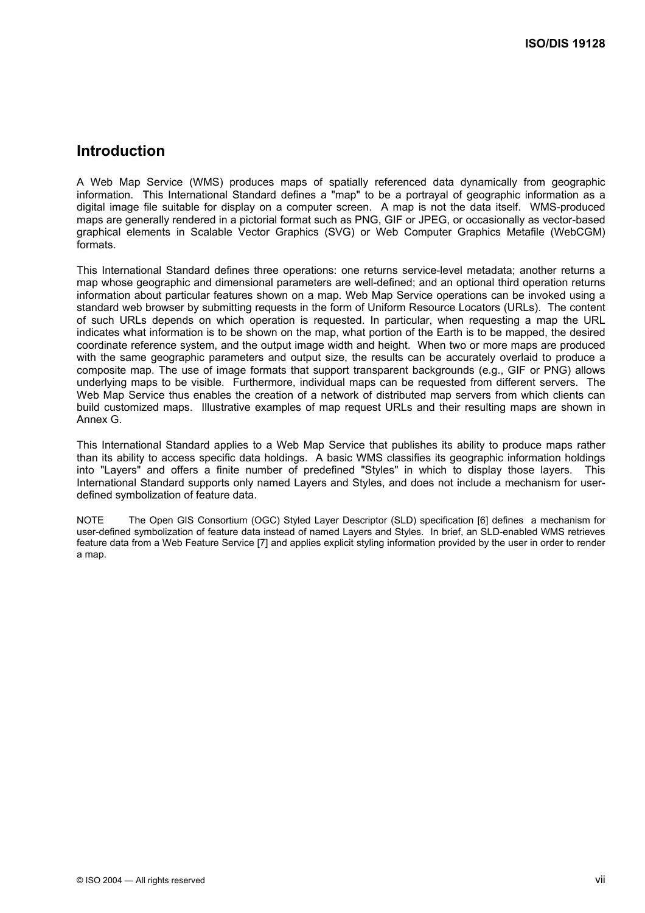## Introduction

A Web Map Service (WMS) produces maps of spatially referenced data dynamically from geographic information. This International Standard defines a "map" to be a portrayal of geographic information as a digital image file suitable for display on a computer screen. A map is not the data itself. WMS-produced maps are generally rendered in a pictorial format such as PNG, GIF or JPEG, or occasionally as vector-based graphical elements in Scalable Vector Graphics (SVG) or Web Computer Graphics Metafile (WebCGM) formats.

This International Standard defines three operations: one returns service-level metadata; another returns a map whose geographic and dimensional parameters are well-defined; and an optional third operation returns information about particular features shown on a map. Web Map Service operations can be invoked using a standard web browser by submitting requests in the form of Uniform Resource Locators (URLs). The content of such URLs depends on which operation is requested. In particular, when requesting a map the URL indicates what information is to be shown on the map, what portion of the Earth is to be mapped, the desired coordinate reference system, and the output image width and height. When two or more maps are produced with the same geographic parameters and output size, the results can be accurately overlaid to produce a composite map. The use of image formats that support transparent backgrounds (e.g., GIF or PNG) allows underlying maps to be visible. Furthermore, individual maps can be requested from different servers. The Web Map Service thus enables the creation of a network of distributed map servers from which clients can build customized maps. Illustrative examples of map request URLs and their resulting maps are shown in Annex G.

This International Standard applies to a Web Map Service that publishes its ability to produce maps rather than its ability to access specific data holdings. A basic WMS classifies its geographic information holdings into "Layers" and offers a finite number of predefined "Styles" in which to display those layers. This International Standard supports only named Layers and Styles, and does not include a mechanism for user-defined symbolization of feature data.

NOTE The Open GIS Consortium (OGC) Styled Layer Descriptor (SLD) specification [6] defines a mechanism for user-defined symbolization of feature data instead of named Layers and Styles. In brief, an SLD-enabled WMS retrieves feature data from a Web Feature Service [7] and applies explicit styling information provided by the user in order to render a map.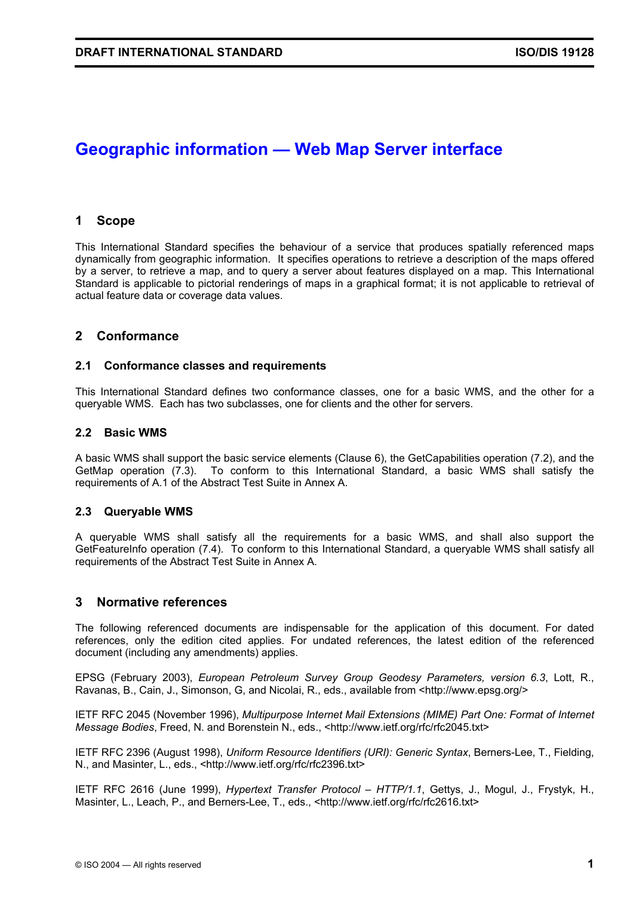# Geographic information — Web Map Server interface

## 1 Scope

This International Standard specifies the behaviour of a service that produces spatially referenced maps dynamically from geographic information. It specifies operations to retrieve a description of the maps offered by a server, to retrieve a map, and to query a server about features displayed on a map. This International Standard is applicable to pictorial renderings of maps in a graphical format; it is not applicable to retrieval of actual feature data or coverage data values.

## 2 Conformance

### 2.1 Conformance classes and requirements

This International Standard defines two conformance classes, one for a basic WMS, and the other for a queryable WMS. Each has two subclasses, one for clients and the other for servers.

### 2.2 Basic WMS

A basic WMS shall support the basic service elements (Clause 6), the GetCapabilities operation (7.2), and the GetMap operation (7.3). To conform to this International Standard, a basic WMS shall satisfy the requirements of A.1 of the Abstract Test Suite in Annex A.

### 2.3 Queryable WMS

A queryable WMS shall satisfy all the requirements for a basic WMS, and shall also support the GetFeatureInfo operation (7.4). To conform to this International Standard, a queryable WMS shall satisfy all requirements of the Abstract Test Suite in Annex A.

## 3 Normative references

The following referenced documents are indispensable for the application of this document. For dated references, only the edition cited applies. For undated references, the latest edition of the referenced document (including any amendments) applies.

EPSG (February 2003), *European Petroleum Survey Group Geodesy Parameters, version 6.3*, Lott, R., Ravanas, B., Cain, J., Simonson, G, and Nicolai, R., eds., available from <http://www.epsg.org/>

IETF RFC 2045 (November 1996), *Multipurpose Internet Mail Extensions (MIME) Part One: Format of Internet Message Bodies*, Freed, N. and Borenstein N., eds., <http://www.ietf.org/rfc/rfc2045.txt>

IETF RFC 2396 (August 1998), *Uniform Resource Identifiers (URI): Generic Syntax*, Berners-Lee, T., Fielding, N., and Masinter, L., eds., <http://www.ietf.org/rfc/rfc2396.txt>

IETF RFC 2616 (June 1999), *Hypertext Transfer Protocol – HTTP/1.1*, Gettys, J., Mogul, J., Frystyk, H., Masinter, L., Leach, P., and Berners-Lee, T., eds., <http://www.ietf.org/rfc/rfc2616.txt>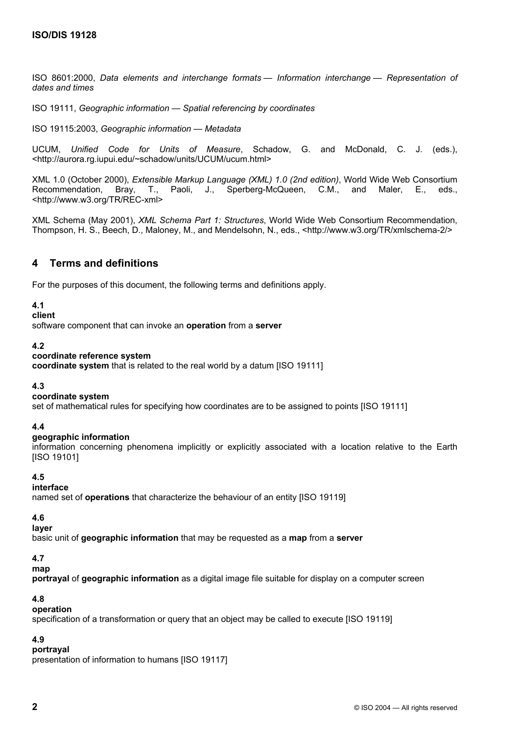ISO 8601:2000, *Data elements and interchange formats — Information interchange — Representation of dates and times*

ISO 19111, *Geographic information — Spatial referencing by coordinates*

ISO 19115:2003, *Geographic information — Metadata*

UCUM, *Unified Code for Units of Measure*, Schadow, G. and McDonald, C. J. (eds.), <http://aurora.rg.iupui.edu/~schadow/units/UCUM/ucum.html>

XML 1.0 (October 2000), *Extensible Markup Language (XML) 1.0 (2nd edition)*, World Wide Web Consortium Recommendation, Bray, T., Paoli, J., Sperberg-McQueen, C.M., and Maler, E., eds., <http://www.w3.org/TR/REC-xml>

XML Schema (May 2001), *XML Schema Part 1: Structures*, World Wide Web Consortium Recommendation, Thompson, H. S., Beech, D., Maloney, M., and Mendelsohn, N., eds., <http://www.w3.org/TR/xmlschema-2/>

## 4 Terms and definitions

For the purposes of this document, the following terms and definitions apply.

**4.1**
**client**
software component that can invoke an **operation** from a **server**

**4.2**
**coordinate reference system**
**coordinate system** that is related to the real world by a datum [ISO 19111]

**4.3**
**coordinate system**
set of mathematical rules for specifying how coordinates are to be assigned to points [ISO 19111]

**4.4**
**geographic information**
information concerning phenomena implicitly or explicitly associated with a location relative to the Earth [ISO 19101]

**4.5**
**interface**
named set of **operations** that characterize the behaviour of an entity [ISO 19119]

**4.6**
**layer**
basic unit of **geographic information** that may be requested as a **map** from a **server**

**4.7**
**map**
**portrayal** of **geographic information** as a digital image file suitable for display on a computer screen

**4.8**
**operation**
specification of a transformation or query that an object may be called to execute [ISO 19119]

**4.9**
**portrayal**
presentation of information to humans [ISO 19117]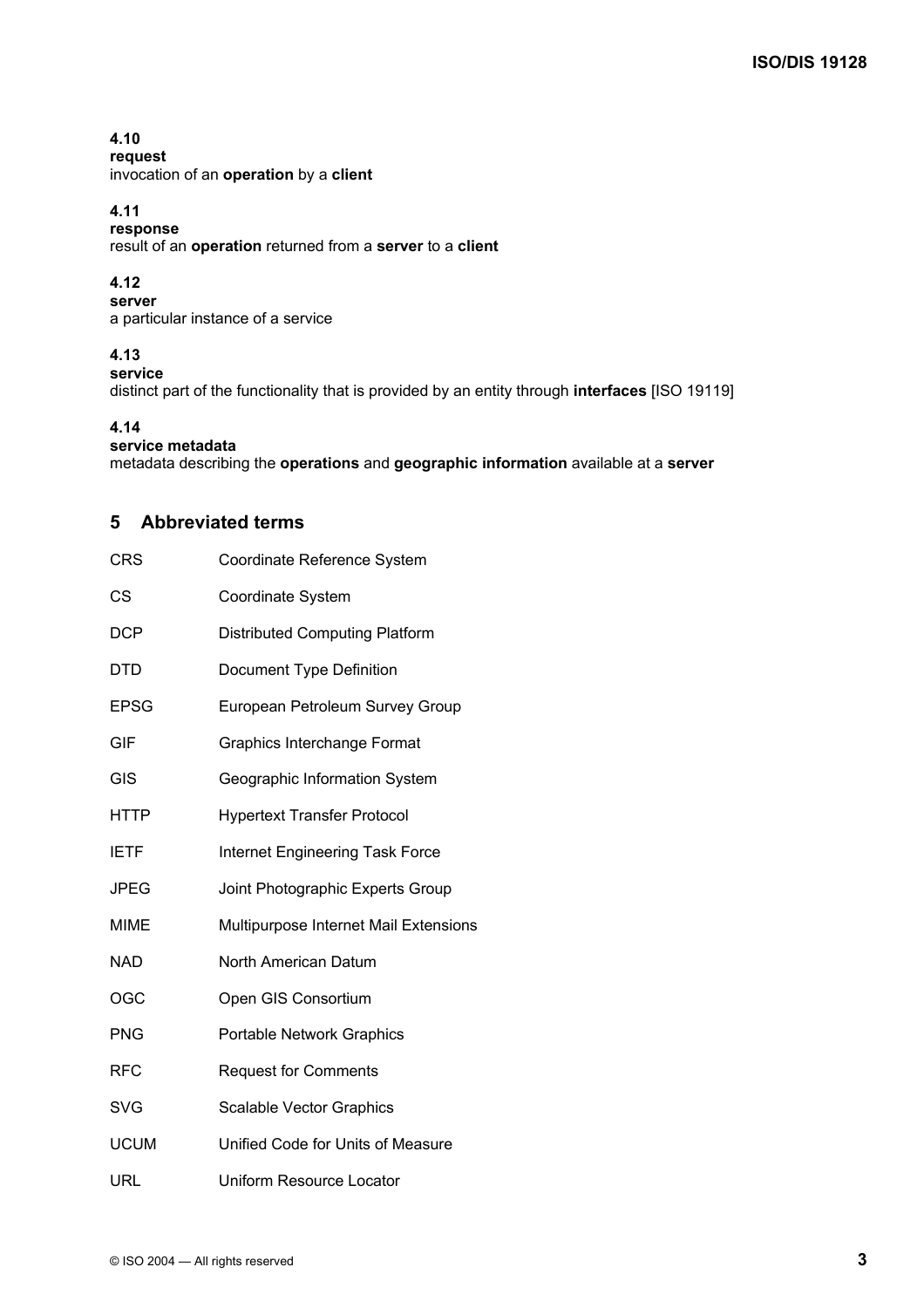**4.10**
**request**
invocation of an **operation** by a **client**

**4.11**
**response**
result of an **operation** returned from a **server** to a **client**

**4.12**
**server**
a particular instance of a service

**4.13**
**service**
distinct part of the functionality that is provided by an entity through **interfaces** [ISO 19119]

**4.14**
**service metadata**
metadata describing the **operations** and **geographic information** available at a **server**

## 5 Abbreviated terms

| | |
|---|---|
| CRS | Coordinate Reference System |
| CS | Coordinate System |
| DCP | Distributed Computing Platform |
| DTD | Document Type Definition |
| EPSG | European Petroleum Survey Group |
| GIF | Graphics Interchange Format |
| GIS | Geographic Information System |
| HTTP | Hypertext Transfer Protocol |
| IETF | Internet Engineering Task Force |
| JPEG | Joint Photographic Experts Group |
| MIME | Multipurpose Internet Mail Extensions |
| NAD | North American Datum |
| OGC | Open GIS Consortium |
| PNG | Portable Network Graphics |
| RFC | Request for Comments |
| SVG | Scalable Vector Graphics |
| UCUM | Unified Code for Units of Measure |
| URL | Uniform Resource Locator |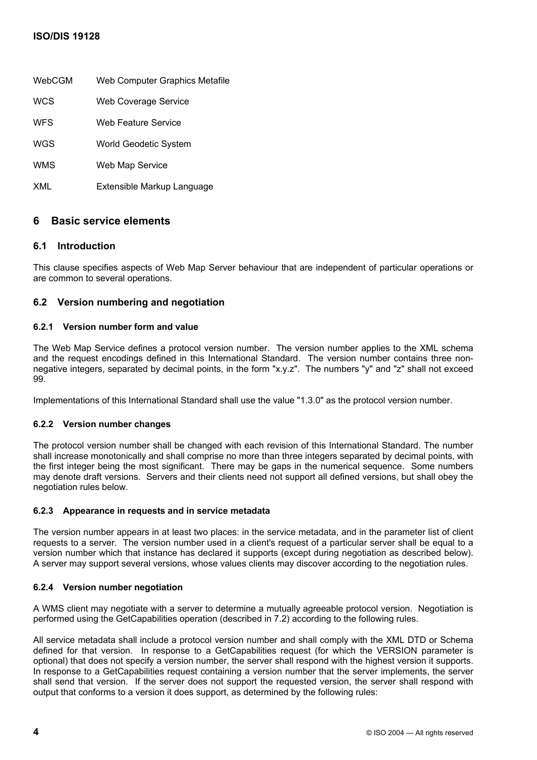| | |
|---|---|
| WebCGM | Web Computer Graphics Metafile |
| WCS | Web Coverage Service |
| WFS | Web Feature Service |
| WGS | World Geodetic System |
| WMS | Web Map Service |
| XML | Extensible Markup Language |

## 6 Basic service elements

### 6.1 Introduction

This clause specifies aspects of Web Map Server behaviour that are independent of particular operations or are common to several operations.

### 6.2 Version numbering and negotiation

#### 6.2.1 Version number form and value

The Web Map Service defines a protocol version number. The version number applies to the XML schema and the request encodings defined in this International Standard. The version number contains three non-negative integers, separated by decimal points, in the form "x.y.z". The numbers "y" and "z" shall not exceed 99.

Implementations of this International Standard shall use the value "1.3.0" as the protocol version number.

#### 6.2.2 Version number changes

The protocol version number shall be changed with each revision of this International Standard. The number shall increase monotonically and shall comprise no more than three integers separated by decimal points, with the first integer being the most significant. There may be gaps in the numerical sequence. Some numbers may denote draft versions. Servers and their clients need not support all defined versions, but shall obey the negotiation rules below.

#### 6.2.3 Appearance in requests and in service metadata

The version number appears in at least two places: in the service metadata, and in the parameter list of client requests to a server. The version number used in a client's request of a particular server shall be equal to a version number which that instance has declared it supports (except during negotiation as described below). A server may support several versions, whose values clients may discover according to the negotiation rules.

#### 6.2.4 Version number negotiation

A WMS client may negotiate with a server to determine a mutually agreeable protocol version. Negotiation is performed using the GetCapabilities operation (described in 7.2) according to the following rules.

All service metadata shall include a protocol version number and shall comply with the XML DTD or Schema defined for that version. In response to a GetCapabilities request (for which the VERSION parameter is optional) that does not specify a version number, the server shall respond with the highest version it supports. In response to a GetCapabilities request containing a version number that the server implements, the server shall send that version. If the server does not support the requested version, the server shall respond with output that conforms to a version it does support, as determined by the following rules: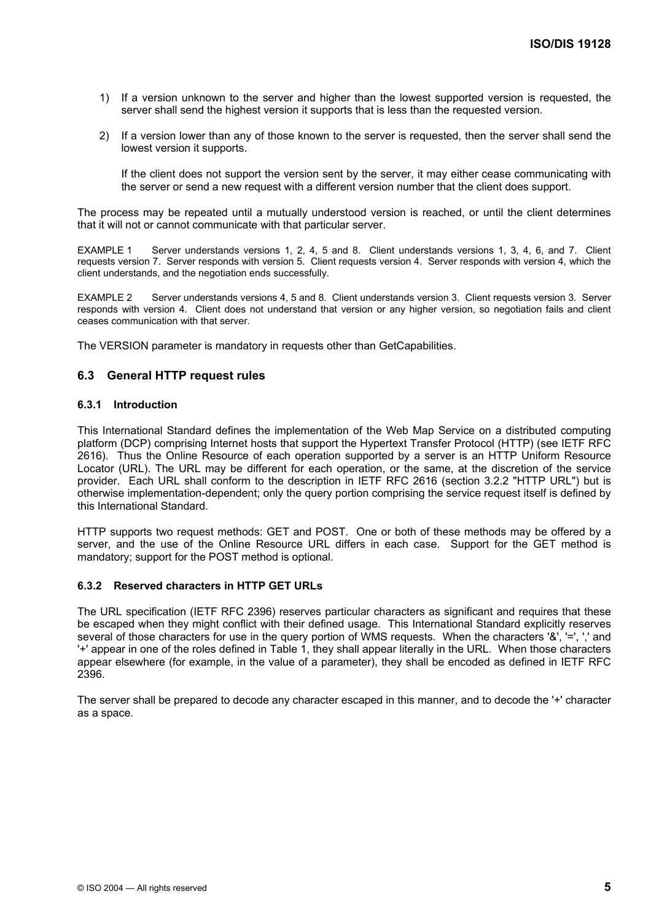1) If a version unknown to the server and higher than the lowest supported version is requested, the server shall send the highest version it supports that is less than the requested version.

2) If a version lower than any of those known to the server is requested, then the server shall send the lowest version it supports.

   If the client does not support the version sent by the server, it may either cease communicating with the server or send a new request with a different version number that the client does support.

The process may be repeated until a mutually understood version is reached, or until the client determines that it will not or cannot communicate with that particular server.

EXAMPLE 1 Server understands versions 1, 2, 4, 5 and 8. Client understands versions 1, 3, 4, 6, and 7. Client requests version 7. Server responds with version 5. Client requests version 4. Server responds with version 4, which the client understands, and the negotiation ends successfully.

EXAMPLE 2 Server understands versions 4, 5 and 8. Client understands version 3. Client requests version 3. Server responds with version 4. Client does not understand that version or any higher version, so negotiation fails and client ceases communication with that server.

The VERSION parameter is mandatory in requests other than GetCapabilities.

## 6.3 General HTTP request rules

### 6.3.1 Introduction

This International Standard defines the implementation of the Web Map Service on a distributed computing platform (DCP) comprising Internet hosts that support the Hypertext Transfer Protocol (HTTP) (see IETF RFC 2616). Thus the Online Resource of each operation supported by a server is an HTTP Uniform Resource Locator (URL). The URL may be different for each operation, or the same, at the discretion of the service provider. Each URL shall conform to the description in IETF RFC 2616 (section 3.2.2 "HTTP URL") but is otherwise implementation-dependent; only the query portion comprising the service request itself is defined by this International Standard.

HTTP supports two request methods: GET and POST. One or both of these methods may be offered by a server, and the use of the Online Resource URL differs in each case. Support for the GET method is mandatory; support for the POST method is optional.

### 6.3.2 Reserved characters in HTTP GET URLs

The URL specification (IETF RFC 2396) reserves particular characters as significant and requires that these be escaped when they might conflict with their defined usage. This International Standard explicitly reserves several of those characters for use in the query portion of WMS requests. When the characters '&', '=', ',' and '+' appear in one of the roles defined in Table 1, they shall appear literally in the URL. When those characters appear elsewhere (for example, in the value of a parameter), they shall be encoded as defined in IETF RFC 2396.

The server shall be prepared to decode any character escaped in this manner, and to decode the '+' character as a space.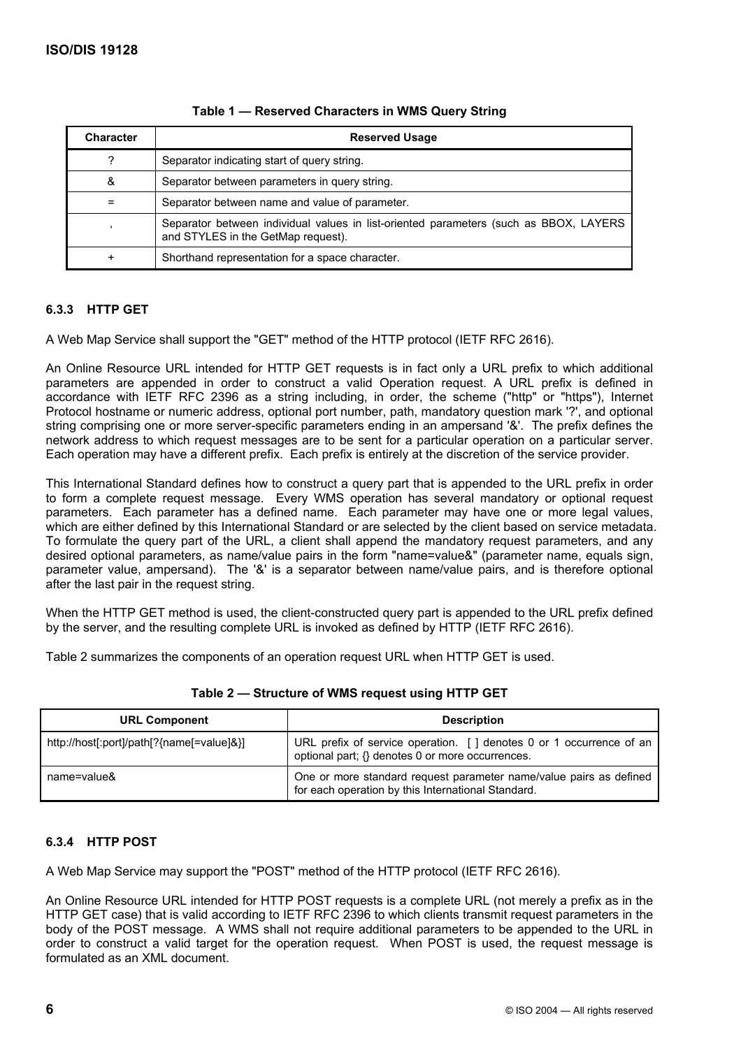**Table 1 — Reserved Characters in WMS Query String**

| Character | Reserved Usage |
|---|---|
| ? | Separator indicating start of query string. |
| & | Separator between parameters in query string. |
| = | Separator between name and value of parameter. |
| , | Separator between individual values in list-oriented parameters (such as BBOX, LAYERS and STYLES in the GetMap request). |
| + | Shorthand representation for a space character. |

### 6.3.3 HTTP GET

A Web Map Service shall support the "GET" method of the HTTP protocol (IETF RFC 2616).

An Online Resource URL intended for HTTP GET requests is in fact only a URL prefix to which additional parameters are appended in order to construct a valid Operation request. A URL prefix is defined in accordance with IETF RFC 2396 as a string including, in order, the scheme ("http" or "https"), Internet Protocol hostname or numeric address, optional port number, path, mandatory question mark '?', and optional string comprising one or more server-specific parameters ending in an ampersand '&'. The prefix defines the network address to which request messages are to be sent for a particular operation on a particular server. Each operation may have a different prefix. Each prefix is entirely at the discretion of the service provider.

This International Standard defines how to construct a query part that is appended to the URL prefix in order to form a complete request message. Every WMS operation has several mandatory or optional request parameters. Each parameter has a defined name. Each parameter may have one or more legal values, which are either defined by this International Standard or are selected by the client based on service metadata. To formulate the query part of the URL, a client shall append the mandatory request parameters, and any desired optional parameters, as name/value pairs in the form "name=value&" (parameter name, equals sign, parameter value, ampersand). The '&' is a separator between name/value pairs, and is therefore optional after the last pair in the request string.

When the HTTP GET method is used, the client-constructed query part is appended to the URL prefix defined by the server, and the resulting complete URL is invoked as defined by HTTP (IETF RFC 2616).

Table 2 summarizes the components of an operation request URL when HTTP GET is used.

**Table 2 — Structure of WMS request using HTTP GET**

| URL Component | Description |
|---|---|
| http://host[:port]/path[?{name[=value]&}] | URL prefix of service operation. [ ] denotes 0 or 1 occurrence of an optional part; {} denotes 0 or more occurrences. |
| name=value& | One or more standard request parameter name/value pairs as defined for each operation by this International Standard. |

### 6.3.4 HTTP POST

A Web Map Service may support the "POST" method of the HTTP protocol (IETF RFC 2616).

An Online Resource URL intended for HTTP POST requests is a complete URL (not merely a prefix as in the HTTP GET case) that is valid according to IETF RFC 2396 to which clients transmit request parameters in the body of the POST message. A WMS shall not require additional parameters to be appended to the URL in order to construct a valid target for the operation request. When POST is used, the request message is formulated as an XML document.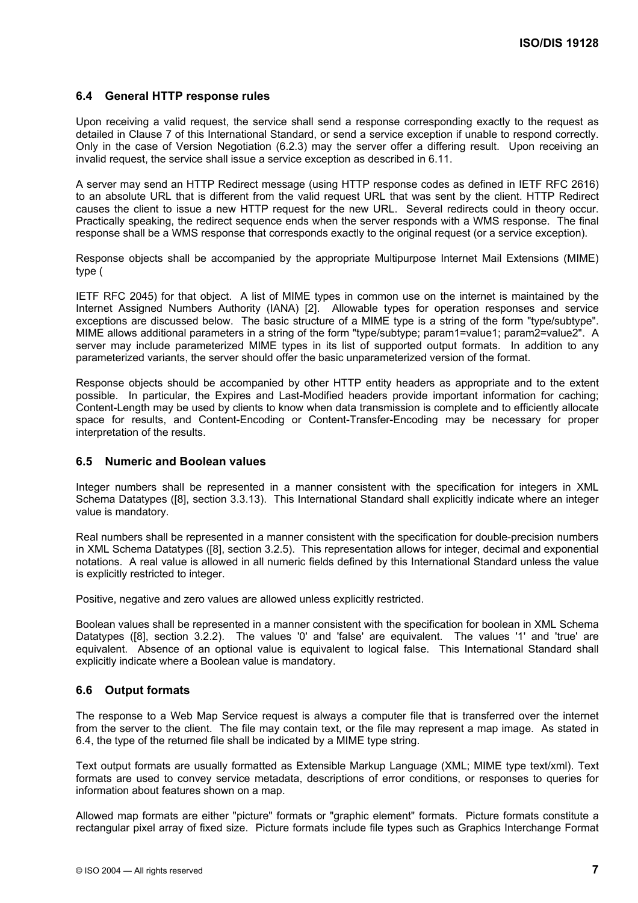## 6.4 General HTTP response rules

Upon receiving a valid request, the service shall send a response corresponding exactly to the request as detailed in Clause 7 of this International Standard, or send a service exception if unable to respond correctly. Only in the case of Version Negotiation (6.2.3) may the server offer a differing result. Upon receiving an invalid request, the service shall issue a service exception as described in 6.11.

A server may send an HTTP Redirect message (using HTTP response codes as defined in IETF RFC 2616) to an absolute URL that is different from the valid request URL that was sent by the client. HTTP Redirect causes the client to issue a new HTTP request for the new URL. Several redirects could in theory occur. Practically speaking, the redirect sequence ends when the server responds with a WMS response. The final response shall be a WMS response that corresponds exactly to the original request (or a service exception).

Response objects shall be accompanied by the appropriate Multipurpose Internet Mail Extensions (MIME) type (

IETF RFC 2045) for that object. A list of MIME types in common use on the internet is maintained by the Internet Assigned Numbers Authority (IANA) [2]. Allowable types for operation responses and service exceptions are discussed below. The basic structure of a MIME type is a string of the form "type/subtype". MIME allows additional parameters in a string of the form "type/subtype; param1=value1; param2=value2". A server may include parameterized MIME types in its list of supported output formats. In addition to any parameterized variants, the server should offer the basic unparameterized version of the format.

Response objects should be accompanied by other HTTP entity headers as appropriate and to the extent possible. In particular, the Expires and Last-Modified headers provide important information for caching; Content-Length may be used by clients to know when data transmission is complete and to efficiently allocate space for results, and Content-Encoding or Content-Transfer-Encoding may be necessary for proper interpretation of the results.

## 6.5 Numeric and Boolean values

Integer numbers shall be represented in a manner consistent with the specification for integers in XML Schema Datatypes ([8], section 3.3.13). This International Standard shall explicitly indicate where an integer value is mandatory.

Real numbers shall be represented in a manner consistent with the specification for double-precision numbers in XML Schema Datatypes ([8], section 3.2.5). This representation allows for integer, decimal and exponential notations. A real value is allowed in all numeric fields defined by this International Standard unless the value is explicitly restricted to integer.

Positive, negative and zero values are allowed unless explicitly restricted.

Boolean values shall be represented in a manner consistent with the specification for boolean in XML Schema Datatypes ([8], section 3.2.2). The values '0' and 'false' are equivalent. The values '1' and 'true' are equivalent. Absence of an optional value is equivalent to logical false. This International Standard shall explicitly indicate where a Boolean value is mandatory.

## 6.6 Output formats

The response to a Web Map Service request is always a computer file that is transferred over the internet from the server to the client. The file may contain text, or the file may represent a map image. As stated in 6.4, the type of the returned file shall be indicated by a MIME type string.

Text output formats are usually formatted as Extensible Markup Language (XML; MIME type text/xml). Text formats are used to convey service metadata, descriptions of error conditions, or responses to queries for information about features shown on a map.

Allowed map formats are either "picture" formats or "graphic element" formats. Picture formats constitute a rectangular pixel array of fixed size. Picture formats include file types such as Graphics Interchange Format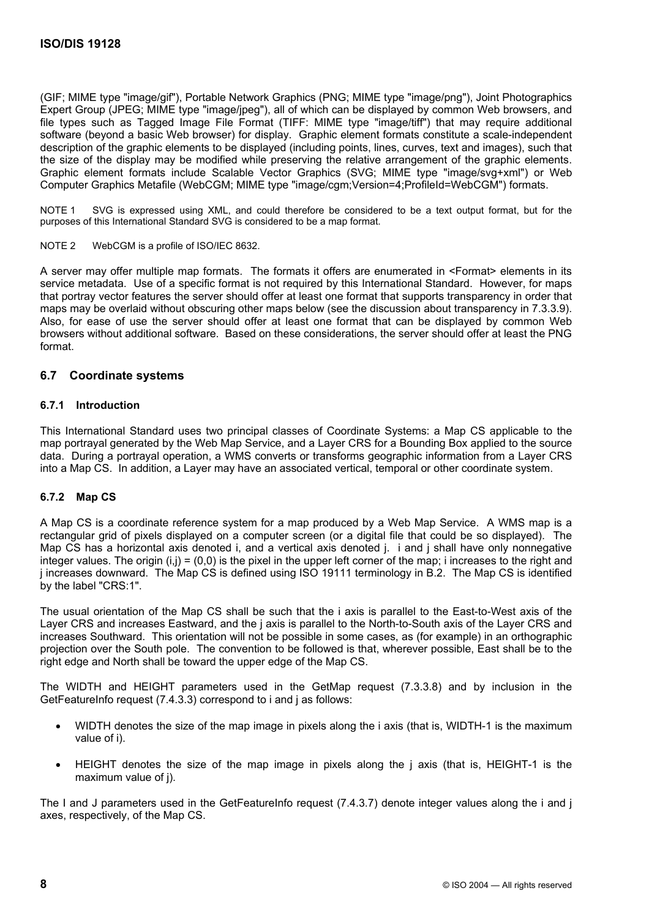(GIF; MIME type "image/gif"), Portable Network Graphics (PNG; MIME type "image/png"), Joint Photographics Expert Group (JPEG; MIME type "image/jpeg"), all of which can be displayed by common Web browsers, and file types such as Tagged Image File Format (TIFF: MIME type "image/tiff") that may require additional software (beyond a basic Web browser) for display. Graphic element formats constitute a scale-independent description of the graphic elements to be displayed (including points, lines, curves, text and images), such that the size of the display may be modified while preserving the relative arrangement of the graphic elements. Graphic element formats include Scalable Vector Graphics (SVG; MIME type "image/svg+xml") or Web Computer Graphics Metafile (WebCGM; MIME type "image/cgm;Version=4;ProfileId=WebCGM") formats.

NOTE 1 SVG is expressed using XML, and could therefore be considered to be a text output format, but for the purposes of this International Standard SVG is considered to be a map format.

NOTE 2 WebCGM is a profile of ISO/IEC 8632.

A server may offer multiple map formats. The formats it offers are enumerated in <Format> elements in its service metadata. Use of a specific format is not required by this International Standard. However, for maps that portray vector features the server should offer at least one format that supports transparency in order that maps may be overlaid without obscuring other maps below (see the discussion about transparency in 7.3.3.9). Also, for ease of use the server should offer at least one format that can be displayed by common Web browsers without additional software. Based on these considerations, the server should offer at least the PNG format.

## 6.7 Coordinate systems

### 6.7.1 Introduction

This International Standard uses two principal classes of Coordinate Systems: a Map CS applicable to the map portrayal generated by the Web Map Service, and a Layer CRS for a Bounding Box applied to the source data. During a portrayal operation, a WMS converts or transforms geographic information from a Layer CRS into a Map CS. In addition, a Layer may have an associated vertical, temporal or other coordinate system.

### 6.7.2 Map CS

A Map CS is a coordinate reference system for a map produced by a Web Map Service. A WMS map is a rectangular grid of pixels displayed on a computer screen (or a digital file that could be so displayed). The Map CS has a horizontal axis denoted i, and a vertical axis denoted j. i and j shall have only nonnegative integer values. The origin (i,j) = (0,0) is the pixel in the upper left corner of the map; i increases to the right and j increases downward. The Map CS is defined using ISO 19111 terminology in B.2. The Map CS is identified by the label "CRS:1".

The usual orientation of the Map CS shall be such that the i axis is parallel to the East-to-West axis of the Layer CRS and increases Eastward, and the j axis is parallel to the North-to-South axis of the Layer CRS and increases Southward. This orientation will not be possible in some cases, as (for example) in an orthographic projection over the South pole. The convention to be followed is that, wherever possible, East shall be to the right edge and North shall be toward the upper edge of the Map CS.

The WIDTH and HEIGHT parameters used in the GetMap request (7.3.3.8) and by inclusion in the GetFeatureInfo request (7.4.3.3) correspond to i and j as follows:

- WIDTH denotes the size of the map image in pixels along the i axis (that is, WIDTH-1 is the maximum value of i).
- HEIGHT denotes the size of the map image in pixels along the j axis (that is, HEIGHT-1 is the maximum value of j).

The I and J parameters used in the GetFeatureInfo request (7.4.3.7) denote integer values along the i and j axes, respectively, of the Map CS.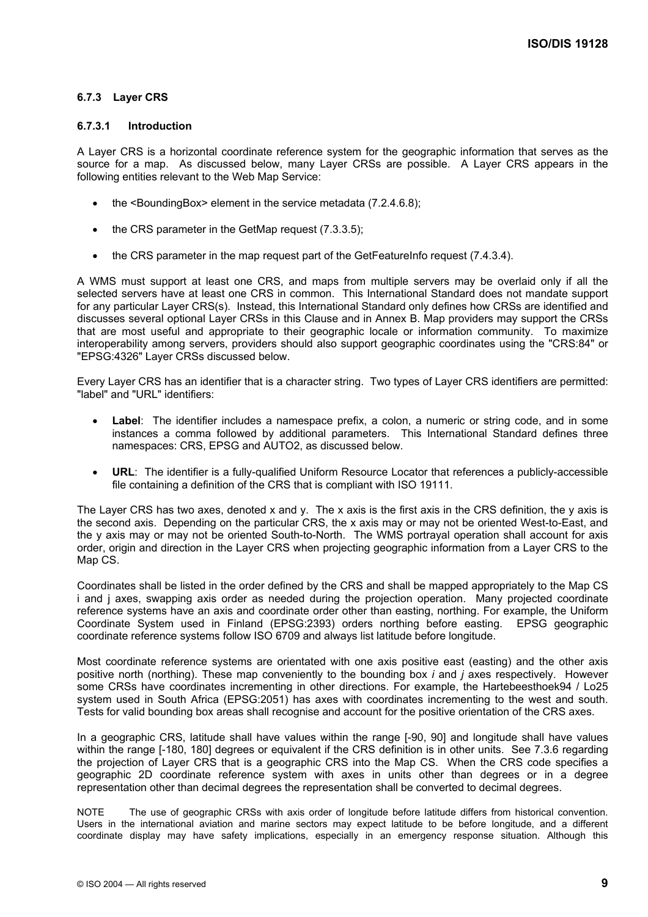### 6.7.3 Layer CRS

#### 6.7.3.1 Introduction

A Layer CRS is a horizontal coordinate reference system for the geographic information that serves as the source for a map. As discussed below, many Layer CRSs are possible. A Layer CRS appears in the following entities relevant to the Web Map Service:

- the <BoundingBox> element in the service metadata (7.2.4.6.8);
- the CRS parameter in the GetMap request (7.3.3.5);
- the CRS parameter in the map request part of the GetFeatureInfo request (7.4.3.4).

A WMS must support at least one CRS, and maps from multiple servers may be overlaid only if all the selected servers have at least one CRS in common. This International Standard does not mandate support for any particular Layer CRS(s). Instead, this International Standard only defines how CRSs are identified and discusses several optional Layer CRSs in this Clause and in Annex B. Map providers may support the CRSs that are most useful and appropriate to their geographic locale or information community. To maximize interoperability among servers, providers should also support geographic coordinates using the "CRS:84" or "EPSG:4326" Layer CRSs discussed below.

Every Layer CRS has an identifier that is a character string. Two types of Layer CRS identifiers are permitted: "label" and "URL" identifiers:

- **Label**: The identifier includes a namespace prefix, a colon, a numeric or string code, and in some instances a comma followed by additional parameters. This International Standard defines three namespaces: CRS, EPSG and AUTO2, as discussed below.
- **URL**: The identifier is a fully-qualified Uniform Resource Locator that references a publicly-accessible file containing a definition of the CRS that is compliant with ISO 19111.

The Layer CRS has two axes, denoted x and y. The x axis is the first axis in the CRS definition, the y axis is the second axis. Depending on the particular CRS, the x axis may or may not be oriented West-to-East, and the y axis may or may not be oriented South-to-North. The WMS portrayal operation shall account for axis order, origin and direction in the Layer CRS when projecting geographic information from a Layer CRS to the Map CS.

Coordinates shall be listed in the order defined by the CRS and shall be mapped appropriately to the Map CS i and j axes, swapping axis order as needed during the projection operation. Many projected coordinate reference systems have an axis and coordinate order other than easting, northing. For example, the Uniform Coordinate System used in Finland (EPSG:2393) orders northing before easting. EPSG geographic coordinate reference systems follow ISO 6709 and always list latitude before longitude.

Most coordinate reference systems are orientated with one axis positive east (easting) and the other axis positive north (northing). These map conveniently to the bounding box *i* and *j* axes respectively. However some CRSs have coordinates incrementing in other directions. For example, the Hartebeesthoek94 / Lo25 system used in South Africa (EPSG:2051) has axes with coordinates incrementing to the west and south. Tests for valid bounding box areas shall recognise and account for the positive orientation of the CRS axes.

In a geographic CRS, latitude shall have values within the range [-90, 90] and longitude shall have values within the range [-180, 180] degrees or equivalent if the CRS definition is in other units. See 7.3.6 regarding the projection of Layer CRS that is a geographic CRS into the Map CS. When the CRS code specifies a geographic 2D coordinate reference system with axes in units other than degrees or in a degree representation other than decimal degrees the representation shall be converted to decimal degrees.

NOTE The use of geographic CRSs with axis order of longitude before latitude differs from historical convention. Users in the international aviation and marine sectors may expect latitude to be before longitude, and a different coordinate display may have safety implications, especially in an emergency response situation. Although this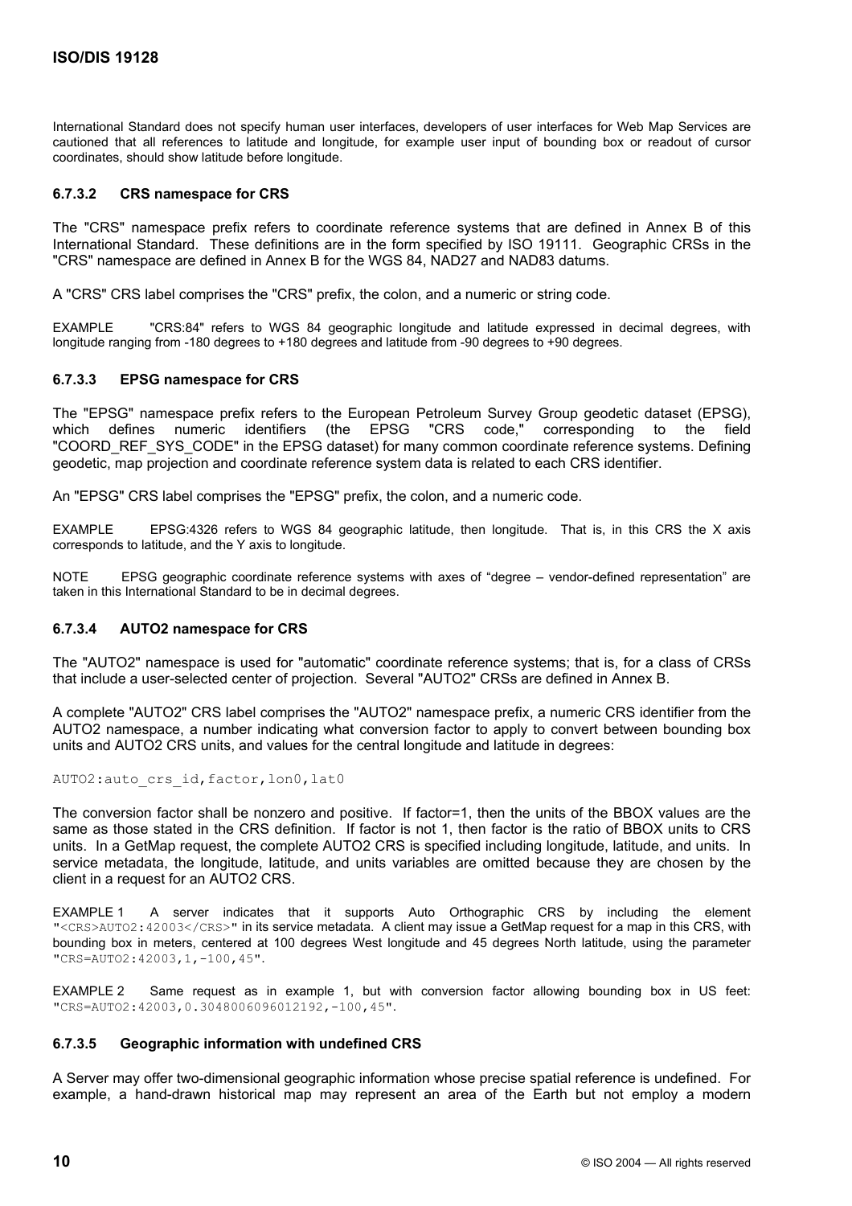International Standard does not specify human user interfaces, developers of user interfaces for Web Map Services are cautioned that all references to latitude and longitude, for example user input of bounding box or readout of cursor coordinates, should show latitude before longitude.

#### 6.7.3.2 CRS namespace for CRS

The "CRS" namespace prefix refers to coordinate reference systems that are defined in Annex B of this International Standard. These definitions are in the form specified by ISO 19111. Geographic CRSs in the "CRS" namespace are defined in Annex B for the WGS 84, NAD27 and NAD83 datums.

A "CRS" CRS label comprises the "CRS" prefix, the colon, and a numeric or string code.

EXAMPLE "CRS:84" refers to WGS 84 geographic longitude and latitude expressed in decimal degrees, with longitude ranging from -180 degrees to +180 degrees and latitude from -90 degrees to +90 degrees.

#### 6.7.3.3 EPSG namespace for CRS

The "EPSG" namespace prefix refers to the European Petroleum Survey Group geodetic dataset (EPSG), which defines numeric identifiers (the EPSG "CRS code," corresponding to the field "COORD_REF_SYS_CODE" in the EPSG dataset) for many common coordinate reference systems. Defining geodetic, map projection and coordinate reference system data is related to each CRS identifier.

An "EPSG" CRS label comprises the "EPSG" prefix, the colon, and a numeric code.

EXAMPLE EPSG:4326 refers to WGS 84 geographic latitude, then longitude. That is, in this CRS the X axis corresponds to latitude, and the Y axis to longitude.

NOTE EPSG geographic coordinate reference systems with axes of "degree – vendor-defined representation" are taken in this International Standard to be in decimal degrees.

#### 6.7.3.4 AUTO2 namespace for CRS

The "AUTO2" namespace is used for "automatic" coordinate reference systems; that is, for a class of CRSs that include a user-selected center of projection. Several "AUTO2" CRSs are defined in Annex B.

A complete "AUTO2" CRS label comprises the "AUTO2" namespace prefix, a numeric CRS identifier from the AUTO2 namespace, a number indicating what conversion factor to apply to convert between bounding box units and AUTO2 CRS units, and values for the central longitude and latitude in degrees:

```
AUTO2:auto_crs_id,factor,lon0,lat0
```

The conversion factor shall be nonzero and positive. If factor=1, then the units of the BBOX values are the same as those stated in the CRS definition. If factor is not 1, then factor is the ratio of BBOX units to CRS units. In a GetMap request, the complete AUTO2 CRS is specified including longitude, latitude, and units. In service metadata, the longitude, latitude, and units variables are omitted because they are chosen by the client in a request for an AUTO2 CRS.

EXAMPLE 1 A server indicates that it supports Auto Orthographic CRS by including the element "`<CRS>AUTO2:42003</CRS>`" in its service metadata. A client may issue a GetMap request for a map in this CRS, with bounding box in meters, centered at 100 degrees West longitude and 45 degrees North latitude, using the parameter "`CRS=AUTO2:42003,1,-100,45`".

EXAMPLE 2 Same request as in example 1, but with conversion factor allowing bounding box in US feet: "`CRS=AUTO2:42003,0.3048006096012192,-100,45`".

#### 6.7.3.5 Geographic information with undefined CRS

A Server may offer two-dimensional geographic information whose precise spatial reference is undefined. For example, a hand-drawn historical map may represent an area of the Earth but not employ a modern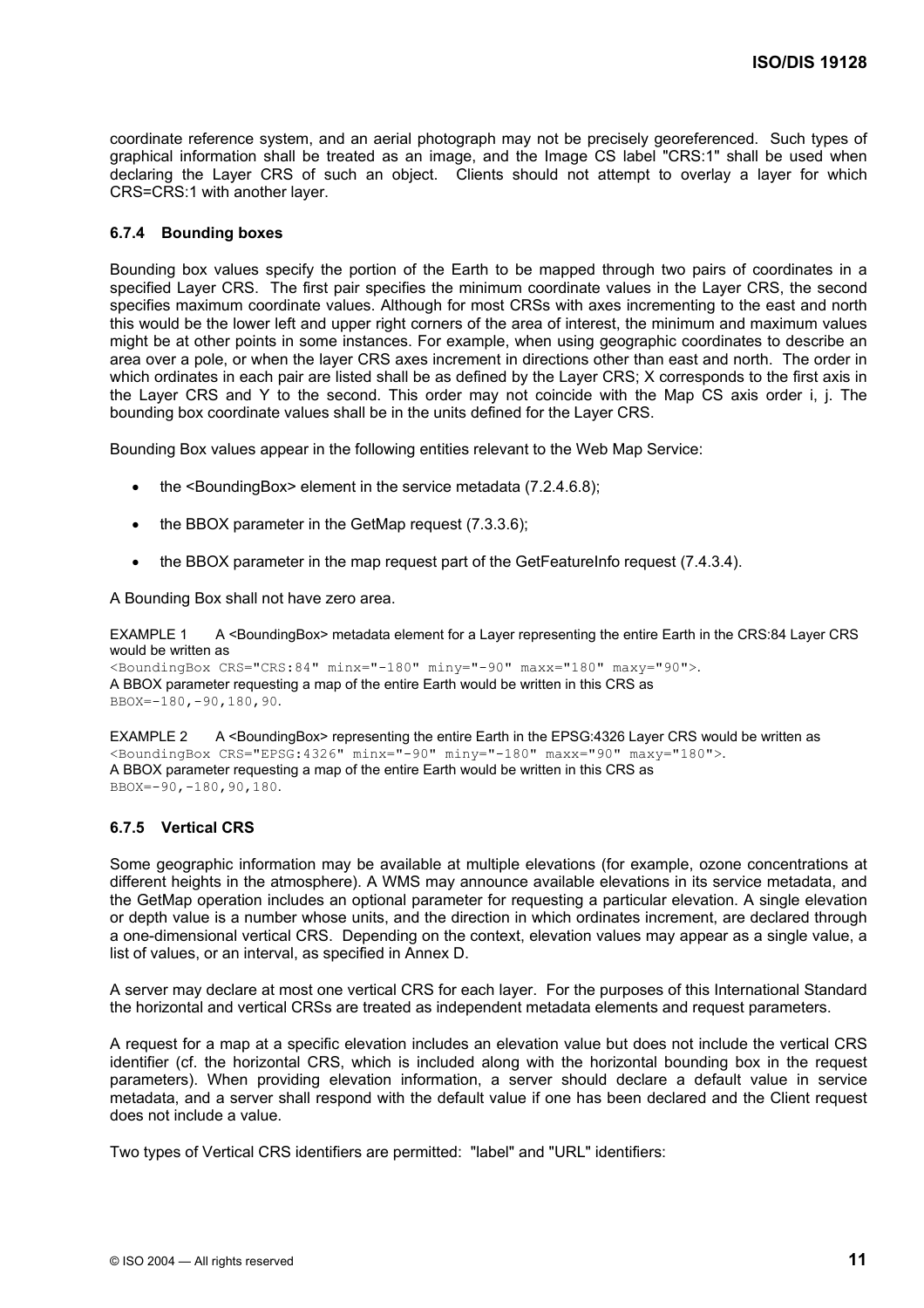coordinate reference system, and an aerial photograph may not be precisely georeferenced. Such types of graphical information shall be treated as an image, and the Image CS label "CRS:1" shall be used when declaring the Layer CRS of such an object. Clients should not attempt to overlay a layer for which CRS=CRS:1 with another layer.

### 6.7.4 Bounding boxes

Bounding box values specify the portion of the Earth to be mapped through two pairs of coordinates in a specified Layer CRS. The first pair specifies the minimum coordinate values in the Layer CRS, the second specifies maximum coordinate values. Although for most CRSs with axes incrementing to the east and north this would be the lower left and upper right corners of the area of interest, the minimum and maximum values might be at other points in some instances. For example, when using geographic coordinates to describe an area over a pole, or when the layer CRS axes increment in directions other than east and north. The order in which ordinates in each pair are listed shall be as defined by the Layer CRS; X corresponds to the first axis in the Layer CRS and Y to the second. This order may not coincide with the Map CS axis order i, j. The bounding box coordinate values shall be in the units defined for the Layer CRS.

Bounding Box values appear in the following entities relevant to the Web Map Service:

- the <BoundingBox> element in the service metadata (7.2.4.6.8);
- the BBOX parameter in the GetMap request (7.3.3.6);
- the BBOX parameter in the map request part of the GetFeatureInfo request (7.4.3.4).

A Bounding Box shall not have zero area.

EXAMPLE 1 A <BoundingBox> metadata element for a Layer representing the entire Earth in the CRS:84 Layer CRS would be written as
`<BoundingBox CRS="CRS:84" minx="-180" miny="-90" maxx="180" maxy="90">`.
A BBOX parameter requesting a map of the entire Earth would be written in this CRS as
`BBOX=-180,-90,180,90`.

EXAMPLE 2 A <BoundingBox> representing the entire Earth in the EPSG:4326 Layer CRS would be written as
`<BoundingBox CRS="EPSG:4326" minx="-90" miny="-180" maxx="90" maxy="180">`.
A BBOX parameter requesting a map of the entire Earth would be written in this CRS as
`BBOX=-90,-180,90,180`.

### 6.7.5 Vertical CRS

Some geographic information may be available at multiple elevations (for example, ozone concentrations at different heights in the atmosphere). A WMS may announce available elevations in its service metadata, and the GetMap operation includes an optional parameter for requesting a particular elevation. A single elevation or depth value is a number whose units, and the direction in which ordinates increment, are declared through a one-dimensional vertical CRS. Depending on the context, elevation values may appear as a single value, a list of values, or an interval, as specified in Annex D.

A server may declare at most one vertical CRS for each layer. For the purposes of this International Standard the horizontal and vertical CRSs are treated as independent metadata elements and request parameters.

A request for a map at a specific elevation includes an elevation value but does not include the vertical CRS identifier (cf. the horizontal CRS, which is included along with the horizontal bounding box in the request parameters). When providing elevation information, a server should declare a default value in service metadata, and a server shall respond with the default value if one has been declared and the Client request does not include a value.

Two types of Vertical CRS identifiers are permitted: "label" and "URL" identifiers: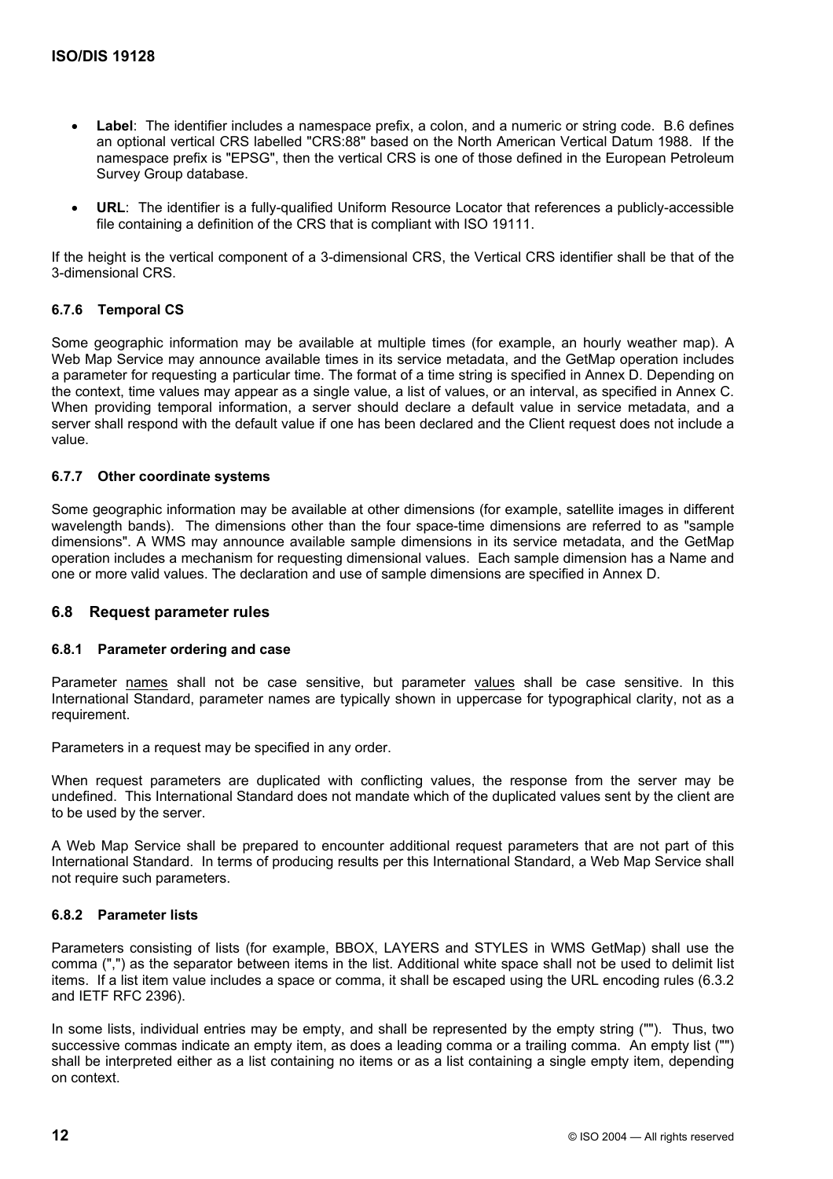- **Label**: The identifier includes a namespace prefix, a colon, and a numeric or string code. B.6 defines an optional vertical CRS labelled "CRS:88" based on the North American Vertical Datum 1988. If the namespace prefix is "EPSG", then the vertical CRS is one of those defined in the European Petroleum Survey Group database.

- **URL**: The identifier is a fully-qualified Uniform Resource Locator that references a publicly-accessible file containing a definition of the CRS that is compliant with ISO 19111.

If the height is the vertical component of a 3-dimensional CRS, the Vertical CRS identifier shall be that of the 3-dimensional CRS.

#### 6.7.6 Temporal CS

Some geographic information may be available at multiple times (for example, an hourly weather map). A Web Map Service may announce available times in its service metadata, and the GetMap operation includes a parameter for requesting a particular time. The format of a time string is specified in Annex D. Depending on the context, time values may appear as a single value, a list of values, or an interval, as specified in Annex C. When providing temporal information, a server should declare a default value in service metadata, and a server shall respond with the default value if one has been declared and the Client request does not include a value.

#### 6.7.7 Other coordinate systems

Some geographic information may be available at other dimensions (for example, satellite images in different wavelength bands). The dimensions other than the four space-time dimensions are referred to as "sample dimensions". A WMS may announce available sample dimensions in its service metadata, and the GetMap operation includes a mechanism for requesting dimensional values. Each sample dimension has a Name and one or more valid values. The declaration and use of sample dimensions are specified in Annex D.

### 6.8 Request parameter rules

#### 6.8.1 Parameter ordering and case

Parameter names shall not be case sensitive, but parameter values shall be case sensitive. In this International Standard, parameter names are typically shown in uppercase for typographical clarity, not as a requirement.

Parameters in a request may be specified in any order.

When request parameters are duplicated with conflicting values, the response from the server may be undefined. This International Standard does not mandate which of the duplicated values sent by the client are to be used by the server.

A Web Map Service shall be prepared to encounter additional request parameters that are not part of this International Standard. In terms of producing results per this International Standard, a Web Map Service shall not require such parameters.

#### 6.8.2 Parameter lists

Parameters consisting of lists (for example, BBOX, LAYERS and STYLES in WMS GetMap) shall use the comma (",") as the separator between items in the list. Additional white space shall not be used to delimit list items. If a list item value includes a space or comma, it shall be escaped using the URL encoding rules (6.3.2 and IETF RFC 2396).

In some lists, individual entries may be empty, and shall be represented by the empty string (""). Thus, two successive commas indicate an empty item, as does a leading comma or a trailing comma. An empty list ("") shall be interpreted either as a list containing no items or as a list containing a single empty item, depending on context.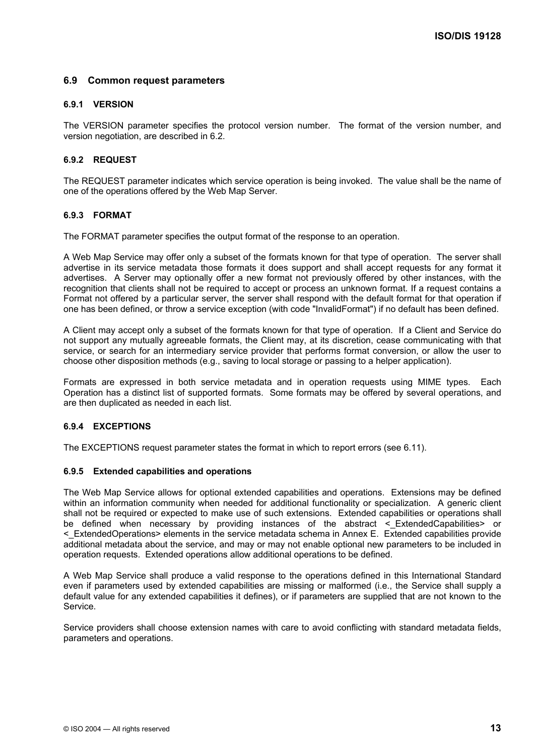## 6.9 Common request parameters

### 6.9.1 VERSION

The VERSION parameter specifies the protocol version number. The format of the version number, and version negotiation, are described in 6.2.

### 6.9.2 REQUEST

The REQUEST parameter indicates which service operation is being invoked. The value shall be the name of one of the operations offered by the Web Map Server.

### 6.9.3 FORMAT

The FORMAT parameter specifies the output format of the response to an operation.

A Web Map Service may offer only a subset of the formats known for that type of operation. The server shall advertise in its service metadata those formats it does support and shall accept requests for any format it advertises. A Server may optionally offer a new format not previously offered by other instances, with the recognition that clients shall not be required to accept or process an unknown format. If a request contains a Format not offered by a particular server, the server shall respond with the default format for that operation if one has been defined, or throw a service exception (with code "InvalidFormat") if no default has been defined.

A Client may accept only a subset of the formats known for that type of operation. If a Client and Service do not support any mutually agreeable formats, the Client may, at its discretion, cease communicating with that service, or search for an intermediary service provider that performs format conversion, or allow the user to choose other disposition methods (e.g., saving to local storage or passing to a helper application).

Formats are expressed in both service metadata and in operation requests using MIME types. Each Operation has a distinct list of supported formats. Some formats may be offered by several operations, and are then duplicated as needed in each list.

### 6.9.4 EXCEPTIONS

The EXCEPTIONS request parameter states the format in which to report errors (see 6.11).

### 6.9.5 Extended capabilities and operations

The Web Map Service allows for optional extended capabilities and operations. Extensions may be defined within an information community when needed for additional functionality or specialization. A generic client shall not be required or expected to make use of such extensions. Extended capabilities or operations shall be defined when necessary by providing instances of the abstract <_ExtendedCapabilities> or <_ExtendedOperations> elements in the service metadata schema in Annex E. Extended capabilities provide additional metadata about the service, and may or may not enable optional new parameters to be included in operation requests. Extended operations allow additional operations to be defined.

A Web Map Service shall produce a valid response to the operations defined in this International Standard even if parameters used by extended capabilities are missing or malformed (i.e., the Service shall supply a default value for any extended capabilities it defines), or if parameters are supplied that are not known to the Service.

Service providers shall choose extension names with care to avoid conflicting with standard metadata fields, parameters and operations.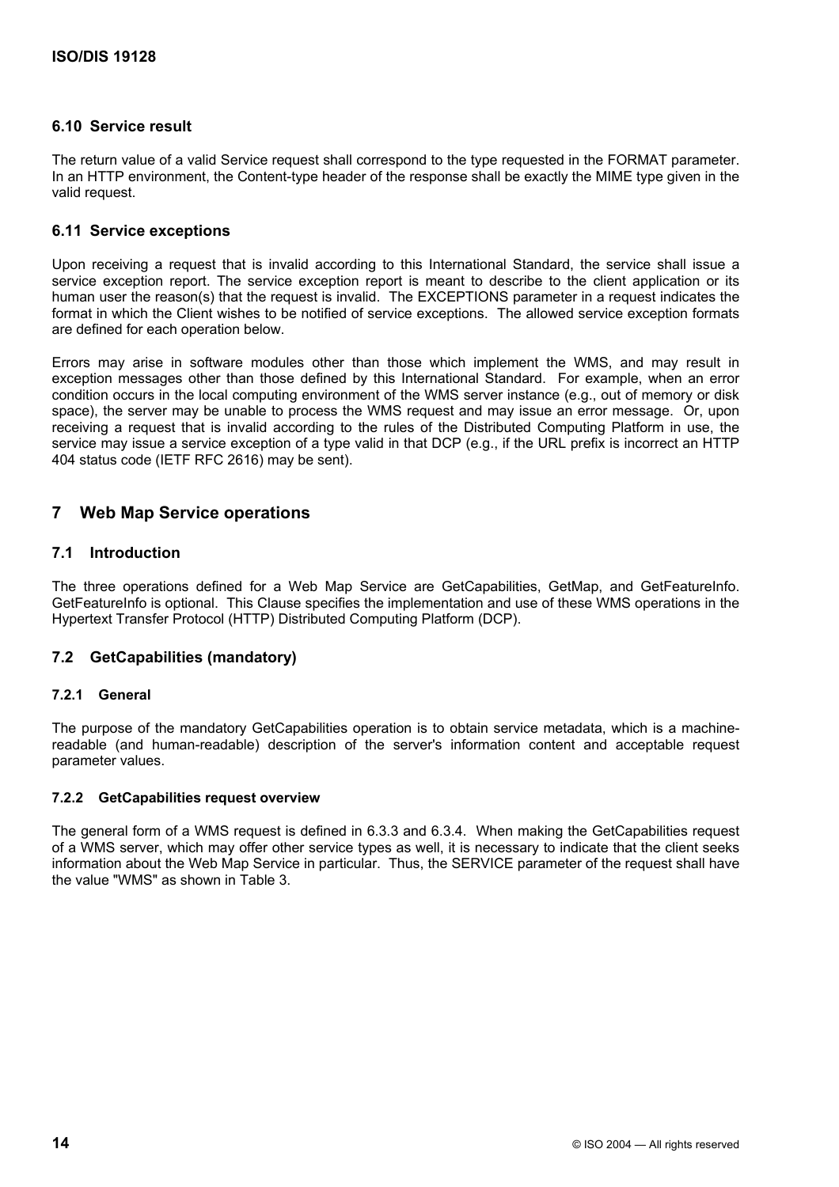### 6.10 Service result

The return value of a valid Service request shall correspond to the type requested in the FORMAT parameter. In an HTTP environment, the Content-type header of the response shall be exactly the MIME type given in the valid request.

### 6.11 Service exceptions

Upon receiving a request that is invalid according to this International Standard, the service shall issue a service exception report. The service exception report is meant to describe to the client application or its human user the reason(s) that the request is invalid. The EXCEPTIONS parameter in a request indicates the format in which the Client wishes to be notified of service exceptions. The allowed service exception formats are defined for each operation below.

Errors may arise in software modules other than those which implement the WMS, and may result in exception messages other than those defined by this International Standard. For example, when an error condition occurs in the local computing environment of the WMS server instance (e.g., out of memory or disk space), the server may be unable to process the WMS request and may issue an error message. Or, upon receiving a request that is invalid according to the rules of the Distributed Computing Platform in use, the service may issue a service exception of a type valid in that DCP (e.g., if the URL prefix is incorrect an HTTP 404 status code (IETF RFC 2616) may be sent).

## 7 Web Map Service operations

### 7.1 Introduction

The three operations defined for a Web Map Service are GetCapabilities, GetMap, and GetFeatureInfo. GetFeatureInfo is optional. This Clause specifies the implementation and use of these WMS operations in the Hypertext Transfer Protocol (HTTP) Distributed Computing Platform (DCP).

### 7.2 GetCapabilities (mandatory)

#### 7.2.1 General

The purpose of the mandatory GetCapabilities operation is to obtain service metadata, which is a machine-readable (and human-readable) description of the server's information content and acceptable request parameter values.

#### 7.2.2 GetCapabilities request overview

The general form of a WMS request is defined in 6.3.3 and 6.3.4. When making the GetCapabilities request of a WMS server, which may offer other service types as well, it is necessary to indicate that the client seeks information about the Web Map Service in particular. Thus, the SERVICE parameter of the request shall have the value "WMS" as shown in Table 3.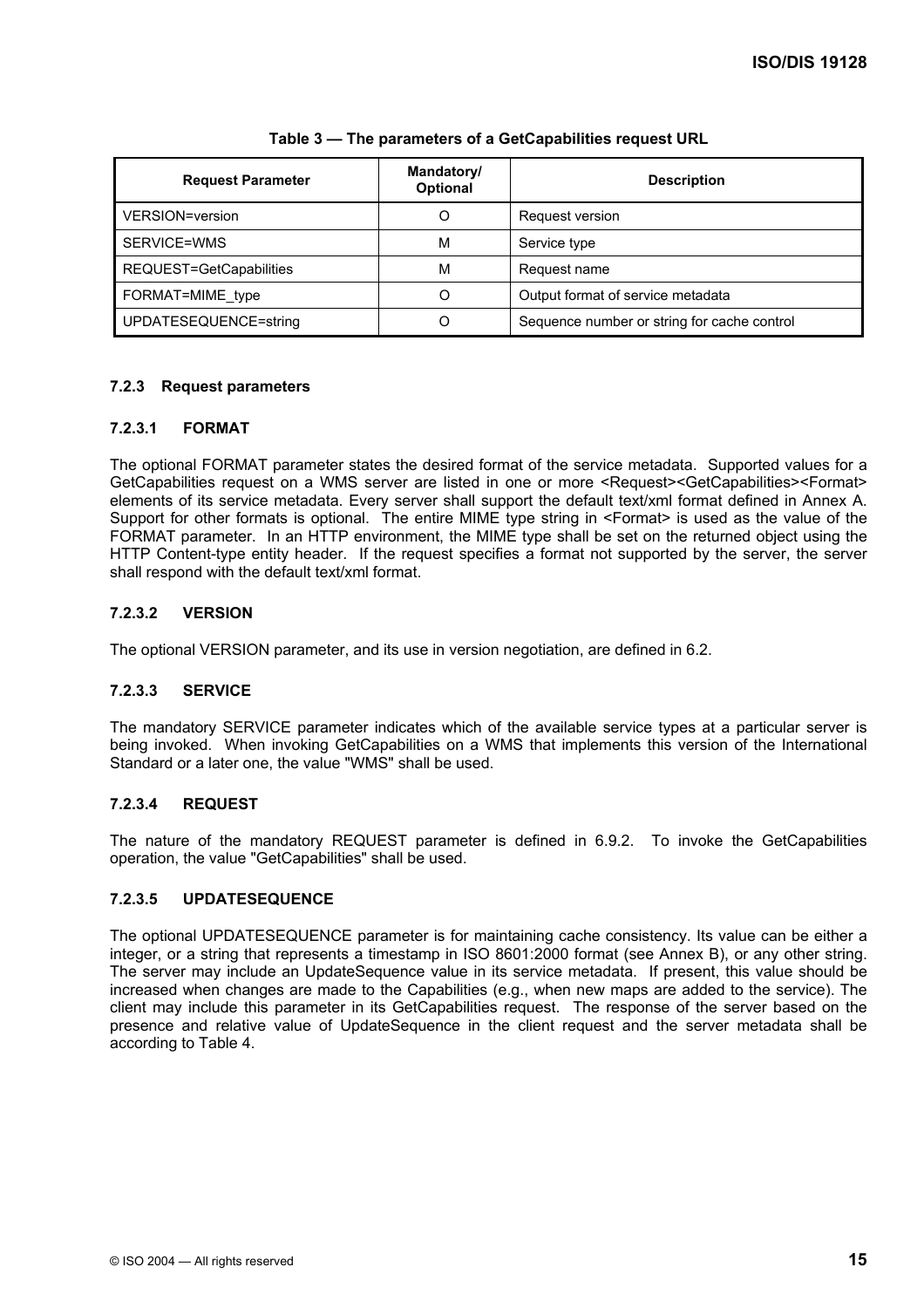**Table 3 — The parameters of a GetCapabilities request URL**

| Request Parameter | Mandatory/ Optional | Description |
|---|---|---|
| VERSION=version | O | Request version |
| SERVICE=WMS | M | Service type |
| REQUEST=GetCapabilities | M | Request name |
| FORMAT=MIME_type | O | Output format of service metadata |
| UPDATESEQUENCE=string | O | Sequence number or string for cache control |

### 7.2.3 Request parameters

#### 7.2.3.1 FORMAT

The optional FORMAT parameter states the desired format of the service metadata. Supported values for a GetCapabilities request on a WMS server are listed in one or more <Request><GetCapabilities><Format> elements of its service metadata. Every server shall support the default text/xml format defined in Annex A. Support for other formats is optional. The entire MIME type string in <Format> is used as the value of the FORMAT parameter. In an HTTP environment, the MIME type shall be set on the returned object using the HTTP Content-type entity header. If the request specifies a format not supported by the server, the server shall respond with the default text/xml format.

#### 7.2.3.2 VERSION

The optional VERSION parameter, and its use in version negotiation, are defined in 6.2.

#### 7.2.3.3 SERVICE

The mandatory SERVICE parameter indicates which of the available service types at a particular server is being invoked. When invoking GetCapabilities on a WMS that implements this version of the International Standard or a later one, the value "WMS" shall be used.

#### 7.2.3.4 REQUEST

The nature of the mandatory REQUEST parameter is defined in 6.9.2. To invoke the GetCapabilities operation, the value "GetCapabilities" shall be used.

#### 7.2.3.5 UPDATESEQUENCE

The optional UPDATESEQUENCE parameter is for maintaining cache consistency. Its value can be either a integer, or a string that represents a timestamp in ISO 8601:2000 format (see Annex B), or any other string. The server may include an UpdateSequence value in its service metadata. If present, this value should be increased when changes are made to the Capabilities (e.g., when new maps are added to the service). The client may include this parameter in its GetCapabilities request. The response of the server based on the presence and relative value of UpdateSequence in the client request and the server metadata shall be according to Table 4.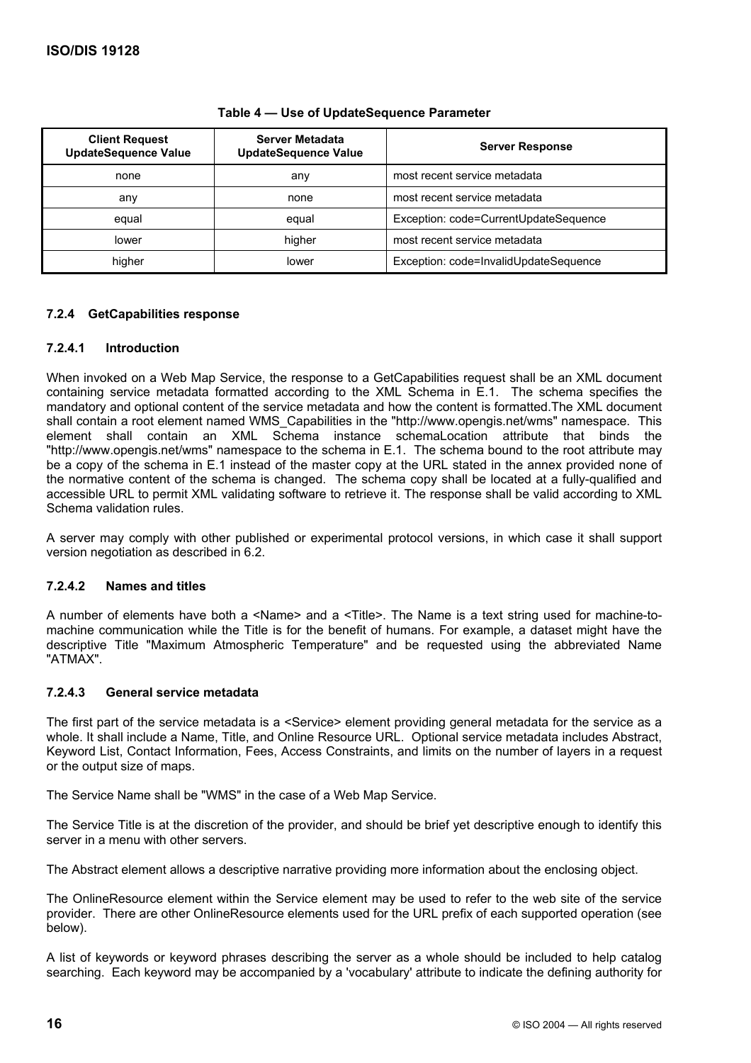**Table 4 — Use of UpdateSequence Parameter**

| Client Request UpdateSequence Value | Server Metadata UpdateSequence Value | Server Response |
|---|---|---|
| none | any | most recent service metadata |
| any | none | most recent service metadata |
| equal | equal | Exception: code=CurrentUpdateSequence |
| lower | higher | most recent service metadata |
| higher | lower | Exception: code=InvalidUpdateSequence |

### 7.2.4 GetCapabilities response

#### 7.2.4.1 Introduction

When invoked on a Web Map Service, the response to a GetCapabilities request shall be an XML document containing service metadata formatted according to the XML Schema in E.1. The schema specifies the mandatory and optional content of the service metadata and how the content is formatted.The XML document shall contain a root element named WMS_Capabilities in the "http://www.opengis.net/wms" namespace. This element shall contain an XML Schema instance schemaLocation attribute that binds the "http://www.opengis.net/wms" namespace to the schema in E.1. The schema bound to the root attribute may be a copy of the schema in E.1 instead of the master copy at the URL stated in the annex provided none of the normative content of the schema is changed. The schema copy shall be located at a fully-qualified and accessible URL to permit XML validating software to retrieve it. The response shall be valid according to XML Schema validation rules.

A server may comply with other published or experimental protocol versions, in which case it shall support version negotiation as described in 6.2.

#### 7.2.4.2 Names and titles

A number of elements have both a <Name> and a <Title>. The Name is a text string used for machine-to-machine communication while the Title is for the benefit of humans. For example, a dataset might have the descriptive Title "Maximum Atmospheric Temperature" and be requested using the abbreviated Name "ATMAX".

#### 7.2.4.3 General service metadata

The first part of the service metadata is a <Service> element providing general metadata for the service as a whole. It shall include a Name, Title, and Online Resource URL. Optional service metadata includes Abstract, Keyword List, Contact Information, Fees, Access Constraints, and limits on the number of layers in a request or the output size of maps.

The Service Name shall be "WMS" in the case of a Web Map Service.

The Service Title is at the discretion of the provider, and should be brief yet descriptive enough to identify this server in a menu with other servers.

The Abstract element allows a descriptive narrative providing more information about the enclosing object.

The OnlineResource element within the Service element may be used to refer to the web site of the service provider. There are other OnlineResource elements used for the URL prefix of each supported operation (see below).

A list of keywords or keyword phrases describing the server as a whole should be included to help catalog searching. Each keyword may be accompanied by a 'vocabulary' attribute to indicate the defining authority for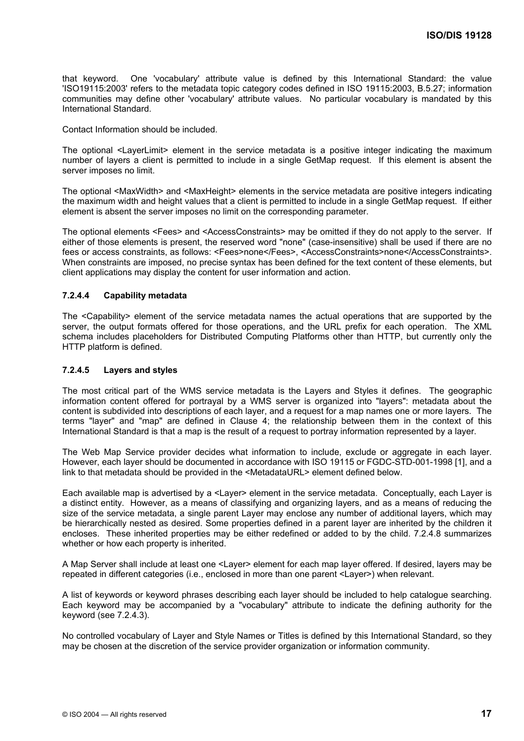that keyword. One 'vocabulary' attribute value is defined by this International Standard: the value 'ISO19115:2003' refers to the metadata topic category codes defined in ISO 19115:2003, B.5.27; information communities may define other 'vocabulary' attribute values. No particular vocabulary is mandated by this International Standard.

Contact Information should be included.

The optional <LayerLimit> element in the service metadata is a positive integer indicating the maximum number of layers a client is permitted to include in a single GetMap request. If this element is absent the server imposes no limit.

The optional <MaxWidth> and <MaxHeight> elements in the service metadata are positive integers indicating the maximum width and height values that a client is permitted to include in a single GetMap request. If either element is absent the server imposes no limit on the corresponding parameter.

The optional elements <Fees> and <AccessConstraints> may be omitted if they do not apply to the server. If either of those elements is present, the reserved word "none" (case-insensitive) shall be used if there are no fees or access constraints, as follows: <Fees>none</Fees>, <AccessConstraints>none</AccessConstraints>. When constraints are imposed, no precise syntax has been defined for the text content of these elements, but client applications may display the content for user information and action.

#### 7.2.4.4 Capability metadata

The <Capability> element of the service metadata names the actual operations that are supported by the server, the output formats offered for those operations, and the URL prefix for each operation. The XML schema includes placeholders for Distributed Computing Platforms other than HTTP, but currently only the HTTP platform is defined.

#### 7.2.4.5 Layers and styles

The most critical part of the WMS service metadata is the Layers and Styles it defines. The geographic information content offered for portrayal by a WMS server is organized into "layers": metadata about the content is subdivided into descriptions of each layer, and a request for a map names one or more layers. The terms "layer" and "map" are defined in Clause 4; the relationship between them in the context of this International Standard is that a map is the result of a request to portray information represented by a layer.

The Web Map Service provider decides what information to include, exclude or aggregate in each layer. However, each layer should be documented in accordance with ISO 19115 or FGDC-STD-001-1998 [1], and a link to that metadata should be provided in the <MetadataURL> element defined below.

Each available map is advertised by a <Layer> element in the service metadata. Conceptually, each Layer is a distinct entity. However, as a means of classifying and organizing layers, and as a means of reducing the size of the service metadata, a single parent Layer may enclose any number of additional layers, which may be hierarchically nested as desired. Some properties defined in a parent layer are inherited by the children it encloses. These inherited properties may be either redefined or added to by the child. 7.2.4.8 summarizes whether or how each property is inherited.

A Map Server shall include at least one <Layer> element for each map layer offered. If desired, layers may be repeated in different categories (i.e., enclosed in more than one parent <Layer>) when relevant.

A list of keywords or keyword phrases describing each layer should be included to help catalogue searching. Each keyword may be accompanied by a "vocabulary" attribute to indicate the defining authority for the keyword (see 7.2.4.3).

No controlled vocabulary of Layer and Style Names or Titles is defined by this International Standard, so they may be chosen at the discretion of the service provider organization or information community.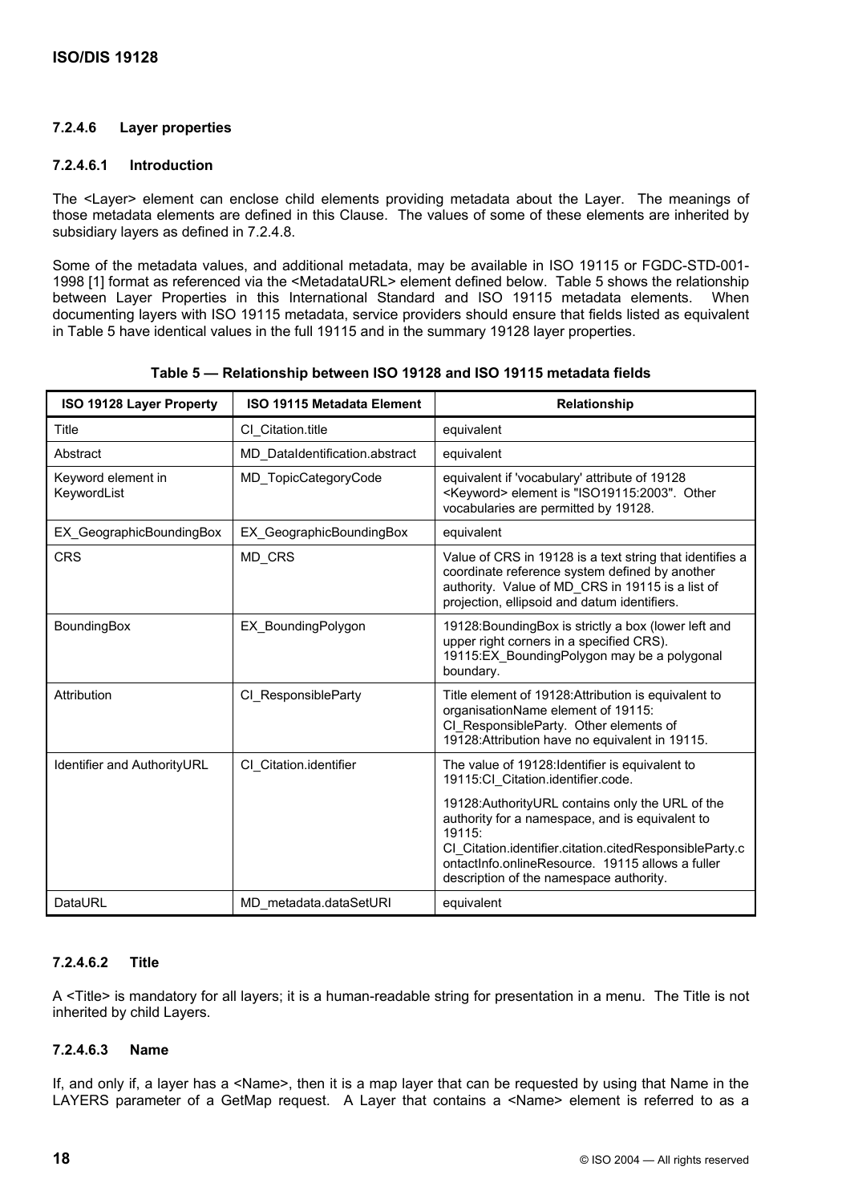#### 7.2.4.6 Layer properties

##### 7.2.4.6.1 Introduction

The <Layer> element can enclose child elements providing metadata about the Layer. The meanings of those metadata elements are defined in this Clause. The values of some of these elements are inherited by subsidiary layers as defined in 7.2.4.8.

Some of the metadata values, and additional metadata, may be available in ISO 19115 or FGDC-STD-001-1998 [1] format as referenced via the <MetadataURL> element defined below. Table 5 shows the relationship between Layer Properties in this International Standard and ISO 19115 metadata elements. When documenting layers with ISO 19115 metadata, service providers should ensure that fields listed as equivalent in Table 5 have identical values in the full 19115 and in the summary 19128 layer properties.

**Table 5 — Relationship between ISO 19128 and ISO 19115 metadata fields**

| ISO 19128 Layer Property | ISO 19115 Metadata Element | Relationship |
|---|---|---|
| Title | CI_Citation.title | equivalent |
| Abstract | MD_DataIdentification.abstract | equivalent |
| Keyword element in KeywordList | MD_TopicCategoryCode | equivalent if 'vocabulary' attribute of 19128 <Keyword> element is "ISO19115:2003". Other vocabularies are permitted by 19128. |
| EX_GeographicBoundingBox | EX_GeographicBoundingBox | equivalent |
| CRS | MD_CRS | Value of CRS in 19128 is a text string that identifies a coordinate reference system defined by another authority. Value of MD_CRS in 19115 is a list of projection, ellipsoid and datum identifiers. |
| BoundingBox | EX_BoundingPolygon | 19128:BoundingBox is strictly a box (lower left and upper right corners in a specified CRS). 19115:EX_BoundingPolygon may be a polygonal boundary. |
| Attribution | CI_ResponsibleParty | Title element of 19128:Attribution is equivalent to organisationName element of 19115: CI_ResponsibleParty. Other elements of 19128:Attribution have no equivalent in 19115. |
| Identifier and AuthorityURL | CI_Citation.identifier | The value of 19128:Identifier is equivalent to 19115:CI_Citation.identifier.code.<br><br>19128:AuthorityURL contains only the URL of the authority for a namespace, and is equivalent to 19115: CI_Citation.identifier.citation.citedResponsibleParty.contactInfo.onlineResource. 19115 allows a fuller description of the namespace authority. |
| DataURL | MD_metadata.dataSetURI | equivalent |

##### 7.2.4.6.2 Title

A <Title> is mandatory for all layers; it is a human-readable string for presentation in a menu. The Title is not inherited by child Layers.

##### 7.2.4.6.3 Name

If, and only if, a layer has a <Name>, then it is a map layer that can be requested by using that Name in the LAYERS parameter of a GetMap request. A Layer that contains a <Name> element is referred to as a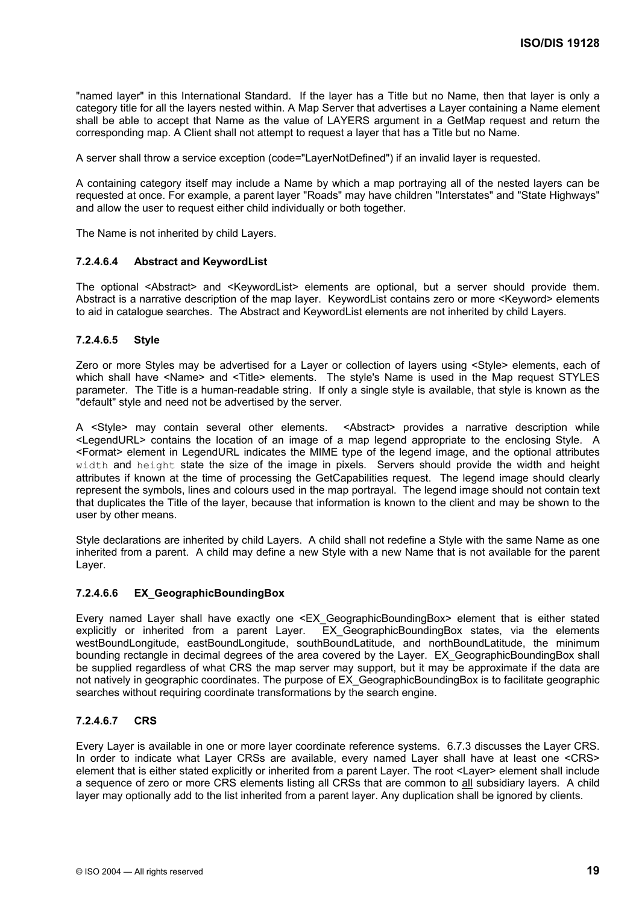"named layer" in this International Standard. If the layer has a Title but no Name, then that layer is only a category title for all the layers nested within. A Map Server that advertises a Layer containing a Name element shall be able to accept that Name as the value of LAYERS argument in a GetMap request and return the corresponding map. A Client shall not attempt to request a layer that has a Title but no Name.

A server shall throw a service exception (code="LayerNotDefined") if an invalid layer is requested.

A containing category itself may include a Name by which a map portraying all of the nested layers can be requested at once. For example, a parent layer "Roads" may have children "Interstates" and "State Highways" and allow the user to request either child individually or both together.

The Name is not inherited by child Layers.

#### 7.2.4.6.4 Abstract and KeywordList

The optional <Abstract> and <KeywordList> elements are optional, but a server should provide them. Abstract is a narrative description of the map layer. KeywordList contains zero or more <Keyword> elements to aid in catalogue searches. The Abstract and KeywordList elements are not inherited by child Layers.

#### 7.2.4.6.5 Style

Zero or more Styles may be advertised for a Layer or collection of layers using <Style> elements, each of which shall have <Name> and <Title> elements. The style's Name is used in the Map request STYLES parameter. The Title is a human-readable string. If only a single style is available, that style is known as the "default" style and need not be advertised by the server.

A <Style> may contain several other elements. <Abstract> provides a narrative description while <LegendURL> contains the location of an image of a map legend appropriate to the enclosing Style. A <Format> element in LegendURL indicates the MIME type of the legend image, and the optional attributes `width` and `height` state the size of the image in pixels. Servers should provide the width and height attributes if known at the time of processing the GetCapabilities request. The legend image should clearly represent the symbols, lines and colours used in the map portrayal. The legend image should not contain text that duplicates the Title of the layer, because that information is known to the client and may be shown to the user by other means.

Style declarations are inherited by child Layers. A child shall not redefine a Style with the same Name as one inherited from a parent. A child may define a new Style with a new Name that is not available for the parent Layer.

#### 7.2.4.6.6 EX_GeographicBoundingBox

Every named Layer shall have exactly one <EX_GeographicBoundingBox> element that is either stated explicitly or inherited from a parent Layer. EX_GeographicBoundingBox states, via the elements westBoundLongitude, eastBoundLongitude, southBoundLatitude, and northBoundLatitude, the minimum bounding rectangle in decimal degrees of the area covered by the Layer. EX_GeographicBoundingBox shall be supplied regardless of what CRS the map server may support, but it may be approximate if the data are not natively in geographic coordinates. The purpose of EX_GeographicBoundingBox is to facilitate geographic searches without requiring coordinate transformations by the search engine.

#### 7.2.4.6.7 CRS

Every Layer is available in one or more layer coordinate reference systems. 6.7.3 discusses the Layer CRS. In order to indicate what Layer CRSs are available, every named Layer shall have at least one <CRS> element that is either stated explicitly or inherited from a parent Layer. The root <Layer> element shall include a sequence of zero or more CRS elements listing all CRSs that are common to <u>all</u> subsidiary layers. A child layer may optionally add to the list inherited from a parent layer. Any duplication shall be ignored by clients.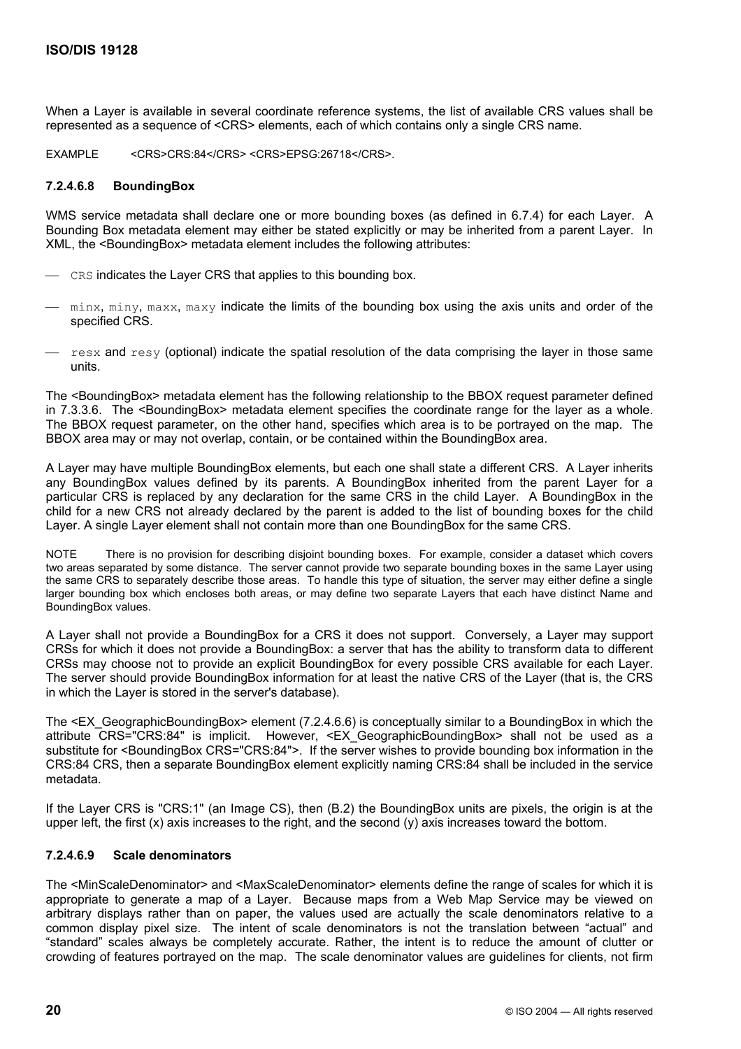When a Layer is available in several coordinate reference systems, the list of available CRS values shall be represented as a sequence of <CRS> elements, each of which contains only a single CRS name.

EXAMPLE <CRS>CRS:84</CRS> <CRS>EPSG:26718</CRS>.

#### 7.2.4.6.8 BoundingBox

WMS service metadata shall declare one or more bounding boxes (as defined in 6.7.4) for each Layer. A Bounding Box metadata element may either be stated explicitly or may be inherited from a parent Layer. In XML, the <BoundingBox> metadata element includes the following attributes:

- `CRS` indicates the Layer CRS that applies to this bounding box.
- `minx`, `miny`, `maxx`, `maxy` indicate the limits of the bounding box using the axis units and order of the specified CRS.
- `resx` and `resy` (optional) indicate the spatial resolution of the data comprising the layer in those same units.

The <BoundingBox> metadata element has the following relationship to the BBOX request parameter defined in 7.3.3.6. The <BoundingBox> metadata element specifies the coordinate range for the layer as a whole. The BBOX request parameter, on the other hand, specifies which area is to be portrayed on the map. The BBOX area may or may not overlap, contain, or be contained within the BoundingBox area.

A Layer may have multiple BoundingBox elements, but each one shall state a different CRS. A Layer inherits any BoundingBox values defined by its parents. A BoundingBox inherited from the parent Layer for a particular CRS is replaced by any declaration for the same CRS in the child Layer. A BoundingBox in the child for a new CRS not already declared by the parent is added to the list of bounding boxes for the child Layer. A single Layer element shall not contain more than one BoundingBox for the same CRS.

NOTE There is no provision for describing disjoint bounding boxes. For example, consider a dataset which covers two areas separated by some distance. The server cannot provide two separate bounding boxes in the same Layer using the same CRS to separately describe those areas. To handle this type of situation, the server may either define a single larger bounding box which encloses both areas, or may define two separate Layers that each have distinct Name and BoundingBox values.

A Layer shall not provide a BoundingBox for a CRS it does not support. Conversely, a Layer may support CRSs for which it does not provide a BoundingBox: a server that has the ability to transform data to different CRSs may choose not to provide an explicit BoundingBox for every possible CRS available for each Layer. The server should provide BoundingBox information for at least the native CRS of the Layer (that is, the CRS in which the Layer is stored in the server's database).

The <EX_GeographicBoundingBox> element (7.2.4.6.6) is conceptually similar to a BoundingBox in which the attribute CRS="CRS:84" is implicit. However, <EX_GeographicBoundingBox> shall not be used as a substitute for <BoundingBox CRS="CRS:84">. If the server wishes to provide bounding box information in the CRS:84 CRS, then a separate BoundingBox element explicitly naming CRS:84 shall be included in the service metadata.

If the Layer CRS is "CRS:1" (an Image CS), then (B.2) the BoundingBox units are pixels, the origin is at the upper left, the first (x) axis increases to the right, and the second (y) axis increases toward the bottom.

#### 7.2.4.6.9 Scale denominators

The <MinScaleDenominator> and <MaxScaleDenominator> elements define the range of scales for which it is appropriate to generate a map of a Layer. Because maps from a Web Map Service may be viewed on arbitrary displays rather than on paper, the values used are actually the scale denominators relative to a common display pixel size. The intent of scale denominators is not the translation between "actual" and "standard" scales always be completely accurate. Rather, the intent is to reduce the amount of clutter or crowding of features portrayed on the map. The scale denominator values are guidelines for clients, not firm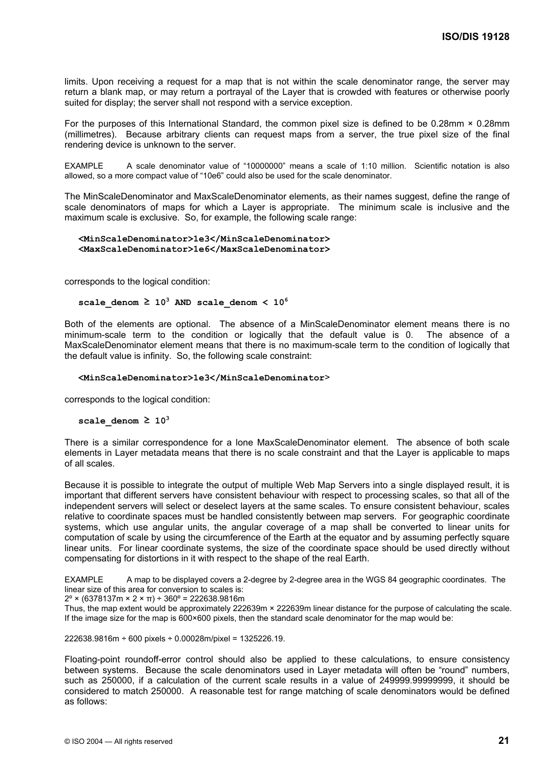limits. Upon receiving a request for a map that is not within the scale denominator range, the server may return a blank map, or may return a portrayal of the Layer that is crowded with features or otherwise poorly suited for display; the server shall not respond with a service exception.

For the purposes of this International Standard, the common pixel size is defined to be 0.28mm × 0.28mm (millimetres). Because arbitrary clients can request maps from a server, the true pixel size of the final rendering device is unknown to the server.

EXAMPLE A scale denominator value of "10000000" means a scale of 1:10 million. Scientific notation is also allowed, so a more compact value of "10e6" could also be used for the scale denominator.

The MinScaleDenominator and MaxScaleDenominator elements, as their names suggest, define the range of scale denominators of maps for which a Layer is appropriate. The minimum scale is inclusive and the maximum scale is exclusive. So, for example, the following scale range:

```
<MinScaleDenominator>1e3</MinScaleDenominator>
<MaxScaleDenominator>1e6</MaxScaleDenominator>
```

corresponds to the logical condition:

**scale_denom ≥ $10^3$ AND scale_denom < $10^6$**

Both of the elements are optional. The absence of a MinScaleDenominator element means there is no minimum-scale term to the condition or logically that the default value is 0. The absence of a MaxScaleDenominator element means that there is no maximum-scale term to the condition of logically that the default value is infinity. So, the following scale constraint:

```
<MinScaleDenominator>1e3</MinScaleDenominator>
```

corresponds to the logical condition:

**scale_denom ≥ $10^3$**

There is a similar correspondence for a lone MaxScaleDenominator element. The absence of both scale elements in Layer metadata means that there is no scale constraint and that the Layer is applicable to maps of all scales.

Because it is possible to integrate the output of multiple Web Map Servers into a single displayed result, it is important that different servers have consistent behaviour with respect to processing scales, so that all of the independent servers will select or deselect layers at the same scales. To ensure consistent behaviour, scales relative to coordinate spaces must be handled consistently between map servers. For geographic coordinate systems, which use angular units, the angular coverage of a map shall be converted to linear units for computation of scale by using the circumference of the Earth at the equator and by assuming perfectly square linear units. For linear coordinate systems, the size of the coordinate space should be used directly without compensating for distortions in it with respect to the shape of the real Earth.

EXAMPLE A map to be displayed covers a 2-degree by 2-degree area in the WGS 84 geographic coordinates. The linear size of this area for conversion to scales is:

$2^\circ \times (6378137\text{m} \times 2 \times \pi) \div 360^\circ = 222638.9816\text{m}$

Thus, the map extent would be approximately 222639m × 222639m linear distance for the purpose of calculating the scale. If the image size for the map is 600×600 pixels, then the standard scale denominator for the map would be:

222638.9816m ÷ 600 pixels ÷ 0.00028m/pixel = 1325226.19.

Floating-point roundoff-error control should also be applied to these calculations, to ensure consistency between systems. Because the scale denominators used in Layer metadata will often be "round" numbers, such as 250000, if a calculation of the current scale results in a value of 249999.99999999, it should be considered to match 250000. A reasonable test for range matching of scale denominators would be defined as follows: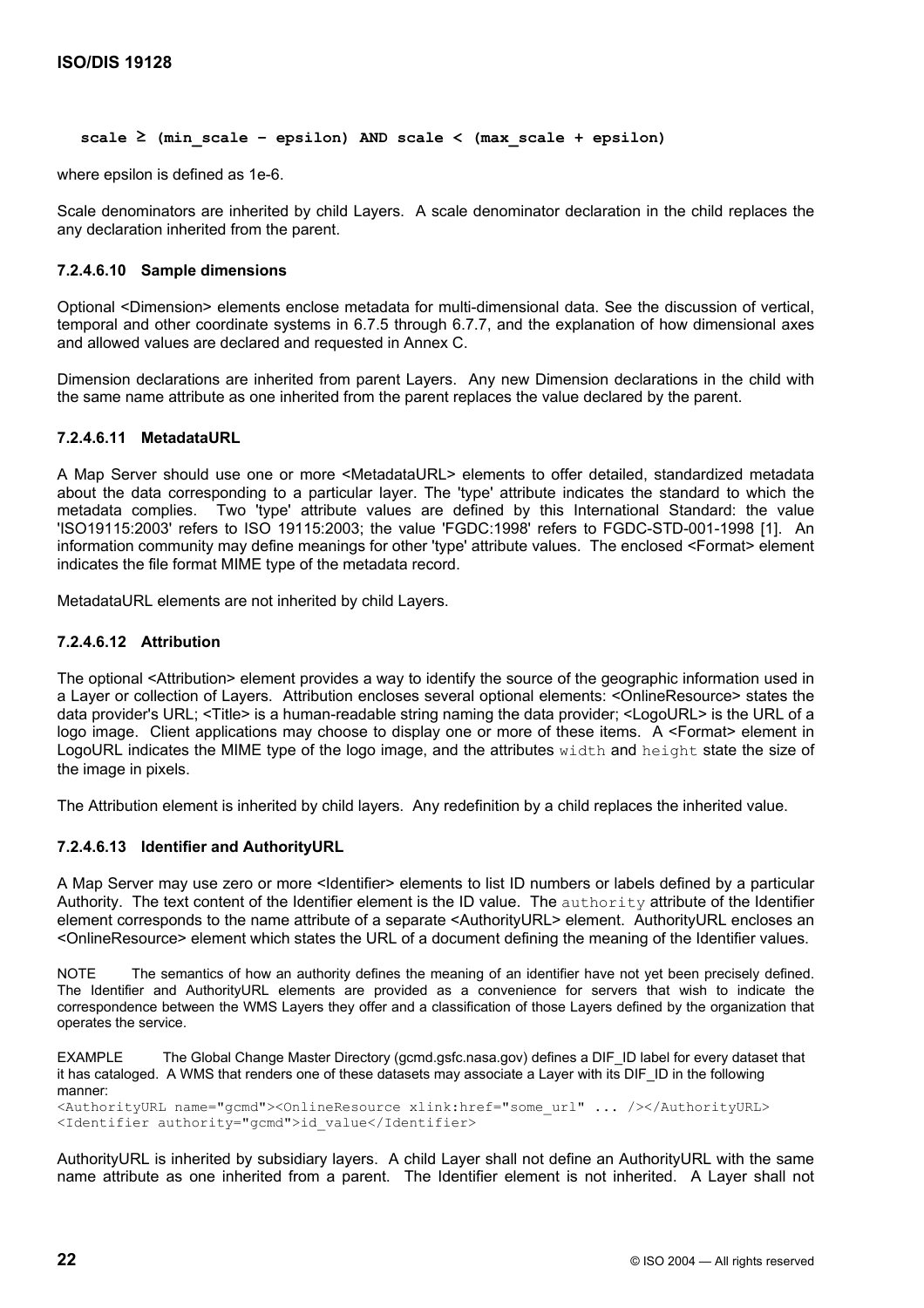**scale ≥ (min_scale – epsilon) AND scale < (max_scale + epsilon)**

where epsilon is defined as 1e-6.

Scale denominators are inherited by child Layers. A scale denominator declaration in the child replaces the any declaration inherited from the parent.

#### 7.2.4.6.10 Sample dimensions

Optional <Dimension> elements enclose metadata for multi-dimensional data. See the discussion of vertical, temporal and other coordinate systems in 6.7.5 through 6.7.7, and the explanation of how dimensional axes and allowed values are declared and requested in Annex C.

Dimension declarations are inherited from parent Layers. Any new Dimension declarations in the child with the same name attribute as one inherited from the parent replaces the value declared by the parent.

#### 7.2.4.6.11 MetadataURL

A Map Server should use one or more <MetadataURL> elements to offer detailed, standardized metadata about the data corresponding to a particular layer. The 'type' attribute indicates the standard to which the metadata complies. Two 'type' attribute values are defined by this International Standard: the value 'ISO19115:2003' refers to ISO 19115:2003; the value 'FGDC:1998' refers to FGDC-STD-001-1998 [1]. An information community may define meanings for other 'type' attribute values. The enclosed <Format> element indicates the file format MIME type of the metadata record.

MetadataURL elements are not inherited by child Layers.

#### 7.2.4.6.12 Attribution

The optional <Attribution> element provides a way to identify the source of the geographic information used in a Layer or collection of Layers. Attribution encloses several optional elements: <OnlineResource> states the data provider's URL; <Title> is a human-readable string naming the data provider; <LogoURL> is the URL of a logo image. Client applications may choose to display one or more of these items. A <Format> element in LogoURL indicates the MIME type of the logo image, and the attributes `width` and `height` state the size of the image in pixels.

The Attribution element is inherited by child layers. Any redefinition by a child replaces the inherited value.

#### 7.2.4.6.13 Identifier and AuthorityURL

A Map Server may use zero or more <Identifier> elements to list ID numbers or labels defined by a particular Authority. The text content of the Identifier element is the ID value. The `authority` attribute of the Identifier element corresponds to the name attribute of a separate <AuthorityURL> element. AuthorityURL encloses an <OnlineResource> element which states the URL of a document defining the meaning of the Identifier values.

NOTE The semantics of how an authority defines the meaning of an identifier have not yet been precisely defined. The Identifier and AuthorityURL elements are provided as a convenience for servers that wish to indicate the correspondence between the WMS Layers they offer and a classification of those Layers defined by the organization that operates the service.

EXAMPLE The Global Change Master Directory (gcmd.gsfc.nasa.gov) defines a DIF_ID label for every dataset that it has cataloged. A WMS that renders one of these datasets may associate a Layer with its DIF_ID in the following manner:

```
<AuthorityURL name="gcmd"><OnlineResource xlink:href="some_url" ... /></AuthorityURL>
<Identifier authority="gcmd">id_value</Identifier>
```

AuthorityURL is inherited by subsidiary layers. A child Layer shall not define an AuthorityURL with the same name attribute as one inherited from a parent. The Identifier element is not inherited. A Layer shall not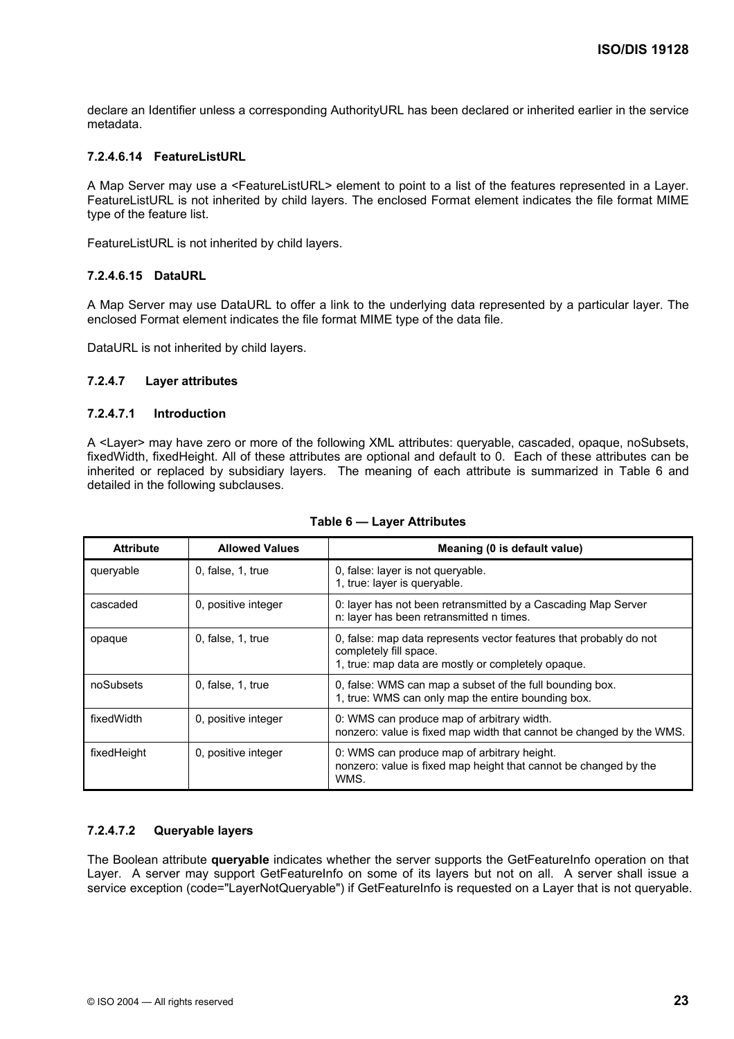declare an Identifier unless a corresponding AuthorityURL has been declared or inherited earlier in the service metadata.

#### 7.2.4.6.14 FeatureListURL

A Map Server may use a <FeatureListURL> element to point to a list of the features represented in a Layer. FeatureListURL is not inherited by child layers. The enclosed Format element indicates the file format MIME type of the feature list.

FeatureListURL is not inherited by child layers.

#### 7.2.4.6.15 DataURL

A Map Server may use DataURL to offer a link to the underlying data represented by a particular layer. The enclosed Format element indicates the file format MIME type of the data file.

DataURL is not inherited by child layers.

### 7.2.4.7 Layer attributes

#### 7.2.4.7.1 Introduction

A <Layer> may have zero or more of the following XML attributes: queryable, cascaded, opaque, noSubsets, fixedWidth, fixedHeight. All of these attributes are optional and default to 0. Each of these attributes can be inherited or replaced by subsidiary layers. The meaning of each attribute is summarized in Table 6 and detailed in the following subclauses.

**Table 6 — Layer Attributes**

| Attribute | Allowed Values | Meaning (0 is default value) |
|---|---|---|
| queryable | 0, false, 1, true | 0, false: layer is not queryable.<br>1, true: layer is queryable. |
| cascaded | 0, positive integer | 0: layer has not been retransmitted by a Cascading Map Server<br>n: layer has been retransmitted n times. |
| opaque | 0, false, 1, true | 0, false: map data represents vector features that probably do not completely fill space.<br>1, true: map data are mostly or completely opaque. |
| noSubsets | 0, false, 1, true | 0, false: WMS can map a subset of the full bounding box.<br>1, true: WMS can only map the entire bounding box. |
| fixedWidth | 0, positive integer | 0: WMS can produce map of arbitrary width.<br>nonzero: value is fixed map width that cannot be changed by the WMS. |
| fixedHeight | 0, positive integer | 0: WMS can produce map of arbitrary height.<br>nonzero: value is fixed map height that cannot be changed by the WMS. |

#### 7.2.4.7.2 Queryable layers

The Boolean attribute **queryable** indicates whether the server supports the GetFeatureInfo operation on that Layer. A server may support GetFeatureInfo on some of its layers but not on all. A server shall issue a service exception (code="LayerNotQueryable") if GetFeatureInfo is requested on a Layer that is not queryable.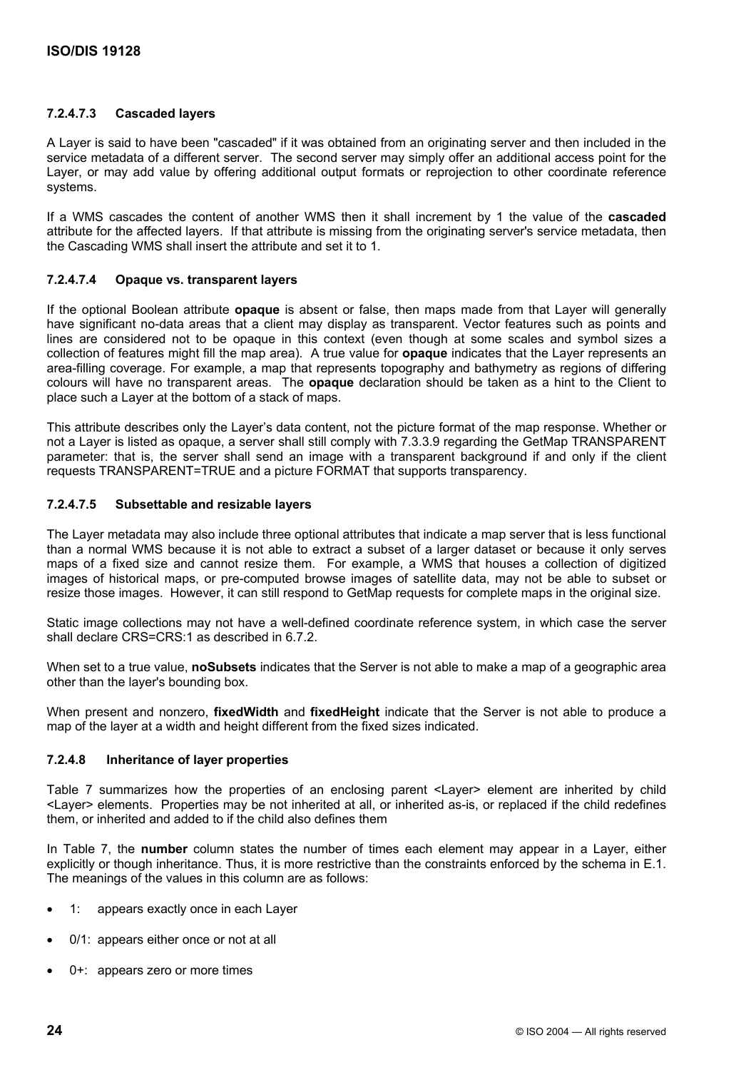#### 7.2.4.7.3 Cascaded layers

A Layer is said to have been "cascaded" if it was obtained from an originating server and then included in the service metadata of a different server. The second server may simply offer an additional access point for the Layer, or may add value by offering additional output formats or reprojection to other coordinate reference systems.

If a WMS cascades the content of another WMS then it shall increment by 1 the value of the **cascaded** attribute for the affected layers. If that attribute is missing from the originating server's service metadata, then the Cascading WMS shall insert the attribute and set it to 1.

#### 7.2.4.7.4 Opaque vs. transparent layers

If the optional Boolean attribute **opaque** is absent or false, then maps made from that Layer will generally have significant no-data areas that a client may display as transparent. Vector features such as points and lines are considered not to be opaque in this context (even though at some scales and symbol sizes a collection of features might fill the map area). A true value for **opaque** indicates that the Layer represents an area-filling coverage. For example, a map that represents topography and bathymetry as regions of differing colours will have no transparent areas. The **opaque** declaration should be taken as a hint to the Client to place such a Layer at the bottom of a stack of maps.

This attribute describes only the Layer's data content, not the picture format of the map response. Whether or not a Layer is listed as opaque, a server shall still comply with 7.3.3.9 regarding the GetMap TRANSPARENT parameter: that is, the server shall send an image with a transparent background if and only if the client requests TRANSPARENT=TRUE and a picture FORMAT that supports transparency.

#### 7.2.4.7.5 Subsettable and resizable layers

The Layer metadata may also include three optional attributes that indicate a map server that is less functional than a normal WMS because it is not able to extract a subset of a larger dataset or because it only serves maps of a fixed size and cannot resize them. For example, a WMS that houses a collection of digitized images of historical maps, or pre-computed browse images of satellite data, may not be able to subset or resize those images. However, it can still respond to GetMap requests for complete maps in the original size.

Static image collections may not have a well-defined coordinate reference system, in which case the server shall declare CRS=CRS:1 as described in 6.7.2.

When set to a true value, **noSubsets** indicates that the Server is not able to make a map of a geographic area other than the layer's bounding box.

When present and nonzero, **fixedWidth** and **fixedHeight** indicate that the Server is not able to produce a map of the layer at a width and height different from the fixed sizes indicated.

### 7.2.4.8 Inheritance of layer properties

Table 7 summarizes how the properties of an enclosing parent <Layer> element are inherited by child <Layer> elements. Properties may be not inherited at all, or inherited as-is, or replaced if the child redefines them, or inherited and added to if the child also defines them

In Table 7, the **number** column states the number of times each element may appear in a Layer, either explicitly or though inheritance. Thus, it is more restrictive than the constraints enforced by the schema in E.1. The meanings of the values in this column are as follows:

- 1: appears exactly once in each Layer
- 0/1: appears either once or not at all
- 0+: appears zero or more times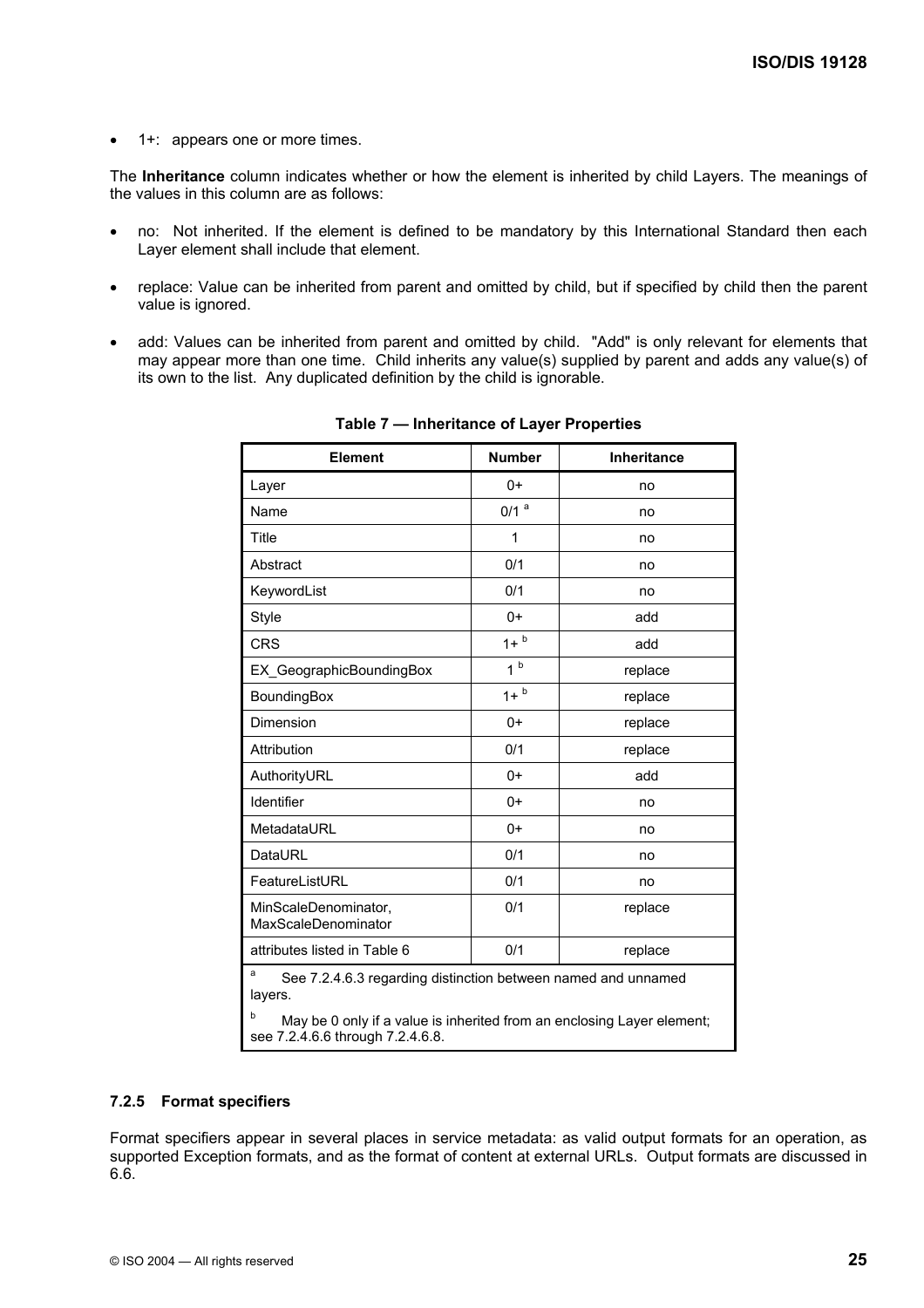- 1+: appears one or more times.

The **Inheritance** column indicates whether or how the element is inherited by child Layers. The meanings of the values in this column are as follows:

- no: Not inherited. If the element is defined to be mandatory by this International Standard then each Layer element shall include that element.
- replace: Value can be inherited from parent and omitted by child, but if specified by child then the parent value is ignored.
- add: Values can be inherited from parent and omitted by child. "Add" is only relevant for elements that may appear more than one time. Child inherits any value(s) supplied by parent and adds any value(s) of its own to the list. Any duplicated definition by the child is ignorable.

**Table 7 — Inheritance of Layer Properties**

| Element | Number | Inheritance |
|---|---|---|
| Layer | 0+ | no |
| Name | 0/1 [a] | no |
| Title | 1 | no |
| Abstract | 0/1 | no |
| KeywordList | 0/1 | no |
| Style | 0+ | add |
| CRS | 1+ [b] | add |
| EX_GeographicBoundingBox | 1 [b] | replace |
| BoundingBox | 1+ [b] | replace |
| Dimension | 0+ | replace |
| Attribution | 0/1 | replace |
| AuthorityURL | 0+ | add |
| Identifier | 0+ | no |
| MetadataURL | 0+ | no |
| DataURL | 0/1 | no |
| FeatureListURL | 0/1 | no |
| MinScaleDenominator, MaxScaleDenominator | 0/1 | replace |
| attributes listed in Table 6 | 0/1 | replace |

[a] See 7.2.4.6.3 regarding distinction between named and unnamed layers.

[b] May be 0 only if a value is inherited from an enclosing Layer element; see 7.2.4.6.6 through 7.2.4.6.8.

### 7.2.5 Format specifiers

Format specifiers appear in several places in service metadata: as valid output formats for an operation, as supported Exception formats, and as the format of content at external URLs. Output formats are discussed in 6.6.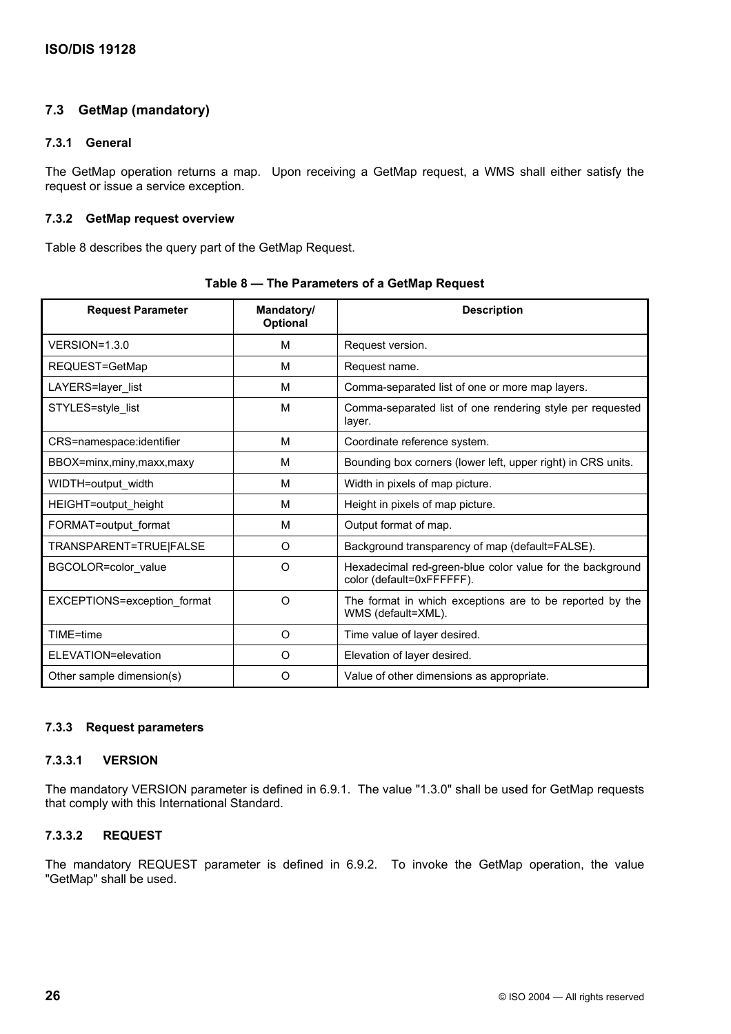### 7.3 GetMap (mandatory)

#### 7.3.1 General

The GetMap operation returns a map. Upon receiving a GetMap request, a WMS shall either satisfy the request or issue a service exception.

#### 7.3.2 GetMap request overview

Table 8 describes the query part of the GetMap Request.

**Table 8 — The Parameters of a GetMap Request**

| Request Parameter | Mandatory/ Optional | Description |
|---|---|---|
| VERSION=1.3.0 | M | Request version. |
| REQUEST=GetMap | M | Request name. |
| LAYERS=layer_list | M | Comma-separated list of one or more map layers. |
| STYLES=style_list | M | Comma-separated list of one rendering style per requested layer. |
| CRS=namespace:identifier | M | Coordinate reference system. |
| BBOX=minx,miny,maxx,maxy | M | Bounding box corners (lower left, upper right) in CRS units. |
| WIDTH=output_width | M | Width in pixels of map picture. |
| HEIGHT=output_height | M | Height in pixels of map picture. |
| FORMAT=output_format | M | Output format of map. |
| TRANSPARENT=TRUE\|FALSE | O | Background transparency of map (default=FALSE). |
| BGCOLOR=color_value | O | Hexadecimal red-green-blue color value for the background color (default=0xFFFFFF). |
| EXCEPTIONS=exception_format | O | The format in which exceptions are to be reported by the WMS (default=XML). |
| TIME=time | O | Time value of layer desired. |
| ELEVATION=elevation | O | Elevation of layer desired. |
| Other sample dimension(s) | O | Value of other dimensions as appropriate. |

#### 7.3.3 Request parameters

##### 7.3.3.1 VERSION

The mandatory VERSION parameter is defined in 6.9.1. The value "1.3.0" shall be used for GetMap requests that comply with this International Standard.

##### 7.3.3.2 REQUEST

The mandatory REQUEST parameter is defined in 6.9.2. To invoke the GetMap operation, the value "GetMap" shall be used.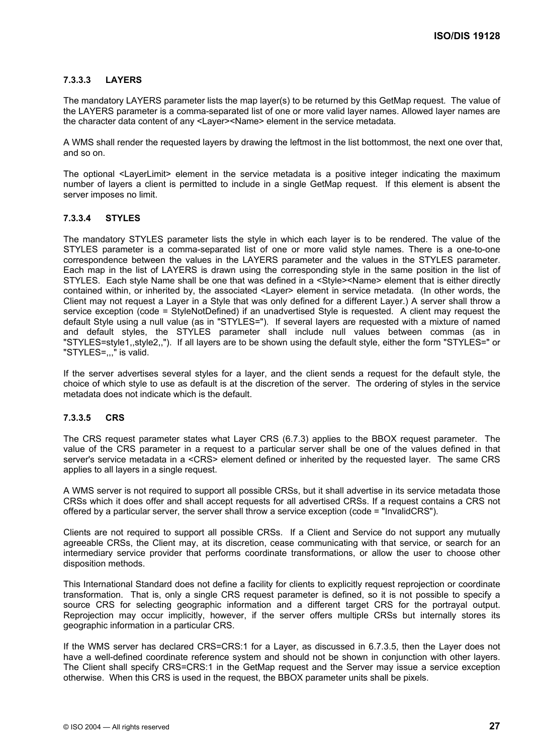#### 7.3.3.3 LAYERS

The mandatory LAYERS parameter lists the map layer(s) to be returned by this GetMap request. The value of the LAYERS parameter is a comma-separated list of one or more valid layer names. Allowed layer names are the character data content of any <Layer><Name> element in the service metadata.

A WMS shall render the requested layers by drawing the leftmost in the list bottommost, the next one over that, and so on.

The optional <LayerLimit> element in the service metadata is a positive integer indicating the maximum number of layers a client is permitted to include in a single GetMap request. If this element is absent the server imposes no limit.

#### 7.3.3.4 STYLES

The mandatory STYLES parameter lists the style in which each layer is to be rendered. The value of the STYLES parameter is a comma-separated list of one or more valid style names. There is a one-to-one correspondence between the values in the LAYERS parameter and the values in the STYLES parameter. Each map in the list of LAYERS is drawn using the corresponding style in the same position in the list of STYLES. Each style Name shall be one that was defined in a <Style><Name> element that is either directly contained within, or inherited by, the associated <Layer> element in service metadata. (In other words, the Client may not request a Layer in a Style that was only defined for a different Layer.) A server shall throw a service exception (code = StyleNotDefined) if an unadvertised Style is requested. A client may request the default Style using a null value (as in "STYLES="). If several layers are requested with a mixture of named and default styles, the STYLES parameter shall include null values between commas (as in "STYLES=style1,,style2,,"). If all layers are to be shown using the default style, either the form "STYLES=" or "STYLES=,,," is valid.

If the server advertises several styles for a layer, and the client sends a request for the default style, the choice of which style to use as default is at the discretion of the server. The ordering of styles in the service metadata does not indicate which is the default.

#### 7.3.3.5 CRS

The CRS request parameter states what Layer CRS (6.7.3) applies to the BBOX request parameter. The value of the CRS parameter in a request to a particular server shall be one of the values defined in that server's service metadata in a <CRS> element defined or inherited by the requested layer. The same CRS applies to all layers in a single request.

A WMS server is not required to support all possible CRSs, but it shall advertise in its service metadata those CRSs which it does offer and shall accept requests for all advertised CRSs. If a request contains a CRS not offered by a particular server, the server shall throw a service exception (code = "InvalidCRS").

Clients are not required to support all possible CRSs. If a Client and Service do not support any mutually agreeable CRSs, the Client may, at its discretion, cease communicating with that service, or search for an intermediary service provider that performs coordinate transformations, or allow the user to choose other disposition methods.

This International Standard does not define a facility for clients to explicitly request reprojection or coordinate transformation. That is, only a single CRS request parameter is defined, so it is not possible to specify a source CRS for selecting geographic information and a different target CRS for the portrayal output. Reprojection may occur implicitly, however, if the server offers multiple CRSs but internally stores its geographic information in a particular CRS.

If the WMS server has declared CRS=CRS:1 for a Layer, as discussed in 6.7.3.5, then the Layer does not have a well-defined coordinate reference system and should not be shown in conjunction with other layers. The Client shall specify CRS=CRS:1 in the GetMap request and the Server may issue a service exception otherwise. When this CRS is used in the request, the BBOX parameter units shall be pixels.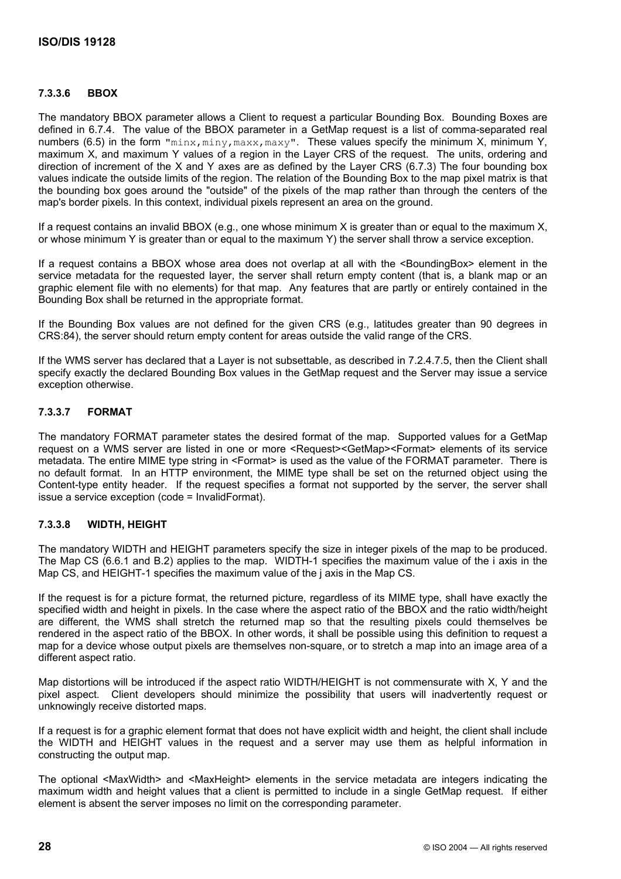#### 7.3.3.6 BBOX

The mandatory BBOX parameter allows a Client to request a particular Bounding Box. Bounding Boxes are defined in 6.7.4. The value of the BBOX parameter in a GetMap request is a list of comma-separated real numbers (6.5) in the form "`minx,miny,maxx,maxy`". These values specify the minimum X, minimum Y, maximum X, and maximum Y values of a region in the Layer CRS of the request. The units, ordering and direction of increment of the X and Y axes are as defined by the Layer CRS (6.7.3) The four bounding box values indicate the outside limits of the region. The relation of the Bounding Box to the map pixel matrix is that the bounding box goes around the "outside" of the pixels of the map rather than through the centers of the map's border pixels. In this context, individual pixels represent an area on the ground.

If a request contains an invalid BBOX (e.g., one whose minimum X is greater than or equal to the maximum X, or whose minimum Y is greater than or equal to the maximum Y) the server shall throw a service exception.

If a request contains a BBOX whose area does not overlap at all with the <BoundingBox> element in the service metadata for the requested layer, the server shall return empty content (that is, a blank map or an graphic element file with no elements) for that map. Any features that are partly or entirely contained in the Bounding Box shall be returned in the appropriate format.

If the Bounding Box values are not defined for the given CRS (e.g., latitudes greater than 90 degrees in CRS:84), the server should return empty content for areas outside the valid range of the CRS.

If the WMS server has declared that a Layer is not subsettable, as described in 7.2.4.7.5, then the Client shall specify exactly the declared Bounding Box values in the GetMap request and the Server may issue a service exception otherwise.

#### 7.3.3.7 FORMAT

The mandatory FORMAT parameter states the desired format of the map. Supported values for a GetMap request on a WMS server are listed in one or more <Request><GetMap><Format> elements of its service metadata. The entire MIME type string in <Format> is used as the value of the FORMAT parameter. There is no default format. In an HTTP environment, the MIME type shall be set on the returned object using the Content-type entity header. If the request specifies a format not supported by the server, the server shall issue a service exception (code = InvalidFormat).

#### 7.3.3.8 WIDTH, HEIGHT

The mandatory WIDTH and HEIGHT parameters specify the size in integer pixels of the map to be produced. The Map CS (6.6.1 and B.2) applies to the map. WIDTH-1 specifies the maximum value of the i axis in the Map CS, and HEIGHT-1 specifies the maximum value of the j axis in the Map CS.

If the request is for a picture format, the returned picture, regardless of its MIME type, shall have exactly the specified width and height in pixels. In the case where the aspect ratio of the BBOX and the ratio width/height are different, the WMS shall stretch the returned map so that the resulting pixels could themselves be rendered in the aspect ratio of the BBOX. In other words, it shall be possible using this definition to request a map for a device whose output pixels are themselves non-square, or to stretch a map into an image area of a different aspect ratio.

Map distortions will be introduced if the aspect ratio WIDTH/HEIGHT is not commensurate with X, Y and the pixel aspect. Client developers should minimize the possibility that users will inadvertently request or unknowingly receive distorted maps.

If a request is for a graphic element format that does not have explicit width and height, the client shall include the WIDTH and HEIGHT values in the request and a server may use them as helpful information in constructing the output map.

The optional <MaxWidth> and <MaxHeight> elements in the service metadata are integers indicating the maximum width and height values that a client is permitted to include in a single GetMap request. If either element is absent the server imposes no limit on the corresponding parameter.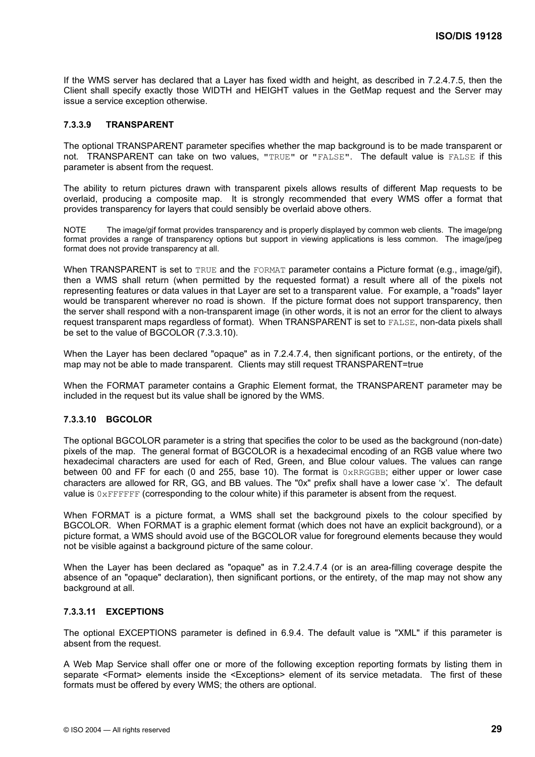If the WMS server has declared that a Layer has fixed width and height, as described in 7.2.4.7.5, then the Client shall specify exactly those WIDTH and HEIGHT values in the GetMap request and the Server may issue a service exception otherwise.

#### 7.3.3.9 TRANSPARENT

The optional TRANSPARENT parameter specifies whether the map background is to be made transparent or not. TRANSPARENT can take on two values, "`TRUE`" or "`FALSE`". The default value is `FALSE` if this parameter is absent from the request.

The ability to return pictures drawn with transparent pixels allows results of different Map requests to be overlaid, producing a composite map. It is strongly recommended that every WMS offer a format that provides transparency for layers that could sensibly be overlaid above others.

NOTE The image/gif format provides transparency and is properly displayed by common web clients. The image/png format provides a range of transparency options but support in viewing applications is less common. The image/jpeg format does not provide transparency at all.

When TRANSPARENT is set to `TRUE` and the `FORMAT` parameter contains a Picture format (e.g., image/gif), then a WMS shall return (when permitted by the requested format) a result where all of the pixels not representing features or data values in that Layer are set to a transparent value. For example, a "roads" layer would be transparent wherever no road is shown. If the picture format does not support transparency, then the server shall respond with a non-transparent image (in other words, it is not an error for the client to always request transparent maps regardless of format). When TRANSPARENT is set to `FALSE`, non-data pixels shall be set to the value of BGCOLOR (7.3.3.10).

When the Layer has been declared "opaque" as in 7.2.4.7.4, then significant portions, or the entirety, of the map may not be able to made transparent. Clients may still request TRANSPARENT=true

When the FORMAT parameter contains a Graphic Element format, the TRANSPARENT parameter may be included in the request but its value shall be ignored by the WMS.

#### 7.3.3.10 BGCOLOR

The optional BGCOLOR parameter is a string that specifies the color to be used as the background (non-date) pixels of the map. The general format of BGCOLOR is a hexadecimal encoding of an RGB value where two hexadecimal characters are used for each of Red, Green, and Blue colour values. The values can range between 00 and FF for each (0 and 255, base 10). The format is `0xRRGGBB`; either upper or lower case characters are allowed for RR, GG, and BB values. The "0x" prefix shall have a lower case 'x'. The default value is `0xFFFFFF` (corresponding to the colour white) if this parameter is absent from the request.

When FORMAT is a picture format, a WMS shall set the background pixels to the colour specified by BGCOLOR. When FORMAT is a graphic element format (which does not have an explicit background), or a picture format, a WMS should avoid use of the BGCOLOR value for foreground elements because they would not be visible against a background picture of the same colour.

When the Layer has been declared as "opaque" as in 7.2.4.7.4 (or is an area-filling coverage despite the absence of an "opaque" declaration), then significant portions, or the entirety, of the map may not show any background at all.

#### 7.3.3.11 EXCEPTIONS

The optional EXCEPTIONS parameter is defined in 6.9.4. The default value is "XML" if this parameter is absent from the request.

A Web Map Service shall offer one or more of the following exception reporting formats by listing them in separate <Format> elements inside the <Exceptions> element of its service metadata. The first of these formats must be offered by every WMS; the others are optional.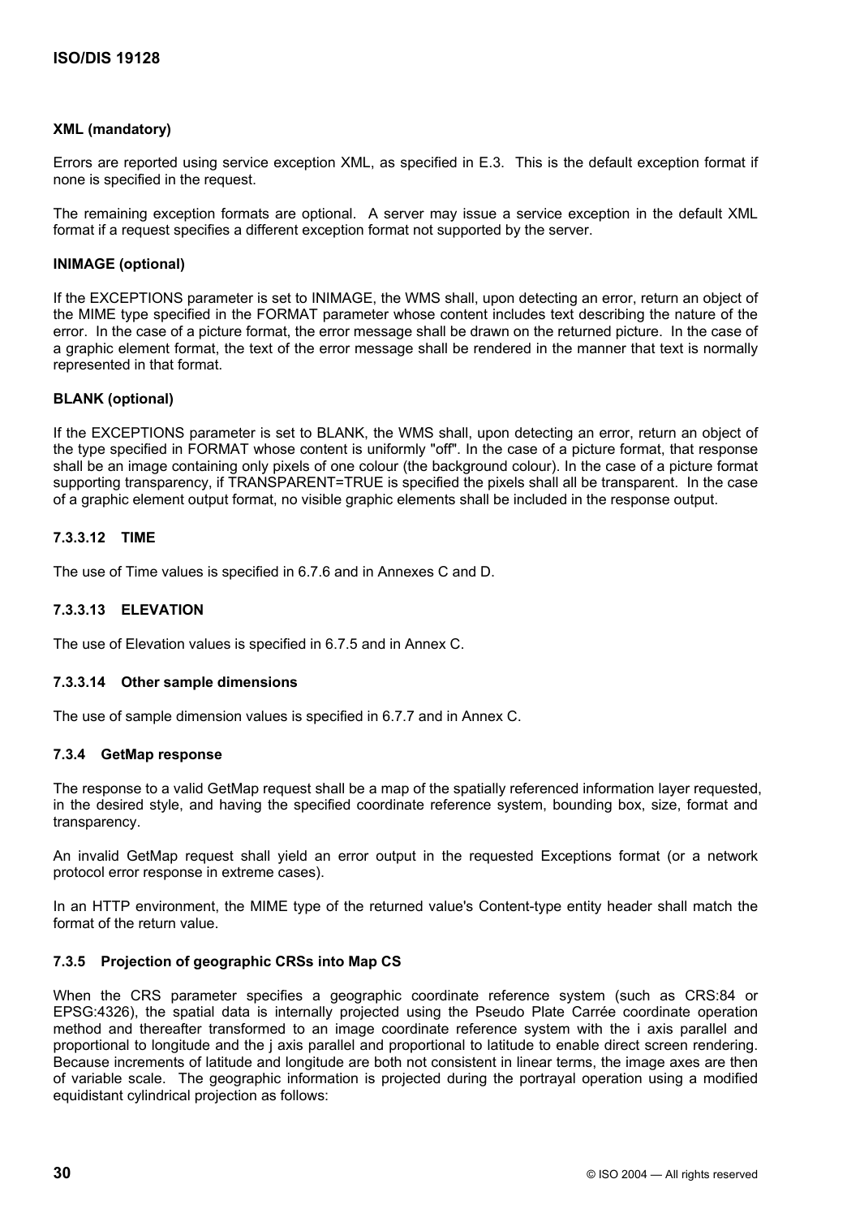**XML (mandatory)**

Errors are reported using service exception XML, as specified in E.3. This is the default exception format if none is specified in the request.

The remaining exception formats are optional. A server may issue a service exception in the default XML format if a request specifies a different exception format not supported by the server.

**INIMAGE (optional)**

If the EXCEPTIONS parameter is set to INIMAGE, the WMS shall, upon detecting an error, return an object of the MIME type specified in the FORMAT parameter whose content includes text describing the nature of the error. In the case of a picture format, the error message shall be drawn on the returned picture. In the case of a graphic element format, the text of the error message shall be rendered in the manner that text is normally represented in that format.

**BLANK (optional)**

If the EXCEPTIONS parameter is set to BLANK, the WMS shall, upon detecting an error, return an object of the type specified in FORMAT whose content is uniformly "off". In the case of a picture format, that response shall be an image containing only pixels of one colour (the background colour). In the case of a picture format supporting transparency, if TRANSPARENT=TRUE is specified the pixels shall all be transparent. In the case of a graphic element output format, no visible graphic elements shall be included in the response output.

#### 7.3.3.12 TIME

The use of Time values is specified in 6.7.6 and in Annexes C and D.

#### 7.3.3.13 ELEVATION

The use of Elevation values is specified in 6.7.5 and in Annex C.

#### 7.3.3.14 Other sample dimensions

The use of sample dimension values is specified in 6.7.7 and in Annex C.

### 7.3.4 GetMap response

The response to a valid GetMap request shall be a map of the spatially referenced information layer requested, in the desired style, and having the specified coordinate reference system, bounding box, size, format and transparency.

An invalid GetMap request shall yield an error output in the requested Exceptions format (or a network protocol error response in extreme cases).

In an HTTP environment, the MIME type of the returned value's Content-type entity header shall match the format of the return value.

### 7.3.5 Projection of geographic CRSs into Map CS

When the CRS parameter specifies a geographic coordinate reference system (such as CRS:84 or EPSG:4326), the spatial data is internally projected using the Pseudo Plate Carrée coordinate operation method and thereafter transformed to an image coordinate reference system with the i axis parallel and proportional to longitude and the j axis parallel and proportional to latitude to enable direct screen rendering. Because increments of latitude and longitude are both not consistent in linear terms, the image axes are then of variable scale. The geographic information is projected during the portrayal operation using a modified equidistant cylindrical projection as follows: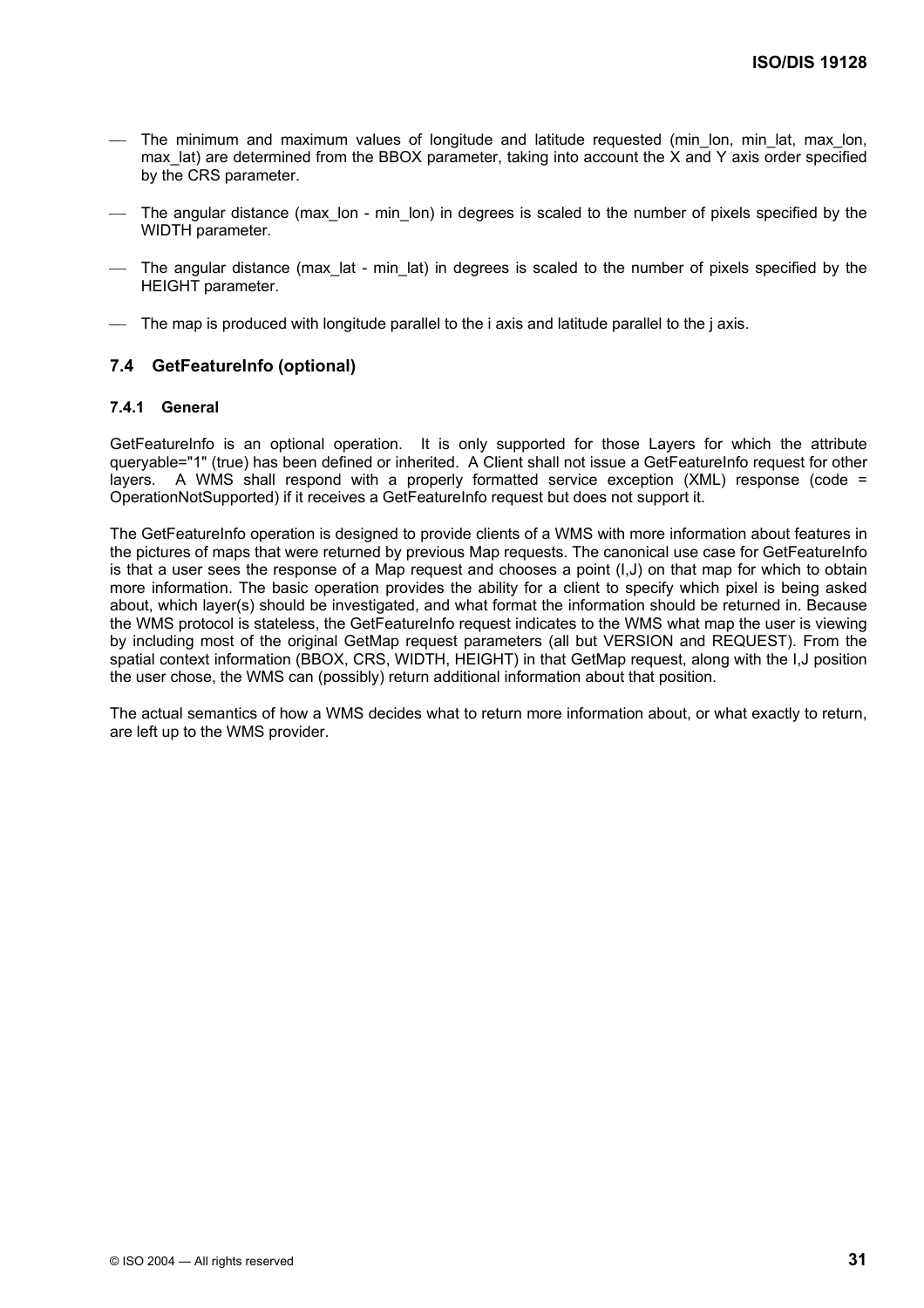- The minimum and maximum values of longitude and latitude requested (min_lon, min_lat, max_lon, max_lat) are determined from the BBOX parameter, taking into account the X and Y axis order specified by the CRS parameter.
- The angular distance (max_lon - min_lon) in degrees is scaled to the number of pixels specified by the WIDTH parameter.
- The angular distance (max_lat - min_lat) in degrees is scaled to the number of pixels specified by the HEIGHT parameter.
- The map is produced with longitude parallel to the i axis and latitude parallel to the j axis.

## 7.4 GetFeatureInfo (optional)

### 7.4.1 General

GetFeatureInfo is an optional operation. It is only supported for those Layers for which the attribute queryable="1" (true) has been defined or inherited. A Client shall not issue a GetFeatureInfo request for other layers. A WMS shall respond with a properly formatted service exception (XML) response (code = OperationNotSupported) if it receives a GetFeatureInfo request but does not support it.

The GetFeatureInfo operation is designed to provide clients of a WMS with more information about features in the pictures of maps that were returned by previous Map requests. The canonical use case for GetFeatureInfo is that a user sees the response of a Map request and chooses a point (I,J) on that map for which to obtain more information. The basic operation provides the ability for a client to specify which pixel is being asked about, which layer(s) should be investigated, and what format the information should be returned in. Because the WMS protocol is stateless, the GetFeatureInfo request indicates to the WMS what map the user is viewing by including most of the original GetMap request parameters (all but VERSION and REQUEST). From the spatial context information (BBOX, CRS, WIDTH, HEIGHT) in that GetMap request, along with the I,J position the user chose, the WMS can (possibly) return additional information about that position.

The actual semantics of how a WMS decides what to return more information about, or what exactly to return, are left up to the WMS provider.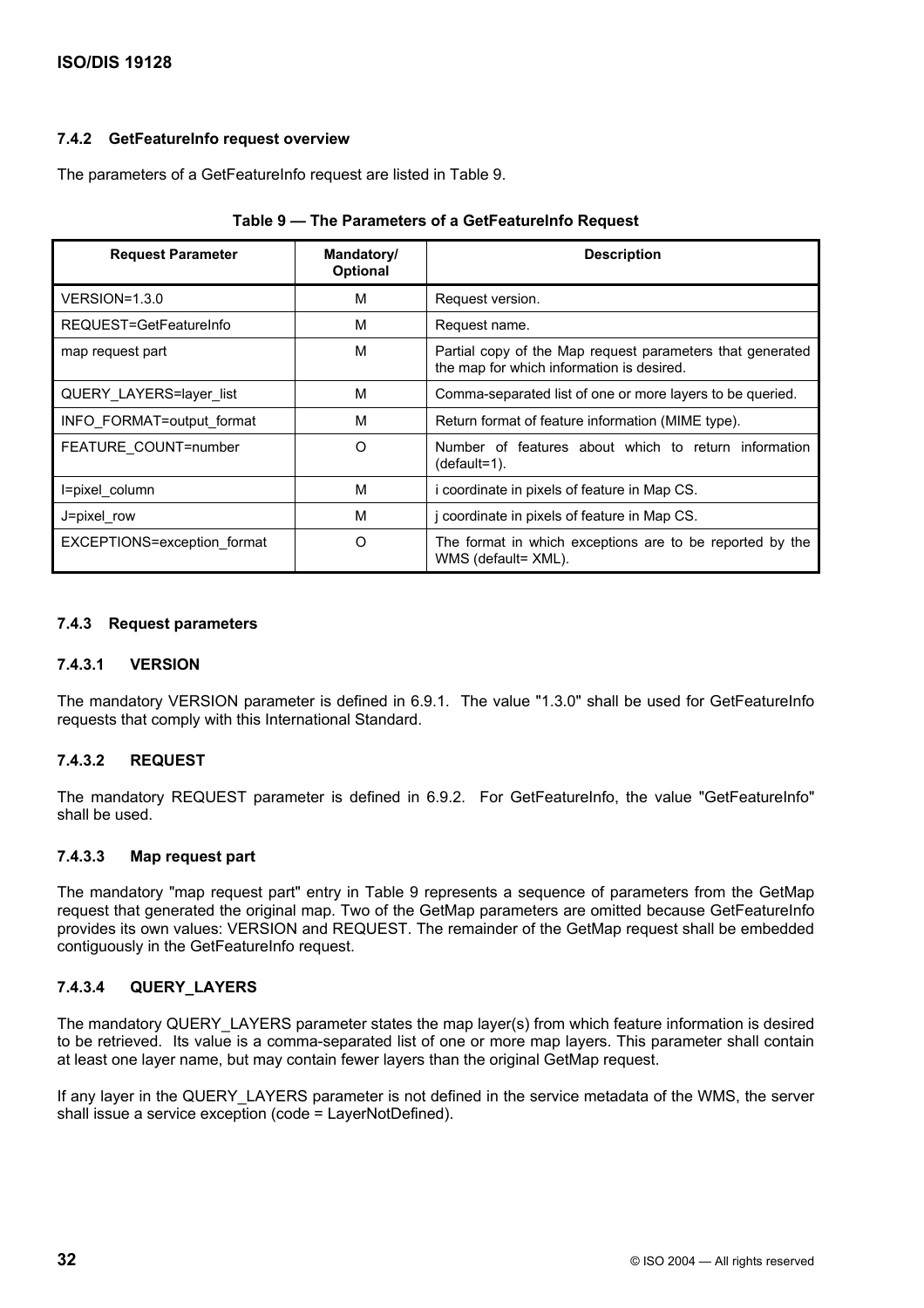### 7.4.2 GetFeatureInfo request overview

The parameters of a GetFeatureInfo request are listed in Table 9.

**Table 9 — The Parameters of a GetFeatureInfo Request**

| Request Parameter | Mandatory/ Optional | Description |
|---|---|---|
| VERSION=1.3.0 | M | Request version. |
| REQUEST=GetFeatureInfo | M | Request name. |
| map request part | M | Partial copy of the Map request parameters that generated the map for which information is desired. |
| QUERY_LAYERS=layer_list | M | Comma-separated list of one or more layers to be queried. |
| INFO_FORMAT=output_format | M | Return format of feature information (MIME type). |
| FEATURE_COUNT=number | O | Number of features about which to return information (default=1). |
| I=pixel_column | M | i coordinate in pixels of feature in Map CS. |
| J=pixel_row | M | j coordinate in pixels of feature in Map CS. |
| EXCEPTIONS=exception_format | O | The format in which exceptions are to be reported by the WMS (default= XML). |

### 7.4.3 Request parameters

#### 7.4.3.1 VERSION

The mandatory VERSION parameter is defined in 6.9.1. The value "1.3.0" shall be used for GetFeatureInfo requests that comply with this International Standard.

#### 7.4.3.2 REQUEST

The mandatory REQUEST parameter is defined in 6.9.2. For GetFeatureInfo, the value "GetFeatureInfo" shall be used.

#### 7.4.3.3 Map request part

The mandatory "map request part" entry in Table 9 represents a sequence of parameters from the GetMap request that generated the original map. Two of the GetMap parameters are omitted because GetFeatureInfo provides its own values: VERSION and REQUEST. The remainder of the GetMap request shall be embedded contiguously in the GetFeatureInfo request.

#### 7.4.3.4 QUERY_LAYERS

The mandatory QUERY_LAYERS parameter states the map layer(s) from which feature information is desired to be retrieved. Its value is a comma-separated list of one or more map layers. This parameter shall contain at least one layer name, but may contain fewer layers than the original GetMap request.

If any layer in the QUERY_LAYERS parameter is not defined in the service metadata of the WMS, the server shall issue a service exception (code = LayerNotDefined).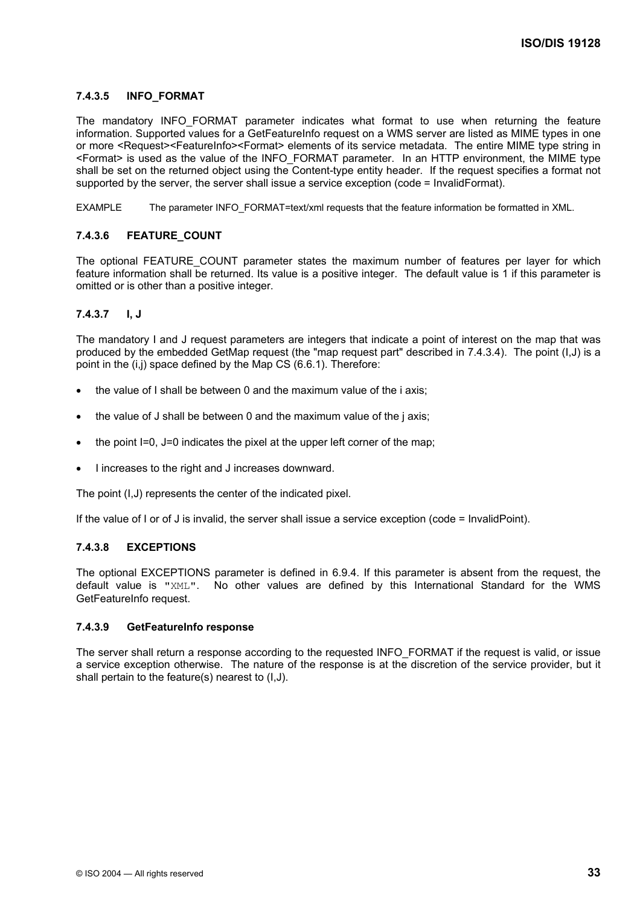#### 7.4.3.5 INFO_FORMAT

The mandatory INFO_FORMAT parameter indicates what format to use when returning the feature information. Supported values for a GetFeatureInfo request on a WMS server are listed as MIME types in one or more <Request><FeatureInfo><Format> elements of its service metadata. The entire MIME type string in <Format> is used as the value of the INFO_FORMAT parameter. In an HTTP environment, the MIME type shall be set on the returned object using the Content-type entity header. If the request specifies a format not supported by the server, the server shall issue a service exception (code = InvalidFormat).

EXAMPLE The parameter INFO_FORMAT=text/xml requests that the feature information be formatted in XML.

#### 7.4.3.6 FEATURE_COUNT

The optional FEATURE_COUNT parameter states the maximum number of features per layer for which feature information shall be returned. Its value is a positive integer. The default value is 1 if this parameter is omitted or is other than a positive integer.

#### 7.4.3.7 I, J

The mandatory I and J request parameters are integers that indicate a point of interest on the map that was produced by the embedded GetMap request (the "map request part" described in 7.4.3.4). The point (I,J) is a point in the (i,j) space defined by the Map CS (6.6.1). Therefore:

- the value of I shall be between 0 and the maximum value of the i axis;
- the value of J shall be between 0 and the maximum value of the j axis;
- the point I=0, J=0 indicates the pixel at the upper left corner of the map;
- I increases to the right and J increases downward.

The point (I,J) represents the center of the indicated pixel.

If the value of I or of J is invalid, the server shall issue a service exception (code = InvalidPoint).

#### 7.4.3.8 EXCEPTIONS

The optional EXCEPTIONS parameter is defined in 6.9.4. If this parameter is absent from the request, the default value is "XML". No other values are defined by this International Standard for the WMS GetFeatureInfo request.

#### 7.4.3.9 GetFeatureInfo response

The server shall return a response according to the requested INFO_FORMAT if the request is valid, or issue a service exception otherwise. The nature of the response is at the discretion of the service provider, but it shall pertain to the feature(s) nearest to (I,J).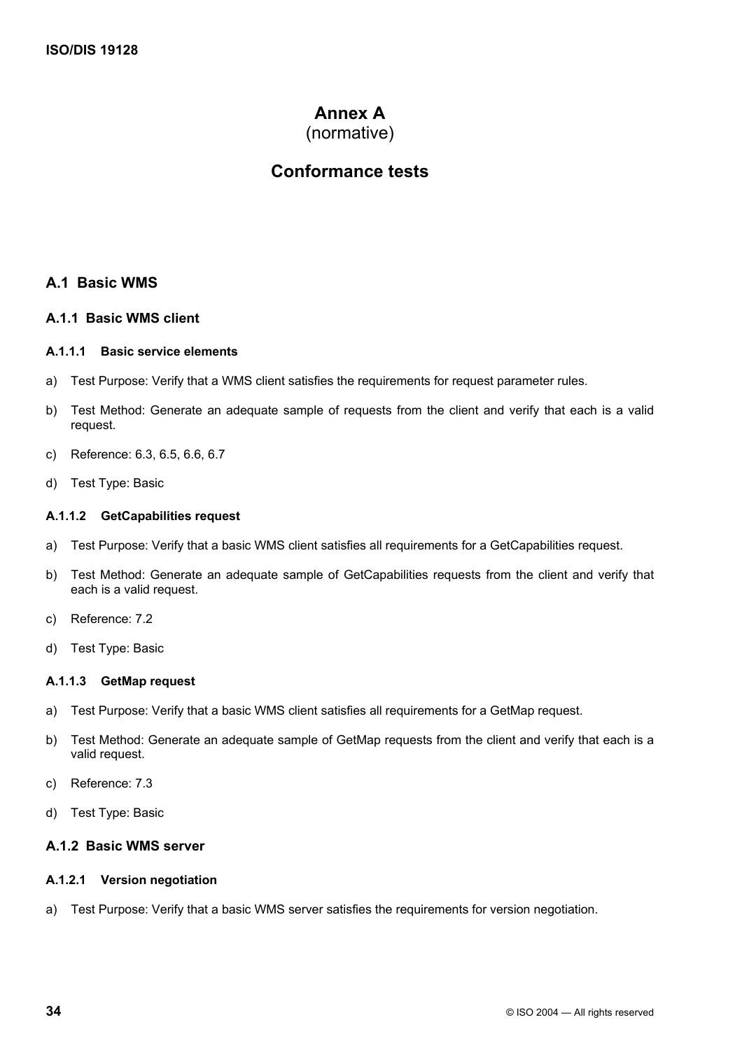# Annex A
(normative)

# Conformance tests

## A.1 Basic WMS

### A.1.1 Basic WMS client

#### A.1.1.1 Basic service elements

a) Test Purpose: Verify that a WMS client satisfies the requirements for request parameter rules.

b) Test Method: Generate an adequate sample of requests from the client and verify that each is a valid request.

c) Reference: 6.3, 6.5, 6.6, 6.7

d) Test Type: Basic

#### A.1.1.2 GetCapabilities request

a) Test Purpose: Verify that a basic WMS client satisfies all requirements for a GetCapabilities request.

b) Test Method: Generate an adequate sample of GetCapabilities requests from the client and verify that each is a valid request.

c) Reference: 7.2

d) Test Type: Basic

#### A.1.1.3 GetMap request

a) Test Purpose: Verify that a basic WMS client satisfies all requirements for a GetMap request.

b) Test Method: Generate an adequate sample of GetMap requests from the client and verify that each is a valid request.

c) Reference: 7.3

d) Test Type: Basic

### A.1.2 Basic WMS server

#### A.1.2.1 Version negotiation

a) Test Purpose: Verify that a basic WMS server satisfies the requirements for version negotiation.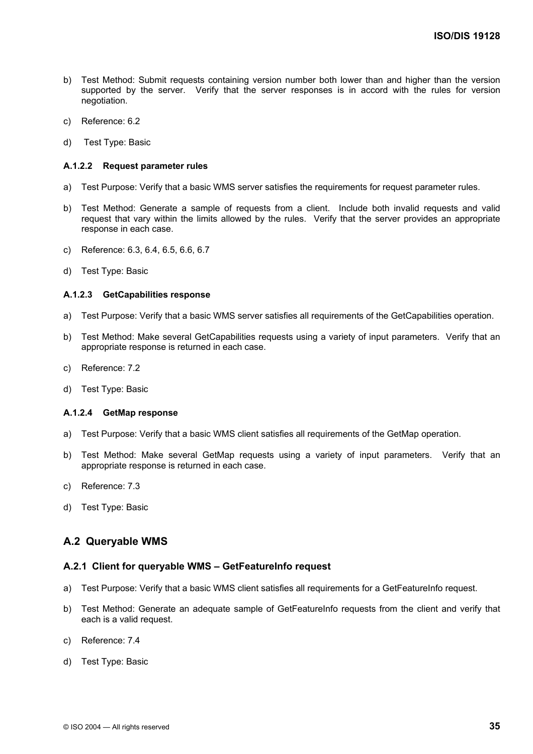b) Test Method: Submit requests containing version number both lower than and higher than the version supported by the server. Verify that the server responses is in accord with the rules for version negotiation.

c) Reference: 6.2

d) Test Type: Basic

#### A.1.2.2 Request parameter rules

a) Test Purpose: Verify that a basic WMS server satisfies the requirements for request parameter rules.

b) Test Method: Generate a sample of requests from a client. Include both invalid requests and valid request that vary within the limits allowed by the rules. Verify that the server provides an appropriate response in each case.

c) Reference: 6.3, 6.4, 6.5, 6.6, 6.7

d) Test Type: Basic

#### A.1.2.3 GetCapabilities response

a) Test Purpose: Verify that a basic WMS server satisfies all requirements of the GetCapabilities operation.

b) Test Method: Make several GetCapabilities requests using a variety of input parameters. Verify that an appropriate response is returned in each case.

c) Reference: 7.2

d) Test Type: Basic

#### A.1.2.4 GetMap response

a) Test Purpose: Verify that a basic WMS client satisfies all requirements of the GetMap operation.

b) Test Method: Make several GetMap requests using a variety of input parameters. Verify that an appropriate response is returned in each case.

c) Reference: 7.3

d) Test Type: Basic

## A.2 Queryable WMS

### A.2.1 Client for queryable WMS – GetFeatureInfo request

a) Test Purpose: Verify that a basic WMS client satisfies all requirements for a GetFeatureInfo request.

b) Test Method: Generate an adequate sample of GetFeatureInfo requests from the client and verify that each is a valid request.

c) Reference: 7.4

d) Test Type: Basic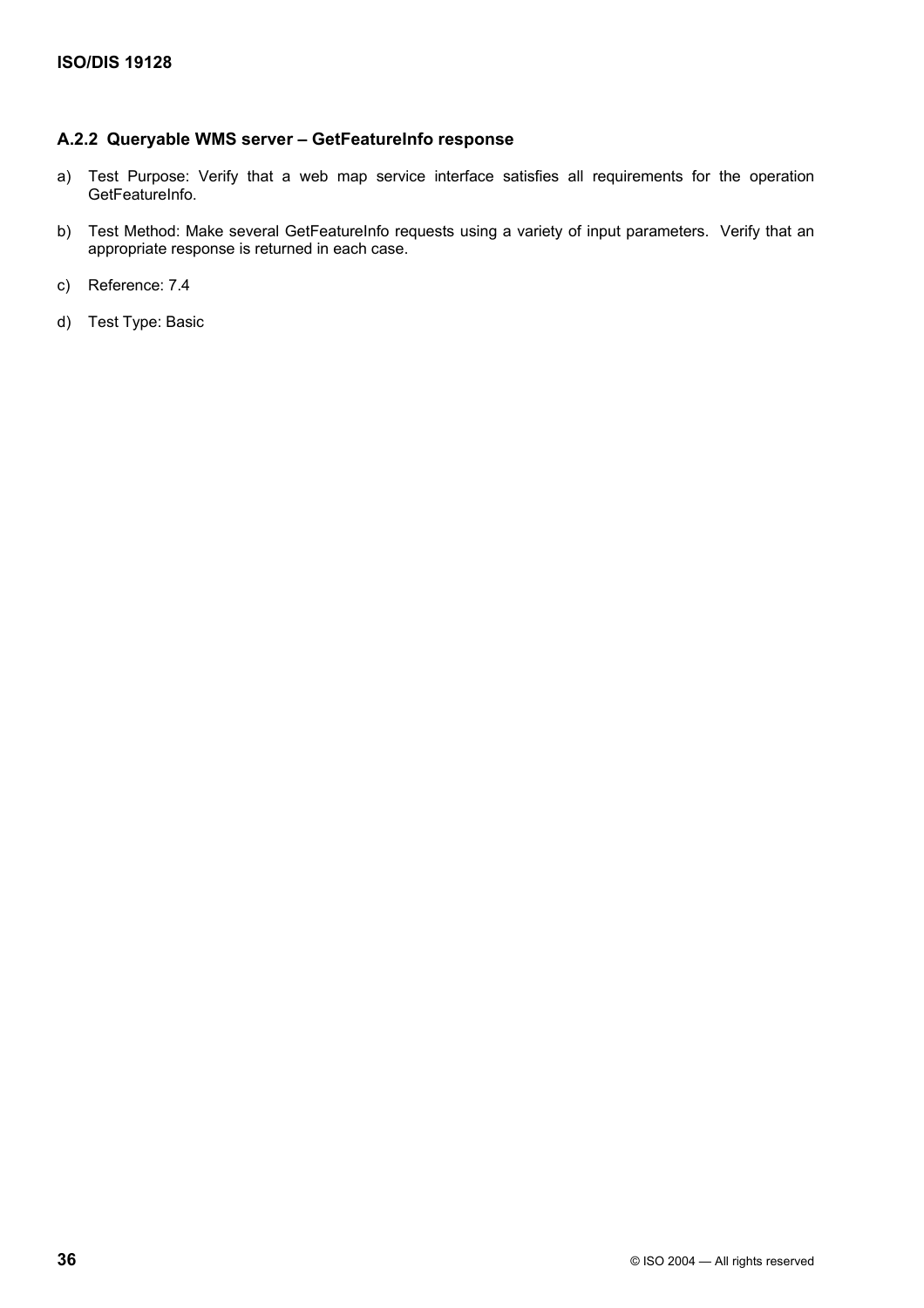### A.2.2 Queryable WMS server – GetFeatureInfo response

a) Test Purpose: Verify that a web map service interface satisfies all requirements for the operation GetFeatureInfo.

b) Test Method: Make several GetFeatureInfo requests using a variety of input parameters. Verify that an appropriate response is returned in each case.

c) Reference: 7.4

d) Test Type: Basic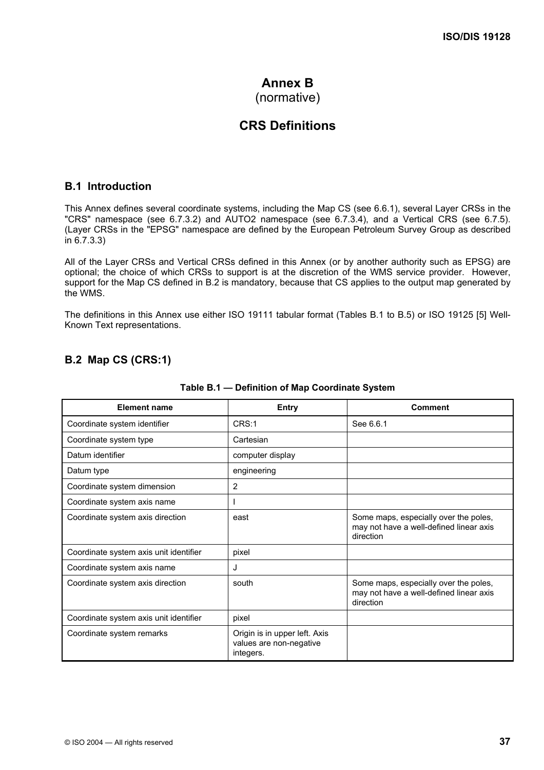# Annex B
(normative)

# CRS Definitions

## B.1 Introduction

This Annex defines several coordinate systems, including the Map CS (see 6.6.1), several Layer CRSs in the "CRS" namespace (see 6.7.3.2) and AUTO2 namespace (see 6.7.3.4), and a Vertical CRS (see 6.7.5). (Layer CRSs in the "EPSG" namespace are defined by the European Petroleum Survey Group as described in 6.7.3.3)

All of the Layer CRSs and Vertical CRSs defined in this Annex (or by another authority such as EPSG) are optional; the choice of which CRSs to support is at the discretion of the WMS service provider. However, support for the Map CS defined in B.2 is mandatory, because that CS applies to the output map generated by the WMS.

The definitions in this Annex use either ISO 19111 tabular format (Tables B.1 to B.5) or ISO 19125 [5] Well-Known Text representations.

## B.2 Map CS (CRS:1)

**Table B.1 — Definition of Map Coordinate System**

| Element name | Entry | Comment |
|---|---|---|
| Coordinate system identifier | CRS:1 | See 6.6.1 |
| Coordinate system type | Cartesian | |
| Datum identifier | computer display | |
| Datum type | engineering | |
| Coordinate system dimension | 2 | |
| Coordinate system axis name | I | |
| Coordinate system axis direction | east | Some maps, especially over the poles, may not have a well-defined linear axis direction |
| Coordinate system axis unit identifier | pixel | |
| Coordinate system axis name | J | |
| Coordinate system axis direction | south | Some maps, especially over the poles, may not have a well-defined linear axis direction |
| Coordinate system axis unit identifier | pixel | |
| Coordinate system remarks | Origin is in upper left. Axis values are non-negative integers. | |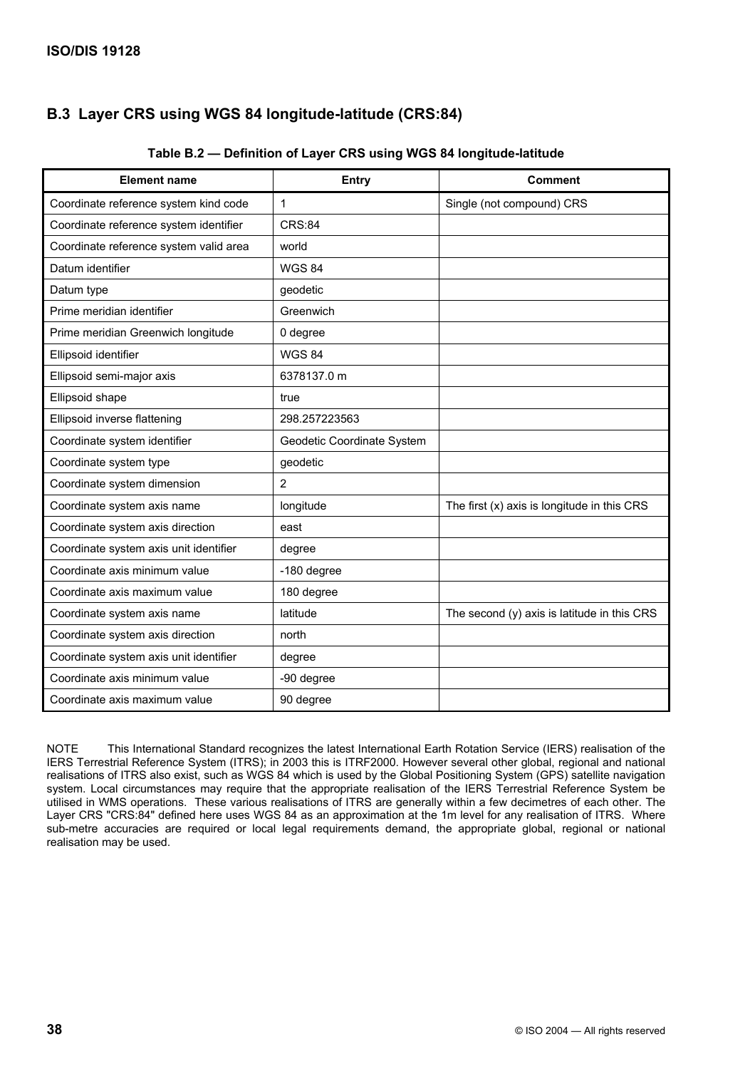## B.3 Layer CRS using WGS 84 longitude-latitude (CRS:84)

**Table B.2 — Definition of Layer CRS using WGS 84 longitude-latitude**

| Element name | Entry | Comment |
|---|---|---|
| Coordinate reference system kind code | 1 | Single (not compound) CRS |
| Coordinate reference system identifier | CRS:84 | |
| Coordinate reference system valid area | world | |
| Datum identifier | WGS 84 | |
| Datum type | geodetic | |
| Prime meridian identifier | Greenwich | |
| Prime meridian Greenwich longitude | 0 degree | |
| Ellipsoid identifier | WGS 84 | |
| Ellipsoid semi-major axis | 6378137.0 m | |
| Ellipsoid shape | true | |
| Ellipsoid inverse flattening | 298.257223563 | |
| Coordinate system identifier | Geodetic Coordinate System | |
| Coordinate system type | geodetic | |
| Coordinate system dimension | 2 | |
| Coordinate system axis name | longitude | The first (x) axis is longitude in this CRS |
| Coordinate system axis direction | east | |
| Coordinate system axis unit identifier | degree | |
| Coordinate axis minimum value | -180 degree | |
| Coordinate axis maximum value | 180 degree | |
| Coordinate system axis name | latitude | The second (y) axis is latitude in this CRS |
| Coordinate system axis direction | north | |
| Coordinate system axis unit identifier | degree | |
| Coordinate axis minimum value | -90 degree | |
| Coordinate axis maximum value | 90 degree | |

NOTE This International Standard recognizes the latest International Earth Rotation Service (IERS) realisation of the IERS Terrestrial Reference System (ITRS); in 2003 this is ITRF2000. However several other global, regional and national realisations of ITRS also exist, such as WGS 84 which is used by the Global Positioning System (GPS) satellite navigation system. Local circumstances may require that the appropriate realisation of the IERS Terrestrial Reference System be utilised in WMS operations. These various realisations of ITRS are generally within a few decimetres of each other. The Layer CRS "CRS:84" defined here uses WGS 84 as an approximation at the 1m level for any realisation of ITRS. Where sub-metre accuracies are required or local legal requirements demand, the appropriate global, regional or national realisation may be used.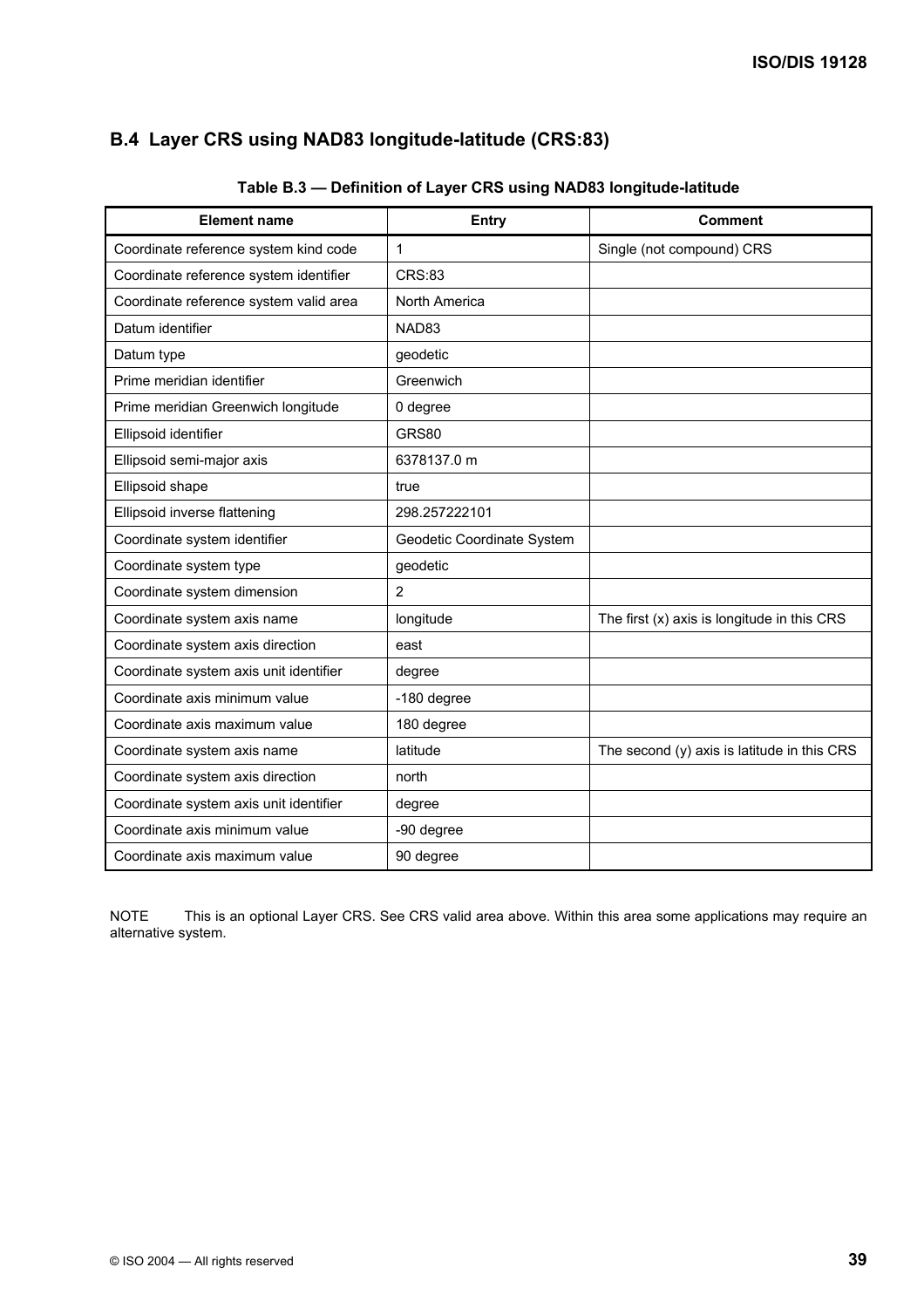## B.4 Layer CRS using NAD83 longitude-latitude (CRS:83)

**Table B.3 — Definition of Layer CRS using NAD83 longitude-latitude**

| Element name | Entry | Comment |
|---|---|---|
| Coordinate reference system kind code | 1 | Single (not compound) CRS |
| Coordinate reference system identifier | CRS:83 | |
| Coordinate reference system valid area | North America | |
| Datum identifier | NAD83 | |
| Datum type | geodetic | |
| Prime meridian identifier | Greenwich | |
| Prime meridian Greenwich longitude | 0 degree | |
| Ellipsoid identifier | GRS80 | |
| Ellipsoid semi-major axis | 6378137.0 m | |
| Ellipsoid shape | true | |
| Ellipsoid inverse flattening | 298.257222101 | |
| Coordinate system identifier | Geodetic Coordinate System | |
| Coordinate system type | geodetic | |
| Coordinate system dimension | 2 | |
| Coordinate system axis name | longitude | The first (x) axis is longitude in this CRS |
| Coordinate system axis direction | east | |
| Coordinate system axis unit identifier | degree | |
| Coordinate axis minimum value | -180 degree | |
| Coordinate axis maximum value | 180 degree | |
| Coordinate system axis name | latitude | The second (y) axis is latitude in this CRS |
| Coordinate system axis direction | north | |
| Coordinate system axis unit identifier | degree | |
| Coordinate axis minimum value | -90 degree | |
| Coordinate axis maximum value | 90 degree | |

NOTE This is an optional Layer CRS. See CRS valid area above. Within this area some applications may require an alternative system.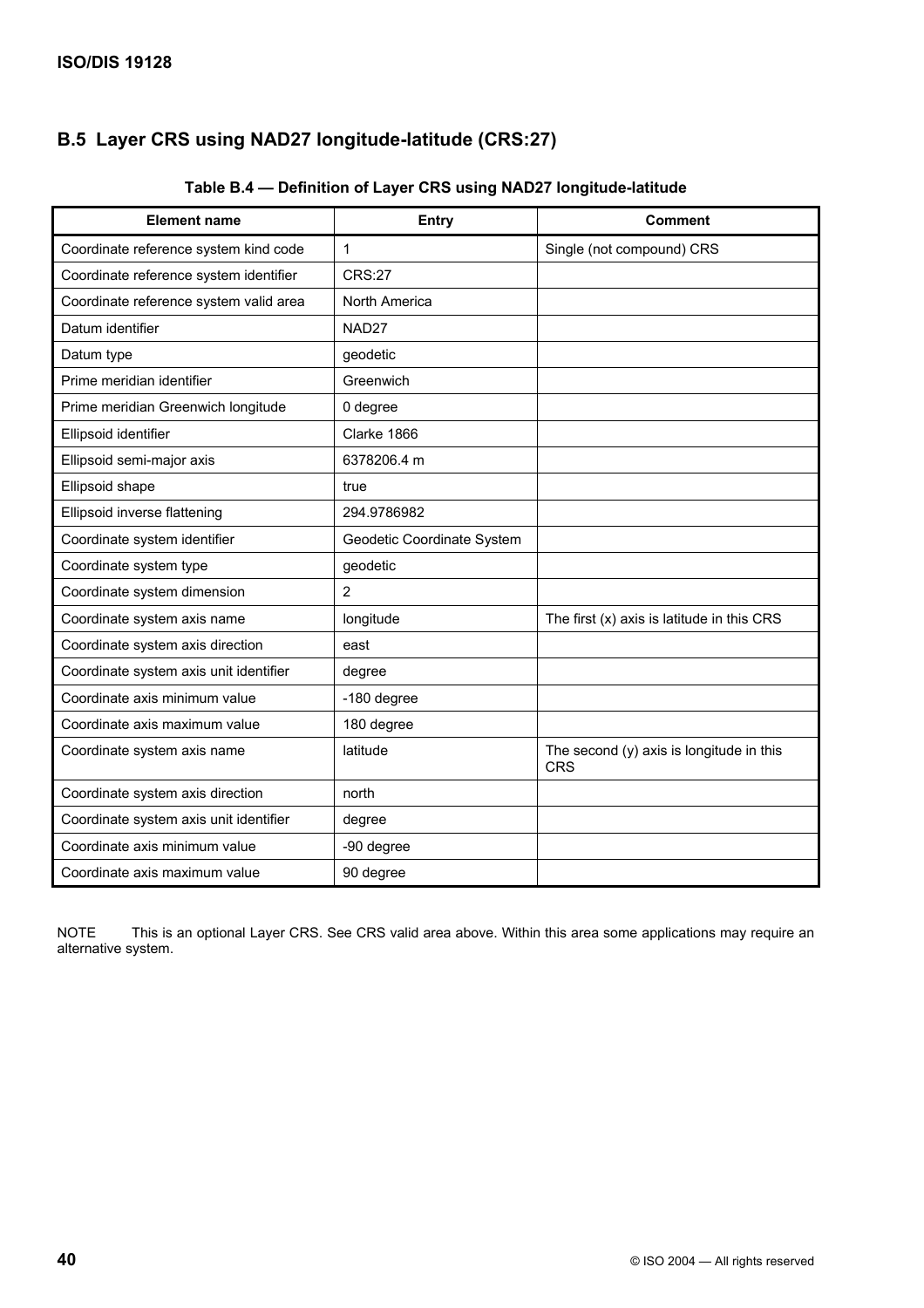## B.5 Layer CRS using NAD27 longitude-latitude (CRS:27)

**Table B.4 — Definition of Layer CRS using NAD27 longitude-latitude**

| Element name | Entry | Comment |
|---|---|---|
| Coordinate reference system kind code | 1 | Single (not compound) CRS |
| Coordinate reference system identifier | CRS:27 | |
| Coordinate reference system valid area | North America | |
| Datum identifier | NAD27 | |
| Datum type | geodetic | |
| Prime meridian identifier | Greenwich | |
| Prime meridian Greenwich longitude | 0 degree | |
| Ellipsoid identifier | Clarke 1866 | |
| Ellipsoid semi-major axis | 6378206.4 m | |
| Ellipsoid shape | true | |
| Ellipsoid inverse flattening | 294.9786982 | |
| Coordinate system identifier | Geodetic Coordinate System | |
| Coordinate system type | geodetic | |
| Coordinate system dimension | 2 | |
| Coordinate system axis name | longitude | The first (x) axis is latitude in this CRS |
| Coordinate system axis direction | east | |
| Coordinate system axis unit identifier | degree | |
| Coordinate axis minimum value | -180 degree | |
| Coordinate axis maximum value | 180 degree | |
| Coordinate system axis name | latitude | The second (y) axis is longitude in this CRS |
| Coordinate system axis direction | north | |
| Coordinate system axis unit identifier | degree | |
| Coordinate axis minimum value | -90 degree | |
| Coordinate axis maximum value | 90 degree | |

NOTE This is an optional Layer CRS. See CRS valid area above. Within this area some applications may require an alternative system.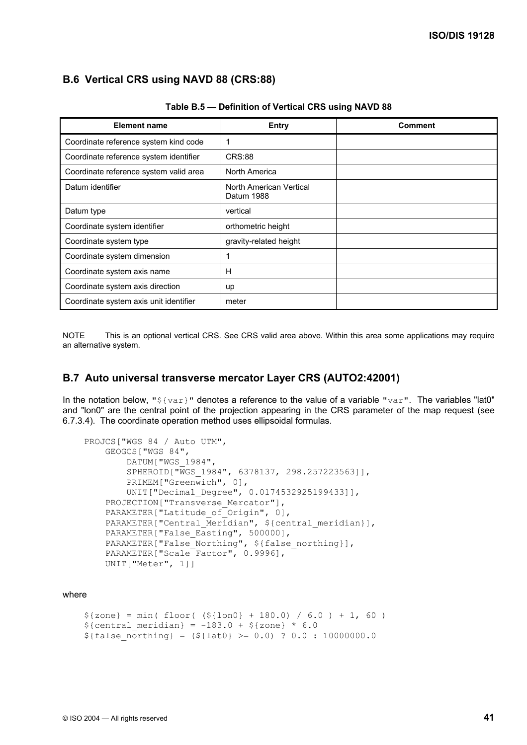## B.6 Vertical CRS using NAVD 88 (CRS:88)

**Table B.5 — Definition of Vertical CRS using NAVD 88**

| Element name | Entry | Comment |
| --- | --- | --- |
| Coordinate reference system kind code | 1 | |
| Coordinate reference system identifier | CRS:88 | |
| Coordinate reference system valid area | North America | |
| Datum identifier | North American Vertical Datum 1988 | |
| Datum type | vertical | |
| Coordinate system identifier | orthometric height | |
| Coordinate system type | gravity-related height | |
| Coordinate system dimension | 1 | |
| Coordinate system axis name | H | |
| Coordinate system axis direction | up | |
| Coordinate system axis unit identifier | meter | |

NOTE This is an optional vertical CRS. See CRS valid area above. Within this area some applications may require an alternative system.

## B.7 Auto universal transverse mercator Layer CRS (AUTO2:42001)

In the notation below, "`${var}`" denotes a reference to the value of a variable "`var`". The variables "lat0" and "lon0" are the central point of the projection appearing in the CRS parameter of the map request (see 6.7.3.4). The coordinate operation method uses ellipsoidal formulas.

```
PROJCS["WGS 84 / Auto UTM",
    GEOGCS["WGS 84",
        DATUM["WGS_1984",
        SPHEROID["WGS_1984", 6378137, 298.257223563]],
        PRIMEM["Greenwich", 0],
        UNIT["Decimal_Degree", 0.0174532925199433]],
    PROJECTION["Transverse_Mercator"],
    PARAMETER["Latitude_of_Origin", 0],
    PARAMETER["Central_Meridian", ${central_meridian}],
    PARAMETER["False_Easting", 500000],
    PARAMETER["False_Northing", ${false_northing}],
    PARAMETER["Scale_Factor", 0.9996],
    UNIT["Meter", 1]]
```

where

```
${zone} = min( floor( (${lon0} + 180.0) / 6.0 ) + 1, 60 )
${central_meridian} = -183.0 + ${zone} * 6.0
${false_northing} = (${lat0} >= 0.0) ? 0.0 : 10000000.0
```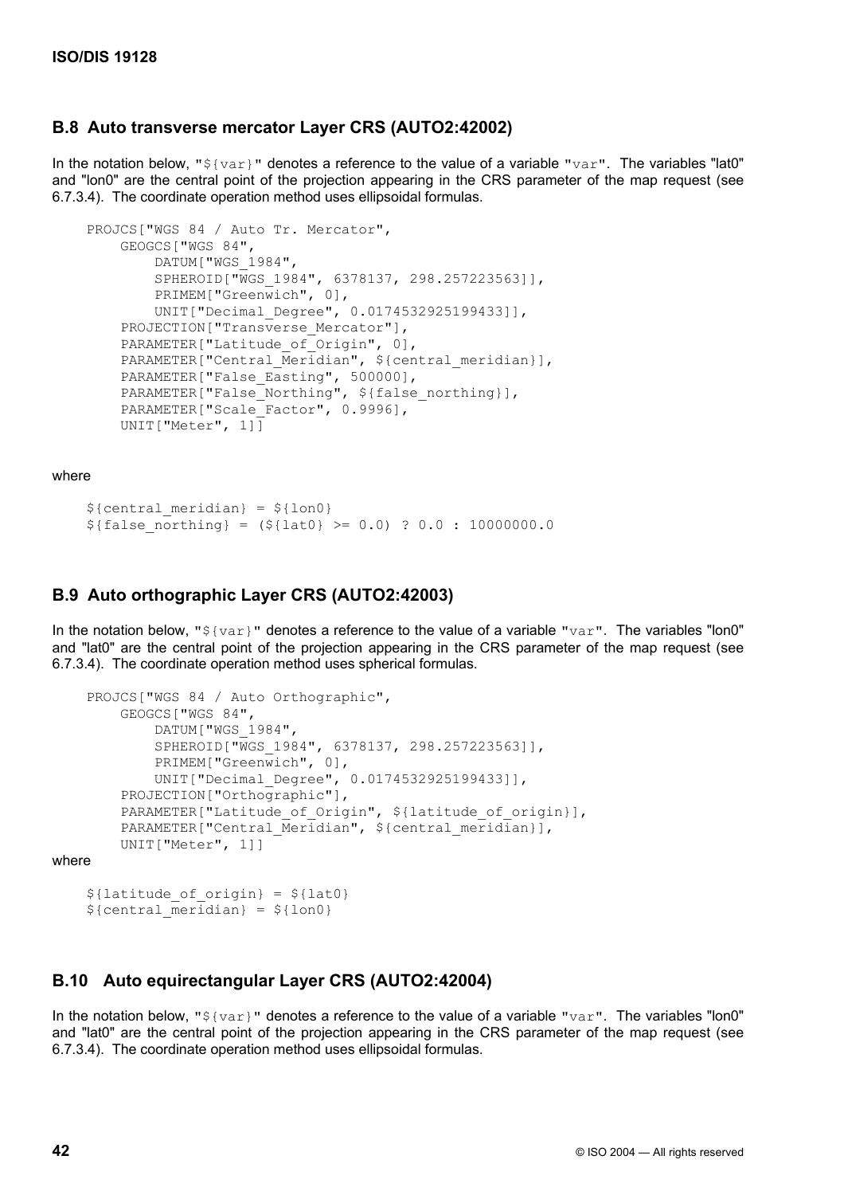## B.8 Auto transverse mercator Layer CRS (AUTO2:42002)

In the notation below, "`${var}`" denotes a reference to the value of a variable "`var`". The variables "lat0" and "lon0" are the central point of the projection appearing in the CRS parameter of the map request (see 6.7.3.4). The coordinate operation method uses ellipsoidal formulas.

```
PROJCS["WGS 84 / Auto Tr. Mercator",
    GEOGCS["WGS 84",
        DATUM["WGS_1984",
        SPHEROID["WGS_1984", 6378137, 298.257223563]],
        PRIMEM["Greenwich", 0],
        UNIT["Decimal_Degree", 0.0174532925199433]],
    PROJECTION["Transverse_Mercator"],
    PARAMETER["Latitude_of_Origin", 0],
    PARAMETER["Central_Meridian", ${central_meridian}],
    PARAMETER["False_Easting", 500000],
    PARAMETER["False_Northing", ${false_northing}],
    PARAMETER["Scale_Factor", 0.9996],
    UNIT["Meter", 1]]
```

where

```
${central_meridian} = ${lon0}
${false_northing} = (${lat0} >= 0.0) ? 0.0 : 10000000.0
```

## B.9 Auto orthographic Layer CRS (AUTO2:42003)

In the notation below, "`${var}`" denotes a reference to the value of a variable "`var`". The variables "lon0" and "lat0" are the central point of the projection appearing in the CRS parameter of the map request (see 6.7.3.4). The coordinate operation method uses spherical formulas.

```
PROJCS["WGS 84 / Auto Orthographic",
    GEOGCS["WGS 84",
        DATUM["WGS_1984",
        SPHEROID["WGS_1984", 6378137, 298.257223563]],
        PRIMEM["Greenwich", 0],
        UNIT["Decimal_Degree", 0.0174532925199433]],
    PROJECTION["Orthographic"],
    PARAMETER["Latitude_of_Origin", ${latitude_of_origin}],
    PARAMETER["Central_Meridian", ${central_meridian}],
    UNIT["Meter", 1]]
```

where

```
${latitude_of_origin} = ${lat0}
${central_meridian} = ${lon0}
```

## B.10 Auto equirectangular Layer CRS (AUTO2:42004)

In the notation below, "`${var}`" denotes a reference to the value of a variable "`var`". The variables "lon0" and "lat0" are the central point of the projection appearing in the CRS parameter of the map request (see 6.7.3.4). The coordinate operation method uses ellipsoidal formulas.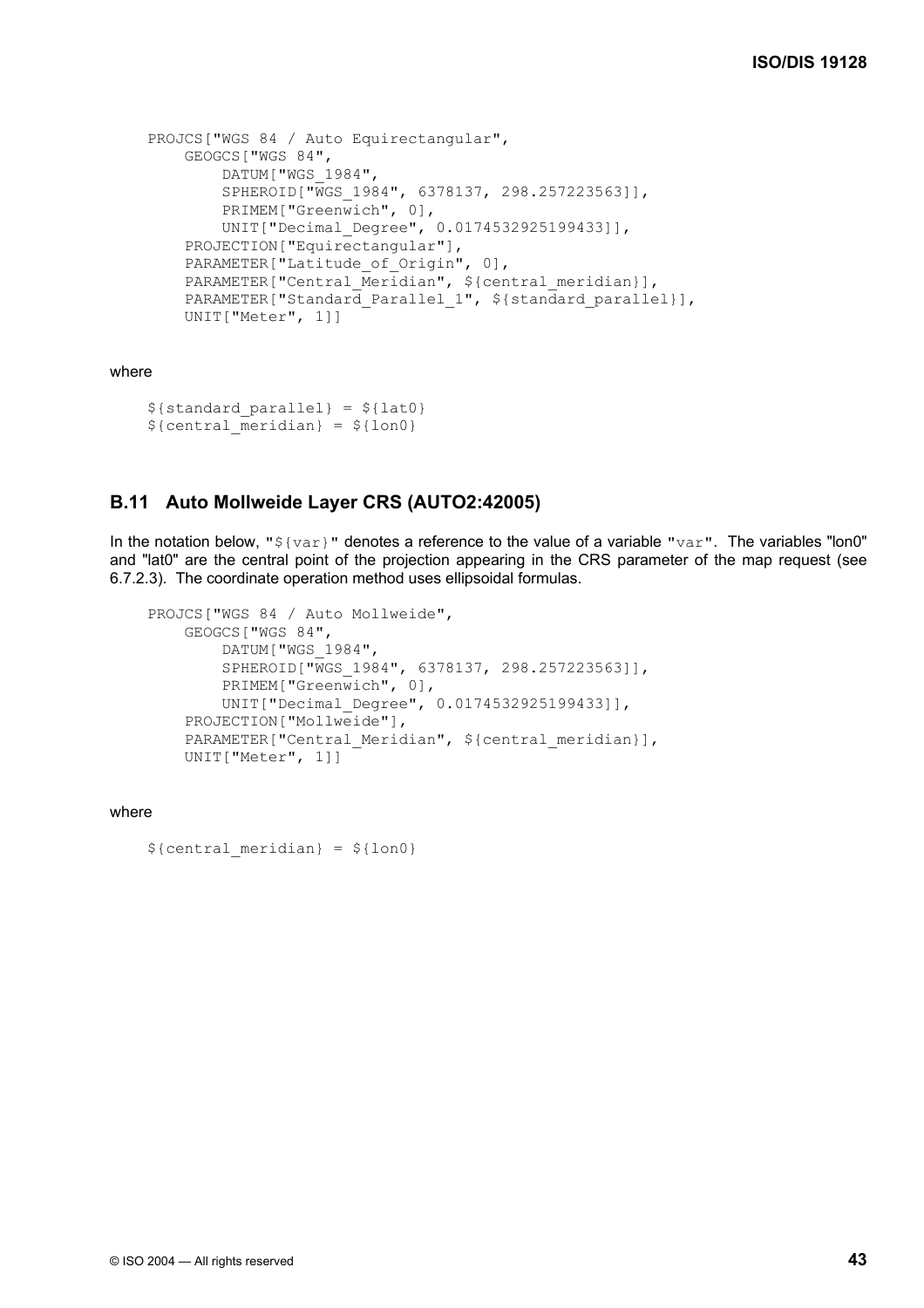```
PROJCS["WGS 84 / Auto Equirectangular",
    GEOGCS["WGS 84",
        DATUM["WGS_1984",
        SPHEROID["WGS_1984", 6378137, 298.257223563]],
        PRIMEM["Greenwich", 0],
        UNIT["Decimal_Degree", 0.0174532925199433]],
    PROJECTION["Equirectangular"],
    PARAMETER["Latitude_of_Origin", 0],
    PARAMETER["Central_Meridian", ${central_meridian}],
    PARAMETER["Standard_Parallel_1", ${standard_parallel}],
    UNIT["Meter", 1]]
```

where

```
${standard_parallel} = ${lat0}
${central_meridian} = ${lon0}
```

## B.11 Auto Mollweide Layer CRS (AUTO2:42005)

In the notation below, "${var}" denotes a reference to the value of a variable "var". The variables "lon0" and "lat0" are the central point of the projection appearing in the CRS parameter of the map request (see 6.7.2.3). The coordinate operation method uses ellipsoidal formulas.

```
PROJCS["WGS 84 / Auto Mollweide",
    GEOGCS["WGS 84",
        DATUM["WGS_1984",
        SPHEROID["WGS_1984", 6378137, 298.257223563]],
        PRIMEM["Greenwich", 0],
        UNIT["Decimal_Degree", 0.0174532925199433]],
    PROJECTION["Mollweide"],
    PARAMETER["Central_Meridian", ${central_meridian}],
    UNIT["Meter", 1]]
```

where

```
${central_meridian} = ${lon0}
```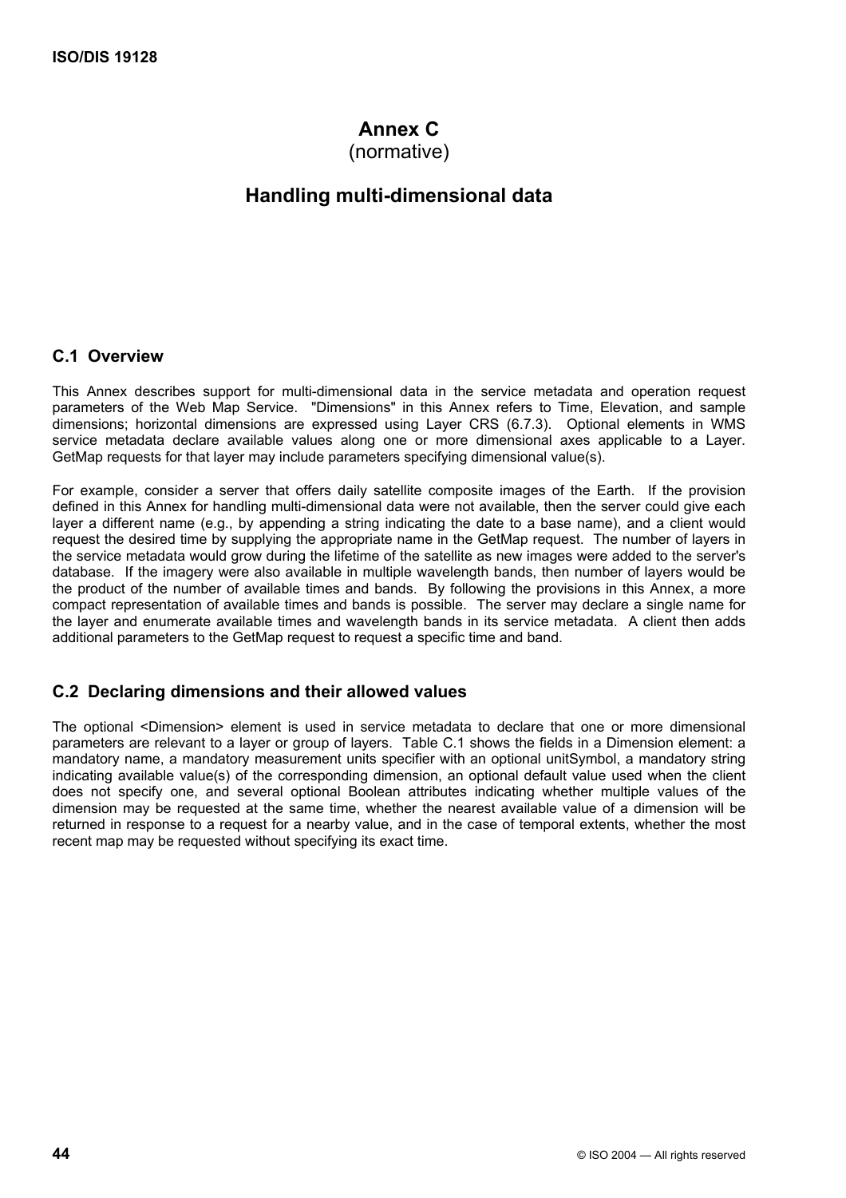# Annex C
(normative)

# Handling multi-dimensional data

## C.1 Overview

This Annex describes support for multi-dimensional data in the service metadata and operation request parameters of the Web Map Service. "Dimensions" in this Annex refers to Time, Elevation, and sample dimensions; horizontal dimensions are expressed using Layer CRS (6.7.3). Optional elements in WMS service metadata declare available values along one or more dimensional axes applicable to a Layer. GetMap requests for that layer may include parameters specifying dimensional value(s).

For example, consider a server that offers daily satellite composite images of the Earth. If the provision defined in this Annex for handling multi-dimensional data were not available, then the server could give each layer a different name (e.g., by appending a string indicating the date to a base name), and a client would request the desired time by supplying the appropriate name in the GetMap request. The number of layers in the service metadata would grow during the lifetime of the satellite as new images were added to the server's database. If the imagery were also available in multiple wavelength bands, then number of layers would be the product of the number of available times and bands. By following the provisions in this Annex, a more compact representation of available times and bands is possible. The server may declare a single name for the layer and enumerate available times and wavelength bands in its service metadata. A client then adds additional parameters to the GetMap request to request a specific time and band.

## C.2 Declaring dimensions and their allowed values

The optional <Dimension> element is used in service metadata to declare that one or more dimensional parameters are relevant to a layer or group of layers. Table C.1 shows the fields in a Dimension element: a mandatory name, a mandatory measurement units specifier with an optional unitSymbol, a mandatory string indicating available value(s) of the corresponding dimension, an optional default value used when the client does not specify one, and several optional Boolean attributes indicating whether multiple values of the dimension may be requested at the same time, whether the nearest available value of a dimension will be returned in response to a request for a nearby value, and in the case of temporal extents, whether the most recent map may be requested without specifying its exact time.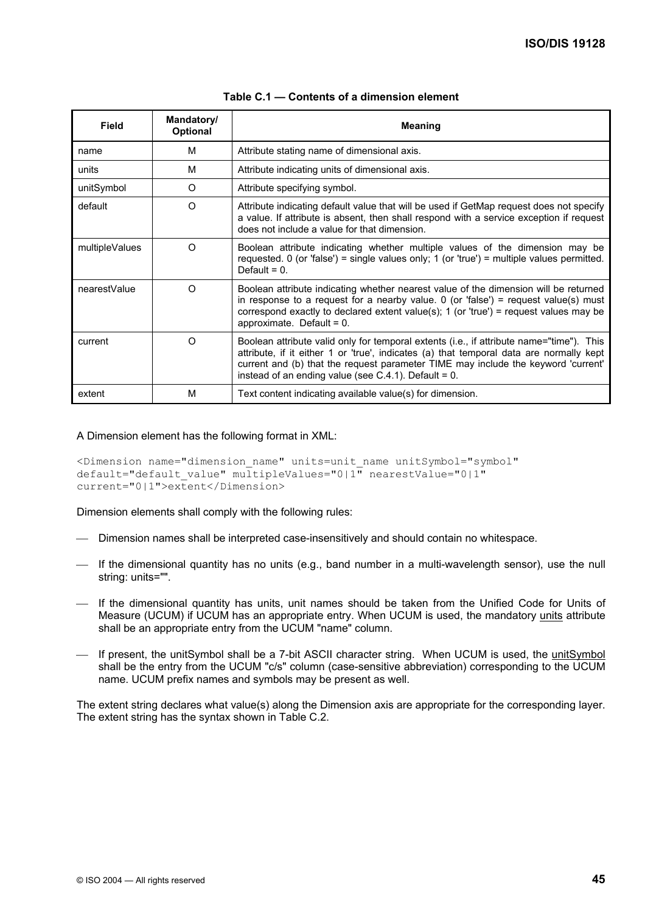**Table C.1 — Contents of a dimension element**

| Field | Mandatory/ Optional | Meaning |
|---|---|---|
| name | M | Attribute stating name of dimensional axis. |
| units | M | Attribute indicating units of dimensional axis. |
| unitSymbol | O | Attribute specifying symbol. |
| default | O | Attribute indicating default value that will be used if GetMap request does not specify a value. If attribute is absent, then shall respond with a service exception if request does not include a value for that dimension. |
| multipleValues | O | Boolean attribute indicating whether multiple values of the dimension may be requested. 0 (or 'false') = single values only; 1 (or 'true') = multiple values permitted. Default = 0. |
| nearestValue | O | Boolean attribute indicating whether nearest value of the dimension will be returned in response to a request for a nearby value. 0 (or 'false') = request value(s) must correspond exactly to declared extent value(s); 1 (or 'true') = request values may be approximate. Default = 0. |
| current | O | Boolean attribute valid only for temporal extents (i.e., if attribute name="time"). This attribute, if it either 1 or 'true', indicates (a) that temporal data are normally kept current and (b) that the request parameter TIME may include the keyword 'current' instead of an ending value (see C.4.1). Default = 0. |
| extent | M | Text content indicating available value(s) for dimension. |

A Dimension element has the following format in XML:

```
<Dimension name="dimension_name" units=unit_name unitSymbol="symbol"
default="default_value" multipleValues="0|1" nearestValue="0|1"
current="0|1">extent</Dimension>
```

Dimension elements shall comply with the following rules:

- Dimension names shall be interpreted case-insensitively and should contain no whitespace.
- If the dimensional quantity has no units (e.g., band number in a multi-wavelength sensor), use the null string: units="".
- If the dimensional quantity has units, unit names should be taken from the Unified Code for Units of Measure (UCUM) if UCUM has an appropriate entry. When UCUM is used, the mandatory units attribute shall be an appropriate entry from the UCUM "name" column.
- If present, the unitSymbol shall be a 7-bit ASCII character string. When UCUM is used, the unitSymbol shall be the entry from the UCUM "c/s" column (case-sensitive abbreviation) corresponding to the UCUM name. UCUM prefix names and symbols may be present as well.

The extent string declares what value(s) along the Dimension axis are appropriate for the corresponding layer. The extent string has the syntax shown in Table C.2.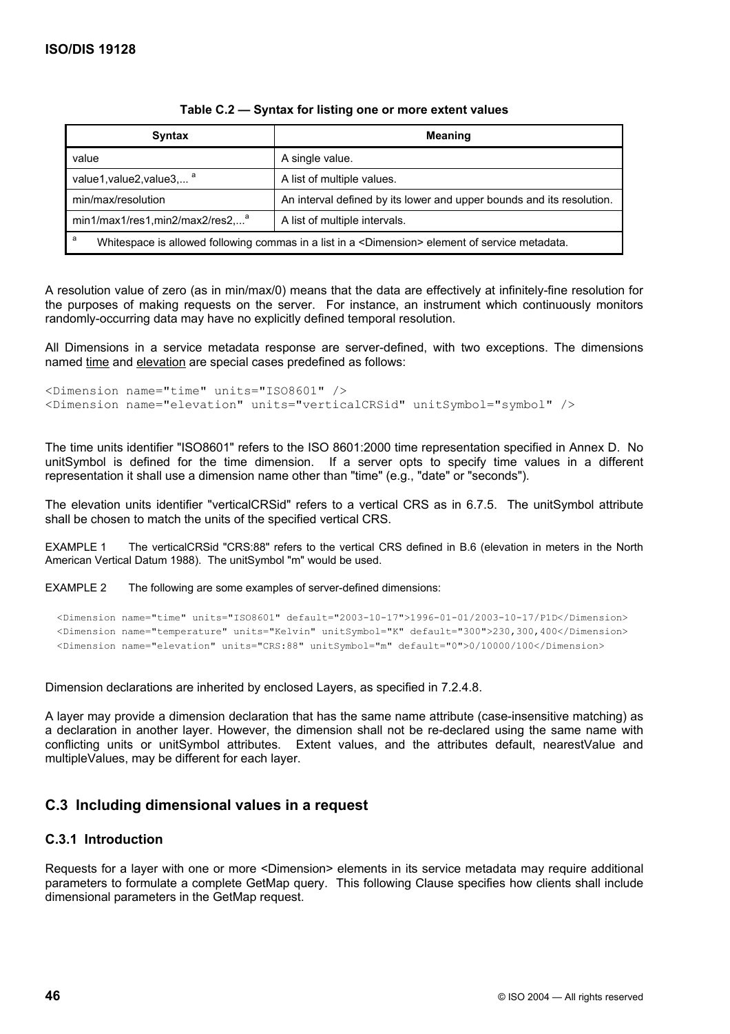**Table C.2 — Syntax for listing one or more extent values**

| Syntax | Meaning |
| --- | --- |
| value | A single value. |
| value1,value2,value3,... [a] | A list of multiple values. |
| min/max/resolution | An interval defined by its lower and upper bounds and its resolution. |
| min1/max1/res1,min2/max2/res2,...[a] | A list of multiple intervals. |
| [a] Whitespace is allowed following commas in a list in a <Dimension> element of service metadata. | |

A resolution value of zero (as in min/max/0) means that the data are effectively at infinitely-fine resolution for the purposes of making requests on the server. For instance, an instrument which continuously monitors randomly-occurring data may have no explicitly defined temporal resolution.

All Dimensions in a service metadata response are server-defined, with two exceptions. The dimensions named time and elevation are special cases predefined as follows:

```
<Dimension name="time" units="ISO8601" />
<Dimension name="elevation" units="verticalCRSid" unitSymbol="symbol" />
```

The time units identifier "ISO8601" refers to the ISO 8601:2000 time representation specified in Annex D. No unitSymbol is defined for the time dimension. If a server opts to specify time values in a different representation it shall use a dimension name other than "time" (e.g., "date" or "seconds").

The elevation units identifier "verticalCRSid" refers to a vertical CRS as in 6.7.5. The unitSymbol attribute shall be chosen to match the units of the specified vertical CRS.

EXAMPLE 1 The verticalCRSid "CRS:88" refers to the vertical CRS defined in B.6 (elevation in meters in the North American Vertical Datum 1988). The unitSymbol "m" would be used.

EXAMPLE 2 The following are some examples of server-defined dimensions:

```
<Dimension name="time" units="ISO8601" default="2003-10-17">1996-01-01/2003-10-17/P1D</Dimension>
<Dimension name="temperature" units="Kelvin" unitSymbol="K" default="300">230,300,400</Dimension>
<Dimension name="elevation" units="CRS:88" unitSymbol="m" default="0">0/10000/100</Dimension>
```

Dimension declarations are inherited by enclosed Layers, as specified in 7.2.4.8.

A layer may provide a dimension declaration that has the same name attribute (case-insensitive matching) as a declaration in another layer. However, the dimension shall not be re-declared using the same name with conflicting units or unitSymbol attributes. Extent values, and the attributes default, nearestValue and multipleValues, may be different for each layer.

## C.3 Including dimensional values in a request

### C.3.1 Introduction

Requests for a layer with one or more <Dimension> elements in its service metadata may require additional parameters to formulate a complete GetMap query. This following Clause specifies how clients shall include dimensional parameters in the GetMap request.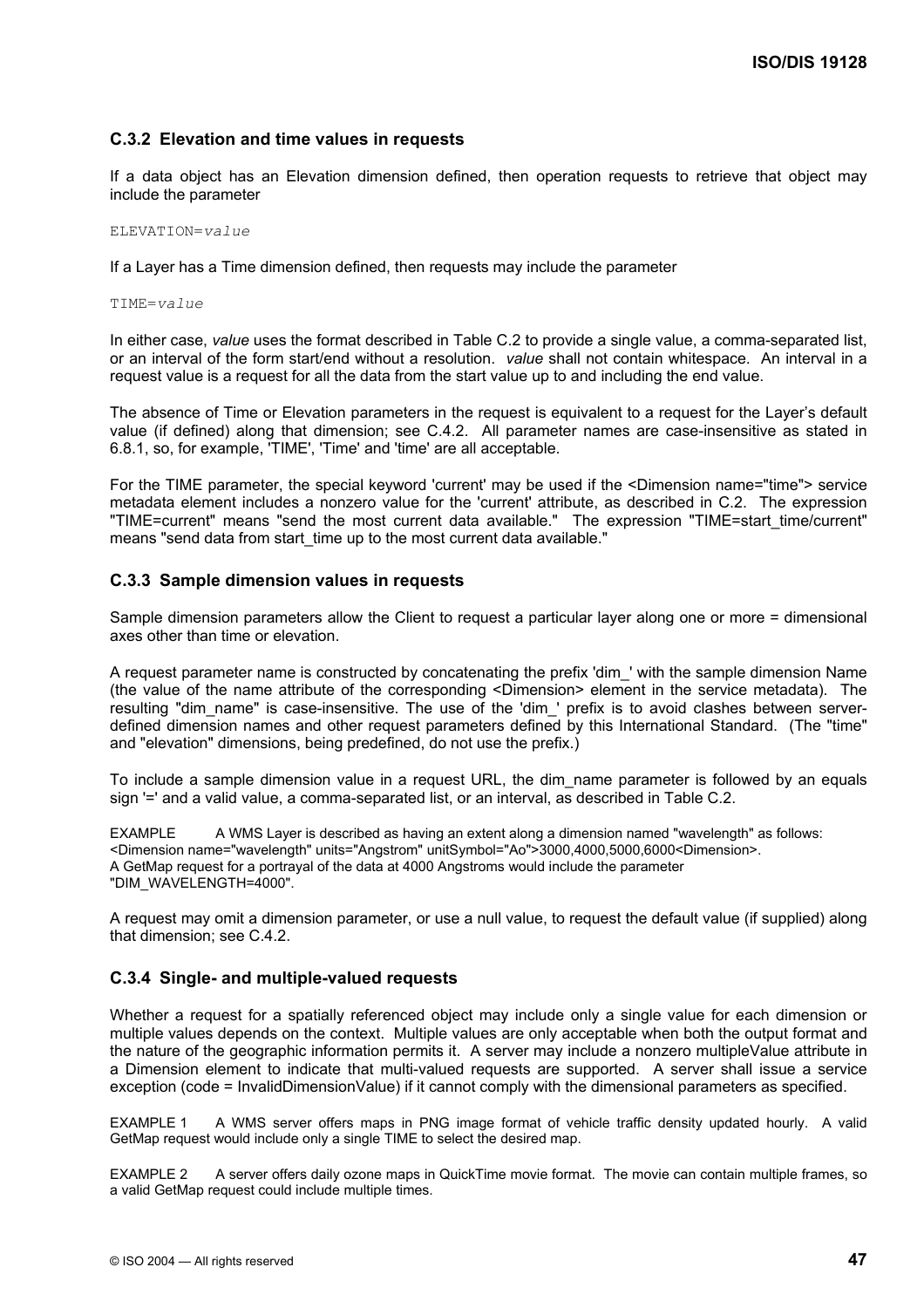### C.3.2 Elevation and time values in requests

If a data object has an Elevation dimension defined, then operation requests to retrieve that object may include the parameter

```
ELEVATION=value
```

If a Layer has a Time dimension defined, then requests may include the parameter

```
TIME=value
```

In either case, *value* uses the format described in Table C.2 to provide a single value, a comma-separated list, or an interval of the form start/end without a resolution. *value* shall not contain whitespace. An interval in a request value is a request for all the data from the start value up to and including the end value.

The absence of Time or Elevation parameters in the request is equivalent to a request for the Layer's default value (if defined) along that dimension; see C.4.2. All parameter names are case-insensitive as stated in 6.8.1, so, for example, 'TIME', 'Time' and 'time' are all acceptable.

For the TIME parameter, the special keyword 'current' may be used if the <Dimension name="time"> service metadata element includes a nonzero value for the 'current' attribute, as described in C.2. The expression "TIME=current" means "send the most current data available." The expression "TIME=start_time/current" means "send data from start_time up to the most current data available."

### C.3.3 Sample dimension values in requests

Sample dimension parameters allow the Client to request a particular layer along one or more = dimensional axes other than time or elevation.

A request parameter name is constructed by concatenating the prefix 'dim_' with the sample dimension Name (the value of the name attribute of the corresponding <Dimension> element in the service metadata). The resulting "dim_name" is case-insensitive. The use of the 'dim_' prefix is to avoid clashes between server-defined dimension names and other request parameters defined by this International Standard. (The "time" and "elevation" dimensions, being predefined, do not use the prefix.)

To include a sample dimension value in a request URL, the dim_name parameter is followed by an equals sign '=' and a valid value, a comma-separated list, or an interval, as described in Table C.2.

EXAMPLE A WMS Layer is described as having an extent along a dimension named "wavelength" as follows: <Dimension name="wavelength" units="Angstrom" unitSymbol="Ao">3000,4000,5000,6000<Dimension>. A GetMap request for a portrayal of the data at 4000 Angstroms would include the parameter "DIM_WAVELENGTH=4000".

A request may omit a dimension parameter, or use a null value, to request the default value (if supplied) along that dimension; see C.4.2.

### C.3.4 Single- and multiple-valued requests

Whether a request for a spatially referenced object may include only a single value for each dimension or multiple values depends on the context. Multiple values are only acceptable when both the output format and the nature of the geographic information permits it. A server may include a nonzero multipleValue attribute in a Dimension element to indicate that multi-valued requests are supported. A server shall issue a service exception (code = InvalidDimensionValue) if it cannot comply with the dimensional parameters as specified.

EXAMPLE 1 A WMS server offers maps in PNG image format of vehicle traffic density updated hourly. A valid GetMap request would include only a single TIME to select the desired map.

EXAMPLE 2 A server offers daily ozone maps in QuickTime movie format. The movie can contain multiple frames, so a valid GetMap request could include multiple times.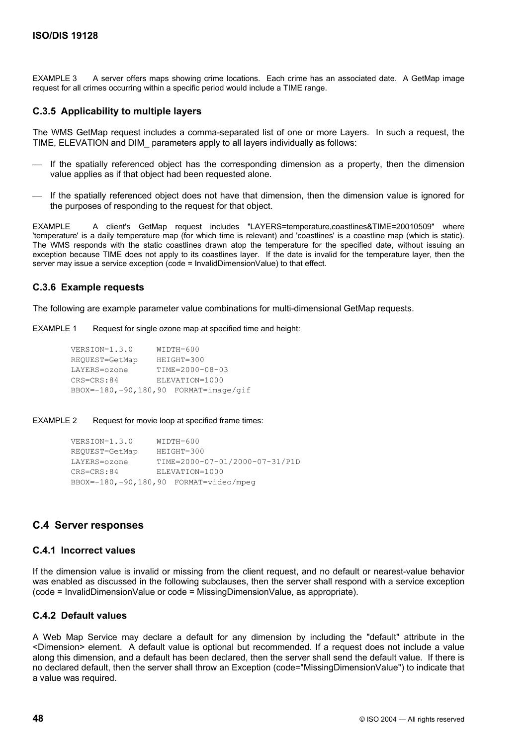EXAMPLE 3 A server offers maps showing crime locations. Each crime has an associated date. A GetMap image request for all crimes occurring within a specific period would include a TIME range.

### C.3.5 Applicability to multiple layers

The WMS GetMap request includes a comma-separated list of one or more Layers. In such a request, the TIME, ELEVATION and DIM_ parameters apply to all layers individually as follows:

- If the spatially referenced object has the corresponding dimension as a property, then the dimension value applies as if that object had been requested alone.
- If the spatially referenced object does not have that dimension, then the dimension value is ignored for the purposes of responding to the request for that object.

EXAMPLE A client's GetMap request includes "LAYERS=temperature,coastlines&TIME=20010509" where 'temperature' is a daily temperature map (for which time is relevant) and 'coastlines' is a coastline map (which is static). The WMS responds with the static coastlines drawn atop the temperature for the specified date, without issuing an exception because TIME does not apply to its coastlines layer. If the date is invalid for the temperature layer, then the server may issue a service exception (code = InvalidDimensionValue) to that effect.

### C.3.6 Example requests

The following are example parameter value combinations for multi-dimensional GetMap requests.

EXAMPLE 1 Request for single ozone map at specified time and height:

```
VERSION=1.3.0       WIDTH=600
REQUEST=GetMap      HEIGHT=300
LAYERS=ozone        TIME=2000-08-03
CRS=CRS:84          ELEVATION=1000
BBOX=-180,-90,180,90  FORMAT=image/gif
```

EXAMPLE 2 Request for movie loop at specified frame times:

```
VERSION=1.3.0       WIDTH=600
REQUEST=GetMap      HEIGHT=300
LAYERS=ozone        TIME=2000-07-01/2000-07-31/P1D
CRS=CRS:84          ELEVATION=1000
BBOX=-180,-90,180,90  FORMAT=video/mpeg
```

## C.4 Server responses

### C.4.1 Incorrect values

If the dimension value is invalid or missing from the client request, and no default or nearest-value behavior was enabled as discussed in the following subclauses, then the server shall respond with a service exception (code = InvalidDimensionValue or code = MissingDimensionValue, as appropriate).

### C.4.2 Default values

A Web Map Service may declare a default for any dimension by including the "default" attribute in the <Dimension> element. A default value is optional but recommended. If a request does not include a value along this dimension, and a default has been declared, then the server shall send the default value. If there is no declared default, then the server shall throw an Exception (code="MissingDimensionValue") to indicate that a value was required.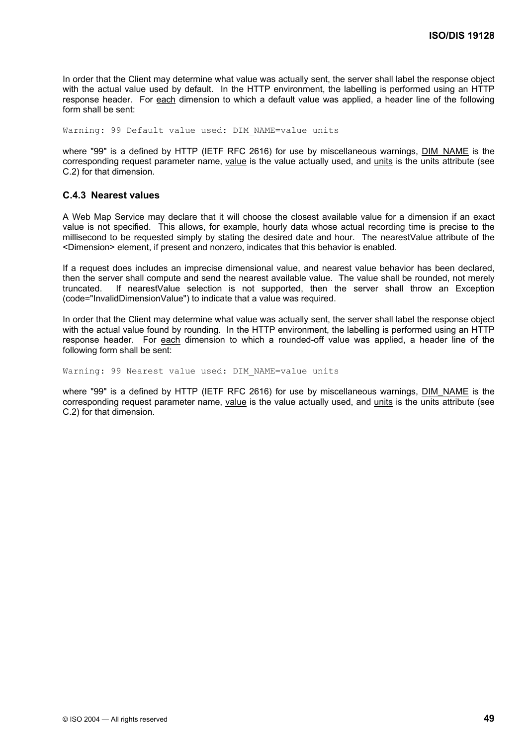In order that the Client may determine what value was actually sent, the server shall label the response object with the actual value used by default. In the HTTP environment, the labelling is performed using an HTTP response header. For each dimension to which a default value was applied, a header line of the following form shall be sent:

```
Warning: 99 Default value used: DIM_NAME=value units
```

where "99" is a defined by HTTP (IETF RFC 2616) for use by miscellaneous warnings, DIM_NAME is the corresponding request parameter name, value is the value actually used, and units is the units attribute (see C.2) for that dimension.

### C.4.3 Nearest values

A Web Map Service may declare that it will choose the closest available value for a dimension if an exact value is not specified. This allows, for example, hourly data whose actual recording time is precise to the millisecond to be requested simply by stating the desired date and hour. The nearestValue attribute of the <Dimension> element, if present and nonzero, indicates that this behavior is enabled.

If a request does includes an imprecise dimensional value, and nearest value behavior has been declared, then the server shall compute and send the nearest available value. The value shall be rounded, not merely truncated. If nearestValue selection is not supported, then the server shall throw an Exception (code="InvalidDimensionValue") to indicate that a value was required.

In order that the Client may determine what value was actually sent, the server shall label the response object with the actual value found by rounding. In the HTTP environment, the labelling is performed using an HTTP response header. For each dimension to which a rounded-off value was applied, a header line of the following form shall be sent:

```
Warning: 99 Nearest value used: DIM_NAME=value units
```

where "99" is a defined by HTTP (IETF RFC 2616) for use by miscellaneous warnings, DIM_NAME is the corresponding request parameter name, value is the value actually used, and units is the units attribute (see C.2) for that dimension.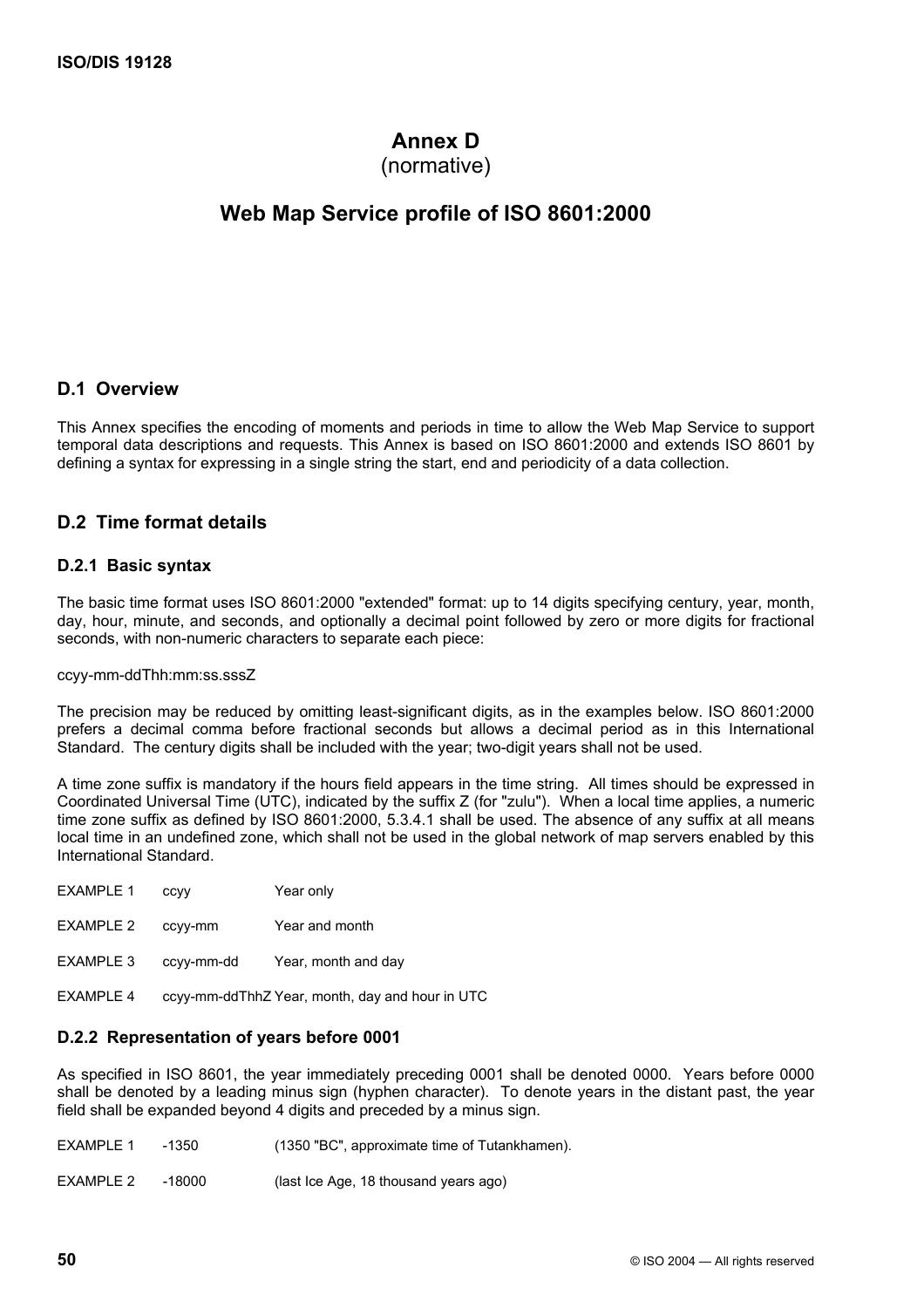# Annex D
(normative)

# Web Map Service profile of ISO 8601:2000

## D.1 Overview

This Annex specifies the encoding of moments and periods in time to allow the Web Map Service to support temporal data descriptions and requests. This Annex is based on ISO 8601:2000 and extends ISO 8601 by defining a syntax for expressing in a single string the start, end and periodicity of a data collection.

## D.2 Time format details

### D.2.1 Basic syntax

The basic time format uses ISO 8601:2000 "extended" format: up to 14 digits specifying century, year, month, day, hour, minute, and seconds, and optionally a decimal point followed by zero or more digits for fractional seconds, with non-numeric characters to separate each piece:

ccyy-mm-ddThh:mm:ss.sssZ

The precision may be reduced by omitting least-significant digits, as in the examples below. ISO 8601:2000 prefers a decimal comma before fractional seconds but allows a decimal period as in this International Standard. The century digits shall be included with the year; two-digit years shall not be used.

A time zone suffix is mandatory if the hours field appears in the time string. All times should be expressed in Coordinated Universal Time (UTC), indicated by the suffix Z (for "zulu"). When a local time applies, a numeric time zone suffix as defined by ISO 8601:2000, 5.3.4.1 shall be used. The absence of any suffix at all means local time in an undefined zone, which shall not be used in the global network of map servers enabled by this International Standard.

EXAMPLE 1 ccyy Year only

EXAMPLE 2 ccyy-mm Year and month

EXAMPLE 3 ccyy-mm-dd Year, month and day

EXAMPLE 4 ccyy-mm-ddThhZ Year, month, day and hour in UTC

### D.2.2 Representation of years before 0001

As specified in ISO 8601, the year immediately preceding 0001 shall be denoted 0000. Years before 0000 shall be denoted by a leading minus sign (hyphen character). To denote years in the distant past, the year field shall be expanded beyond 4 digits and preceded by a minus sign.

EXAMPLE 1 -1350 (1350 "BC", approximate time of Tutankhamen).

EXAMPLE 2 -18000 (last Ice Age, 18 thousand years ago)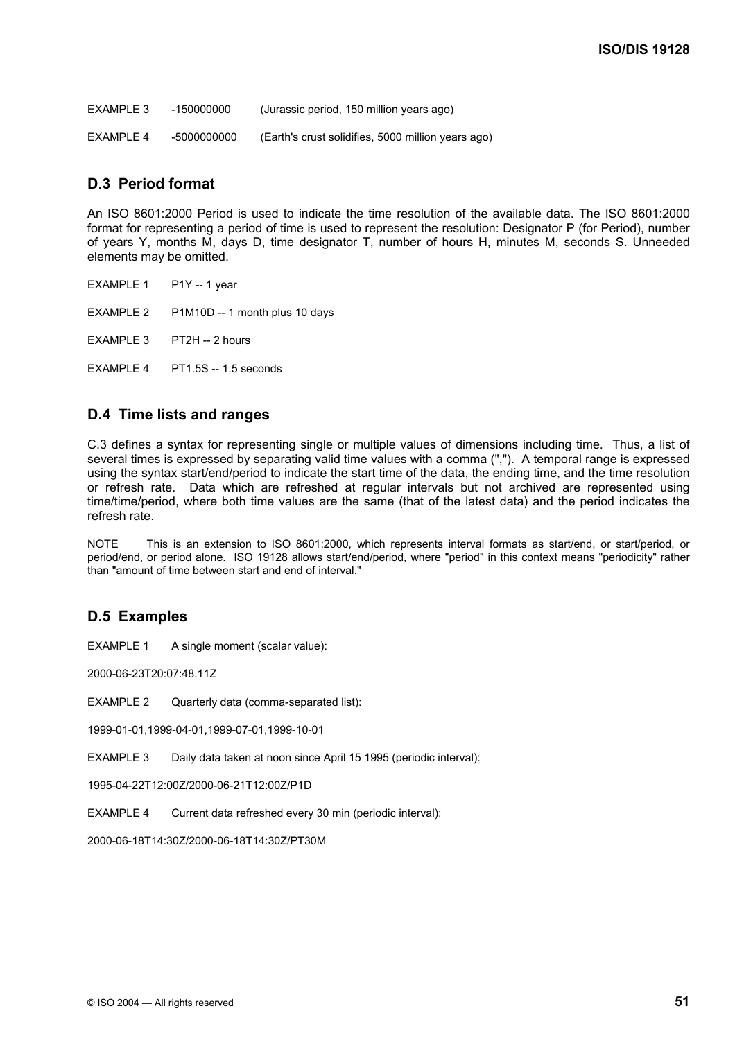EXAMPLE 3 -150000000 (Jurassic period, 150 million years ago)

EXAMPLE 4 -5000000000 (Earth's crust solidifies, 5000 million years ago)

## D.3 Period format

An ISO 8601:2000 Period is used to indicate the time resolution of the available data. The ISO 8601:2000 format for representing a period of time is used to represent the resolution: Designator P (for Period), number of years Y, months M, days D, time designator T, number of hours H, minutes M, seconds S. Unneeded elements may be omitted.

EXAMPLE 1 P1Y -- 1 year

EXAMPLE 2 P1M10D -- 1 month plus 10 days

EXAMPLE 3 PT2H -- 2 hours

EXAMPLE 4 PT1.5S -- 1.5 seconds

## D.4 Time lists and ranges

C.3 defines a syntax for representing single or multiple values of dimensions including time. Thus, a list of several times is expressed by separating valid time values with a comma (","). A temporal range is expressed using the syntax start/end/period to indicate the start time of the data, the ending time, and the time resolution or refresh rate. Data which are refreshed at regular intervals but not archived are represented using time/time/period, where both time values are the same (that of the latest data) and the period indicates the refresh rate.

NOTE This is an extension to ISO 8601:2000, which represents interval formats as start/end, or start/period, or period/end, or period alone. ISO 19128 allows start/end/period, where "period" in this context means "periodicity" rather than "amount of time between start and end of interval."

## D.5 Examples

EXAMPLE 1 A single moment (scalar value):

2000-06-23T20:07:48.11Z

EXAMPLE 2 Quarterly data (comma-separated list):

1999-01-01,1999-04-01,1999-07-01,1999-10-01

EXAMPLE 3 Daily data taken at noon since April 15 1995 (periodic interval):

1995-04-22T12:00Z/2000-06-21T12:00Z/P1D

EXAMPLE 4 Current data refreshed every 30 min (periodic interval):

2000-06-18T14:30Z/2000-06-18T14:30Z/PT30M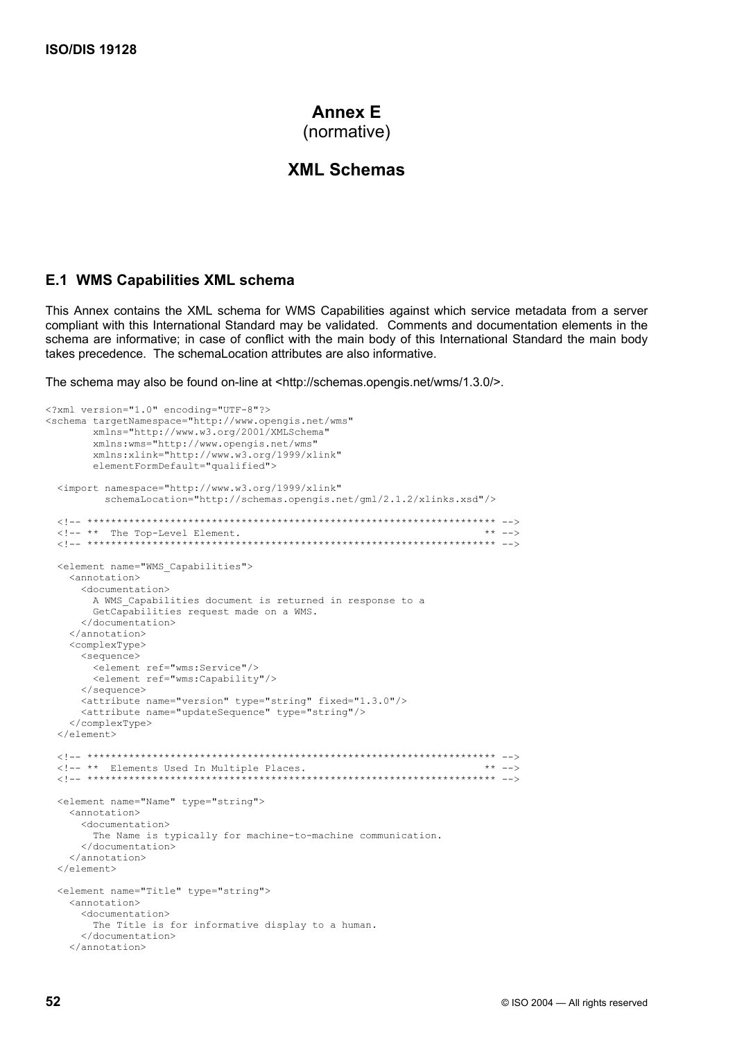# Annex E
(normative)

# XML Schemas

## E.1 WMS Capabilities XML schema

This Annex contains the XML schema for WMS Capabilities against which service metadata from a server compliant with this International Standard may be validated. Comments and documentation elements in the schema are informative; in case of conflict with the main body of this International Standard the main body takes precedence. The schemaLocation attributes are also informative.

The schema may also be found on-line at <http://schemas.opengis.net/wms/1.3.0/>.

```
<?xml version="1.0" encoding="UTF-8"?>
<schema targetNamespace="http://www.opengis.net/wms"
        xmlns="http://www.w3.org/2001/XMLSchema"
        xmlns:wms="http://www.opengis.net/wms"
        xmlns:xlink="http://www.w3.org/1999/xlink"
        elementFormDefault="qualified">

  <import namespace="http://www.w3.org/1999/xlink"
          schemaLocation="http://schemas.opengis.net/gml/2.1.2/xlinks.xsd"/>

  <!-- ********************************************************************* -->
  <!-- **  The Top-Level Element.                                        ** -->
  <!-- ********************************************************************* -->

  <element name="WMS_Capabilities">
    <annotation>
      <documentation>
        A WMS_Capabilities document is returned in response to a
        GetCapabilities request made on a WMS.
      </documentation>
    </annotation>
    <complexType>
      <sequence>
        <element ref="wms:Service"/>
        <element ref="wms:Capability"/>
      </sequence>
      <attribute name="version" type="string" fixed="1.3.0"/>
      <attribute name="updateSequence" type="string"/>
    </complexType>
  </element>

  <!-- ********************************************************************* -->
  <!-- **  Elements Used In Multiple Places.                             ** -->
  <!-- ********************************************************************* -->

  <element name="Name" type="string">
    <annotation>
      <documentation>
        The Name is typically for machine-to-machine communication.
      </documentation>
    </annotation>
  </element>

  <element name="Title" type="string">
    <annotation>
      <documentation>
        The Title is for informative display to a human.
      </documentation>
    </annotation>
```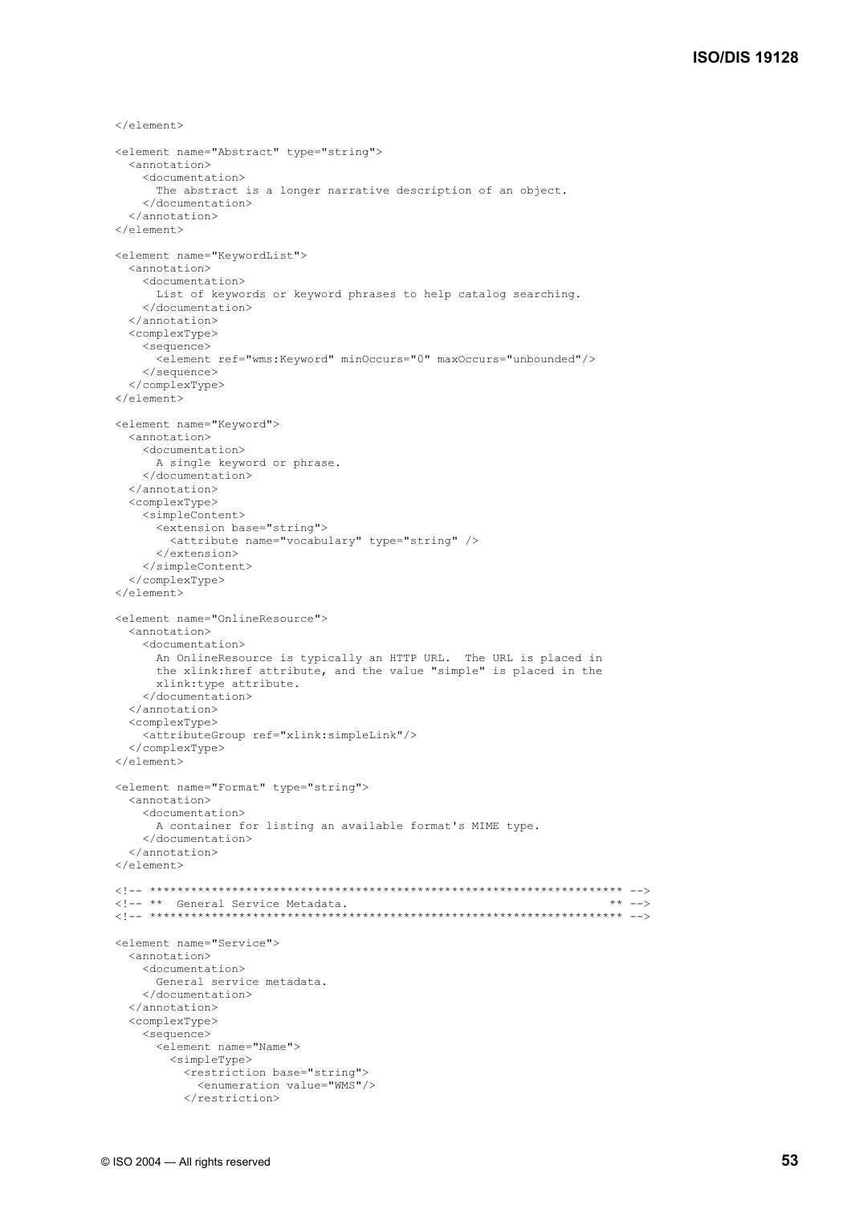```
  </element>

  <element name="Abstract" type="string">
    <annotation>
      <documentation>
        The abstract is a longer narrative description of an object.
      </documentation>
    </annotation>
  </element>

  <element name="KeywordList">
    <annotation>
      <documentation>
        List of keywords or keyword phrases to help catalog searching.
      </documentation>
    </annotation>
    <complexType>
      <sequence>
        <element ref="wms:Keyword" minOccurs="0" maxOccurs="unbounded"/>
      </sequence>
    </complexType>
  </element>

  <element name="Keyword">
    <annotation>
      <documentation>
        A single keyword or phrase.
      </documentation>
    </annotation>
    <complexType>
      <simpleContent>
        <extension base="string">
          <attribute name="vocabulary" type="string" />
        </extension>
      </simpleContent>
    </complexType>
  </element>

  <element name="OnlineResource">
    <annotation>
      <documentation>
        An OnlineResource is typically an HTTP URL.  The URL is placed in
        the xlink:href attribute, and the value "simple" is placed in the
        xlink:type attribute.
      </documentation>
    </annotation>
    <complexType>
      <attributeGroup ref="xlink:simpleLink"/>
    </complexType>
  </element>

  <element name="Format" type="string">
    <annotation>
      <documentation>
        A container for listing an available format's MIME type.
      </documentation>
    </annotation>
  </element>

  <!-- ********************************************************************* -->
  <!-- **  General Service Metadata.                                      ** -->
  <!-- ********************************************************************* -->

  <element name="Service">
    <annotation>
      <documentation>
        General service metadata.
      </documentation>
    </annotation>
    <complexType>
      <sequence>
        <element name="Name">
          <simpleType>
            <restriction base="string">
              <enumeration value="WMS"/>
            </restriction>
```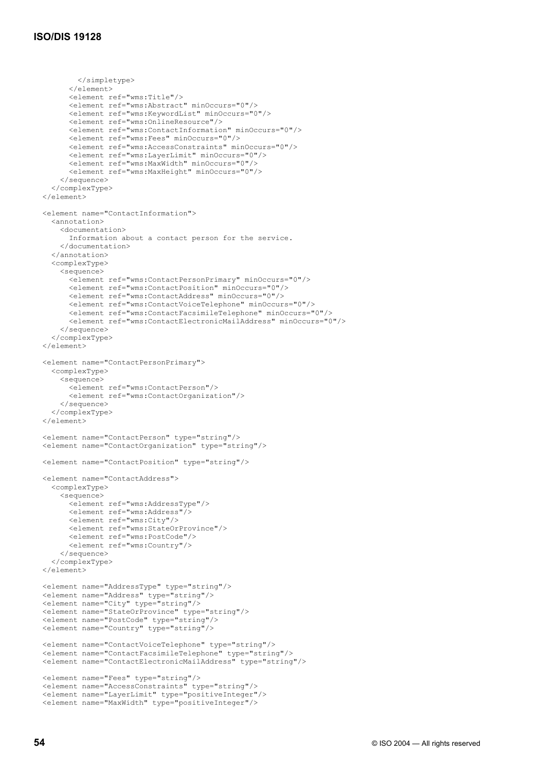```
        </simpletype>
      </element>
      <element ref="wms:Title"/>
      <element ref="wms:Abstract" minOccurs="0"/>
      <element ref="wms:KeywordList" minOccurs="0"/>
      <element ref="wms:OnlineResource"/>
      <element ref="wms:ContactInformation" minOccurs="0"/>
      <element ref="wms:Fees" minOccurs="0"/>
      <element ref="wms:AccessConstraints" minOccurs="0"/>
      <element ref="wms:LayerLimit" minOccurs="0"/>
      <element ref="wms:MaxWidth" minOccurs="0"/>
      <element ref="wms:MaxHeight" minOccurs="0"/>
    </sequence>
  </complexType>
</element>

<element name="ContactInformation">
  <annotation>
    <documentation>
      Information about a contact person for the service.
    </documentation>
  </annotation>
  <complexType>
    <sequence>
      <element ref="wms:ContactPersonPrimary" minOccurs="0"/>
      <element ref="wms:ContactPosition" minOccurs="0"/>
      <element ref="wms:ContactAddress" minOccurs="0"/>
      <element ref="wms:ContactVoiceTelephone" minOccurs="0"/>
      <element ref="wms:ContactFacsimileTelephone" minOccurs="0"/>
      <element ref="wms:ContactElectronicMailAddress" minOccurs="0"/>
    </sequence>
  </complexType>
</element>

<element name="ContactPersonPrimary">
  <complexType>
    <sequence>
      <element ref="wms:ContactPerson"/>
      <element ref="wms:ContactOrganization"/>
    </sequence>
  </complexType>
</element>

<element name="ContactPerson" type="string"/>
<element name="ContactOrganization" type="string"/>

<element name="ContactPosition" type="string"/>

<element name="ContactAddress">
  <complexType>
    <sequence>
      <element ref="wms:AddressType"/>
      <element ref="wms:Address"/>
      <element ref="wms:City"/>
      <element ref="wms:StateOrProvince"/>
      <element ref="wms:PostCode"/>
      <element ref="wms:Country"/>
    </sequence>
  </complexType>
</element>

<element name="AddressType" type="string"/>
<element name="Address" type="string"/>
<element name="City" type="string"/>
<element name="StateOrProvince" type="string"/>
<element name="PostCode" type="string"/>
<element name="Country" type="string"/>

<element name="ContactVoiceTelephone" type="string"/>
<element name="ContactFacsimileTelephone" type="string"/>
<element name="ContactElectronicMailAddress" type="string"/>

<element name="Fees" type="string"/>
<element name="AccessConstraints" type="string"/>
<element name="LayerLimit" type="positiveInteger"/>
<element name="MaxWidth" type="positiveInteger"/>
```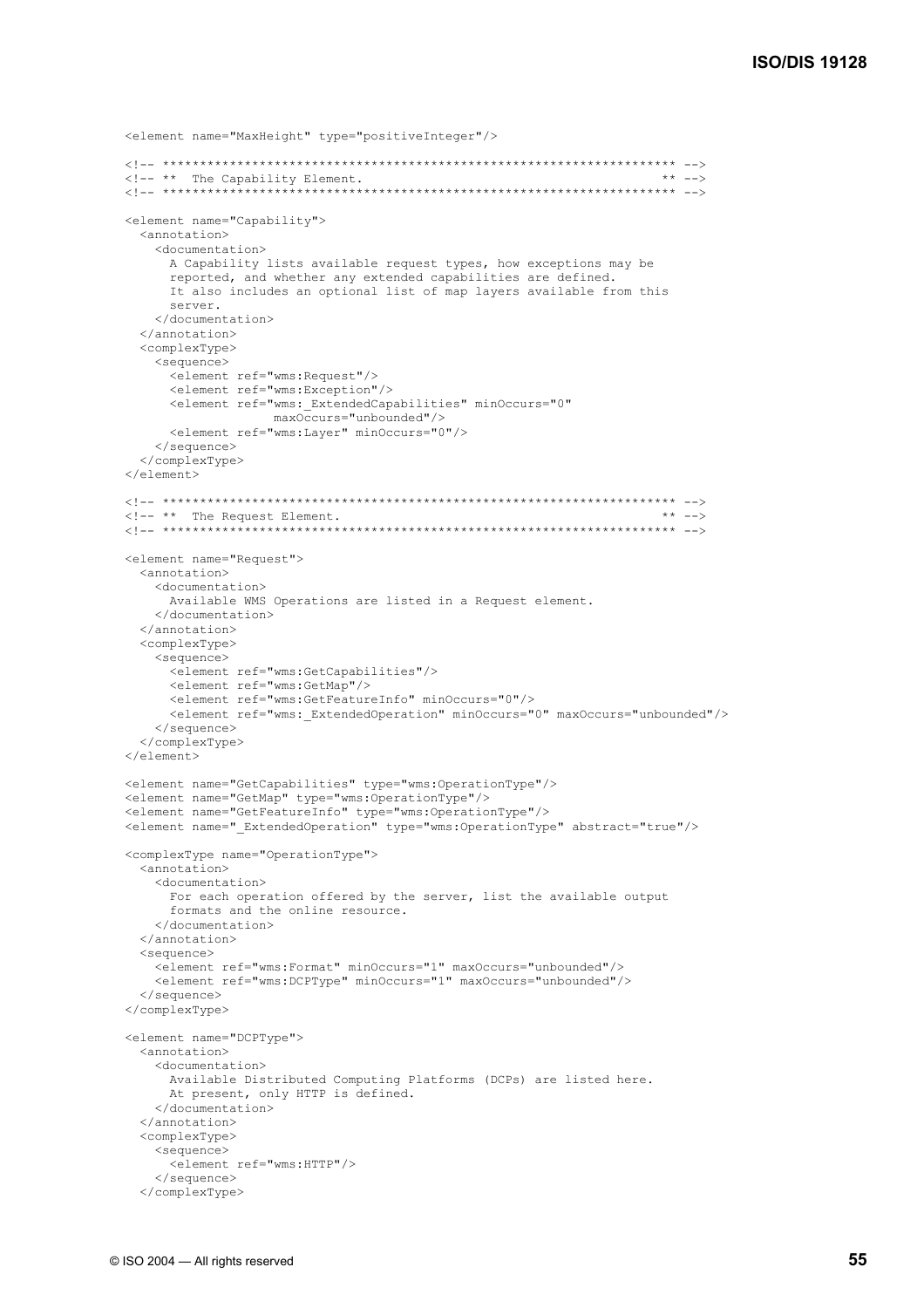```xml
<element name="MaxHeight" type="positiveInteger"/>

<!-- ********************************************************************* -->
<!-- **  The Capability Element.                                       ** -->
<!-- ********************************************************************* -->

<element name="Capability">
  <annotation>
    <documentation>
      A Capability lists available request types, how exceptions may be
      reported, and whether any extended capabilities are defined.
      It also includes an optional list of map layers available from this
      server.
    </documentation>
  </annotation>
  <complexType>
    <sequence>
      <element ref="wms:Request"/>
      <element ref="wms:Exception"/>
      <element ref="wms:_ExtendedCapabilities" minOccurs="0"
               maxOccurs="unbounded"/>
      <element ref="wms:Layer" minOccurs="0"/>
    </sequence>
  </complexType>
</element>

<!-- ********************************************************************* -->
<!-- **  The Request Element.                                          ** -->
<!-- ********************************************************************* -->

<element name="Request">
  <annotation>
    <documentation>
      Available WMS Operations are listed in a Request element.
    </documentation>
  </annotation>
  <complexType>
    <sequence>
      <element ref="wms:GetCapabilities"/>
      <element ref="wms:GetMap"/>
      <element ref="wms:GetFeatureInfo" minOccurs="0"/>
      <element ref="wms:_ExtendedOperation" minOccurs="0" maxOccurs="unbounded"/>
    </sequence>
  </complexType>
</element>

<element name="GetCapabilities" type="wms:OperationType"/>
<element name="GetMap" type="wms:OperationType"/>
<element name="GetFeatureInfo" type="wms:OperationType"/>
<element name="_ExtendedOperation" type="wms:OperationType" abstract="true"/>

<complexType name="OperationType">
  <annotation>
    <documentation>
      For each operation offered by the server, list the available output
      formats and the online resource.
    </documentation>
  </annotation>
  <sequence>
    <element ref="wms:Format" minOccurs="1" maxOccurs="unbounded"/>
    <element ref="wms:DCPType" minOccurs="1" maxOccurs="unbounded"/>
  </sequence>
</complexType>

<element name="DCPType">
  <annotation>
    <documentation>
      Available Distributed Computing Platforms (DCPs) are listed here.
      At present, only HTTP is defined.
    </documentation>
  </annotation>
  <complexType>
    <sequence>
      <element ref="wms:HTTP"/>
    </sequence>
  </complexType>
```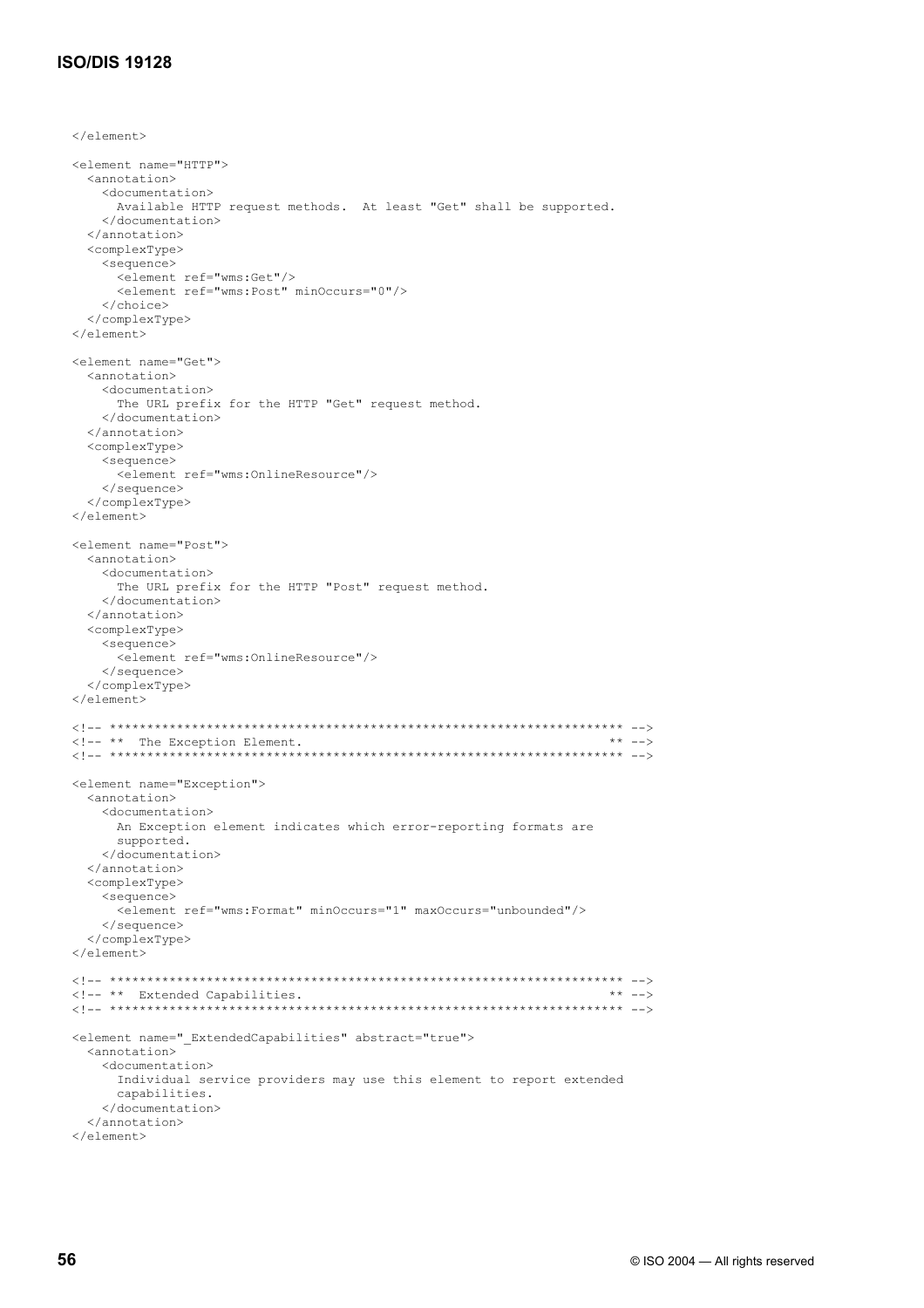```
  </element>

  <element name="HTTP">
    <annotation>
      <documentation>
        Available HTTP request methods.  At least "Get" shall be supported.
      </documentation>
    </annotation>
    <complexType>
      <sequence>
        <element ref="wms:Get"/>
        <element ref="wms:Post" minOccurs="0"/>
      </choice>
    </complexType>
  </element>

  <element name="Get">
    <annotation>
      <documentation>
        The URL prefix for the HTTP "Get" request method.
      </documentation>
    </annotation>
    <complexType>
      <sequence>
        <element ref="wms:OnlineResource"/>
      </sequence>
    </complexType>
  </element>

  <element name="Post">
    <annotation>
      <documentation>
        The URL prefix for the HTTP "Post" request method.
      </documentation>
    </annotation>
    <complexType>
      <sequence>
        <element ref="wms:OnlineResource"/>
      </sequence>
    </complexType>
  </element>

  <!-- ********************************************************************* -->
  <!-- **  The Exception Element.                                         ** -->
  <!-- ********************************************************************* -->

  <element name="Exception">
    <annotation>
      <documentation>
        An Exception element indicates which error-reporting formats are
        supported.
      </documentation>
    </annotation>
    <complexType>
      <sequence>
        <element ref="wms:Format" minOccurs="1" maxOccurs="unbounded"/>
      </sequence>
    </complexType>
  </element>

  <!-- ********************************************************************* -->
  <!-- **  Extended Capabilities.                                         ** -->
  <!-- ********************************************************************* -->

  <element name="_ExtendedCapabilities" abstract="true">
    <annotation>
      <documentation>
        Individual service providers may use this element to report extended
        capabilities.
      </documentation>
    </annotation>
  </element>
```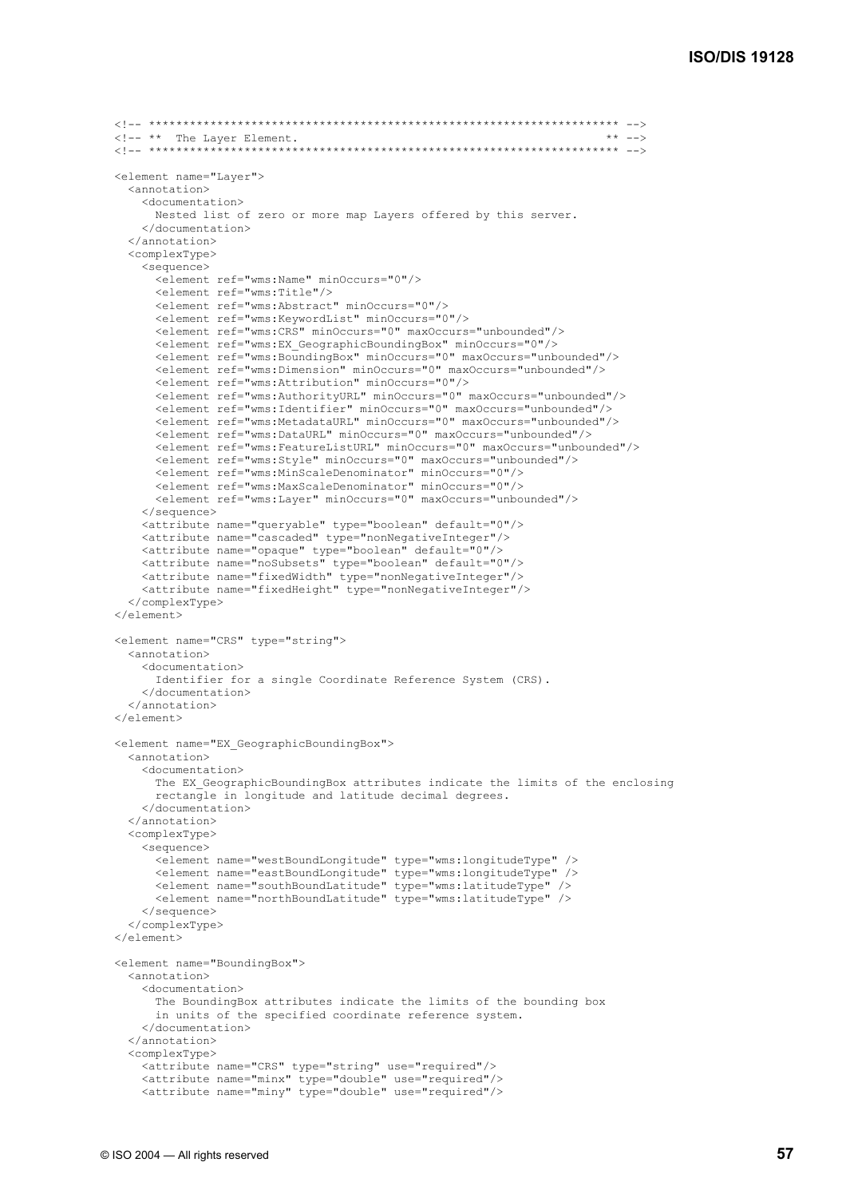```
<!-- ******************************************************************** -->
<!-- **  The Layer Element.                                            ** -->
<!-- ******************************************************************** -->

<element name="Layer">
  <annotation>
    <documentation>
      Nested list of zero or more map Layers offered by this server.
    </documentation>
  </annotation>
  <complexType>
    <sequence>
      <element ref="wms:Name" minOccurs="0"/>
      <element ref="wms:Title"/>
      <element ref="wms:Abstract" minOccurs="0"/>
      <element ref="wms:KeywordList" minOccurs="0"/>
      <element ref="wms:CRS" minOccurs="0" maxOccurs="unbounded"/>
      <element ref="wms:EX_GeographicBoundingBox" minOccurs="0"/>
      <element ref="wms:BoundingBox" minOccurs="0" maxOccurs="unbounded"/>
      <element ref="wms:Dimension" minOccurs="0" maxOccurs="unbounded"/>
      <element ref="wms:Attribution" minOccurs="0"/>
      <element ref="wms:AuthorityURL" minOccurs="0" maxOccurs="unbounded"/>
      <element ref="wms:Identifier" minOccurs="0" maxOccurs="unbounded"/>
      <element ref="wms:MetadataURL" minOccurs="0" maxOccurs="unbounded"/>
      <element ref="wms:DataURL" minOccurs="0" maxOccurs="unbounded"/>
      <element ref="wms:FeatureListURL" minOccurs="0" maxOccurs="unbounded"/>
      <element ref="wms:Style" minOccurs="0" maxOccurs="unbounded"/>
      <element ref="wms:MinScaleDenominator" minOccurs="0"/>
      <element ref="wms:MaxScaleDenominator" minOccurs="0"/>
      <element ref="wms:Layer" minOccurs="0" maxOccurs="unbounded"/>
    </sequence>
    <attribute name="queryable" type="boolean" default="0"/>
    <attribute name="cascaded" type="nonNegativeInteger"/>
    <attribute name="opaque" type="boolean" default="0"/>
    <attribute name="noSubsets" type="boolean" default="0"/>
    <attribute name="fixedWidth" type="nonNegativeInteger"/>
    <attribute name="fixedHeight" type="nonNegativeInteger"/>
  </complexType>
</element>

<element name="CRS" type="string">
  <annotation>
    <documentation>
      Identifier for a single Coordinate Reference System (CRS).
    </documentation>
  </annotation>
</element>

<element name="EX_GeographicBoundingBox">
  <annotation>
    <documentation>
      The EX_GeographicBoundingBox attributes indicate the limits of the enclosing
      rectangle in longitude and latitude decimal degrees.
    </documentation>
  </annotation>
  <complexType>
    <sequence>
      <element name="westBoundLongitude" type="wms:longitudeType" />
      <element name="eastBoundLongitude" type="wms:longitudeType" />
      <element name="southBoundLatitude" type="wms:latitudeType" />
      <element name="northBoundLatitude" type="wms:latitudeType" />
    </sequence>
  </complexType>
</element>

<element name="BoundingBox">
  <annotation>
    <documentation>
      The BoundingBox attributes indicate the limits of the bounding box
      in units of the specified coordinate reference system.
    </documentation>
  </annotation>
  <complexType>
    <attribute name="CRS" type="string" use="required"/>
    <attribute name="minx" type="double" use="required"/>
    <attribute name="miny" type="double" use="required"/>
```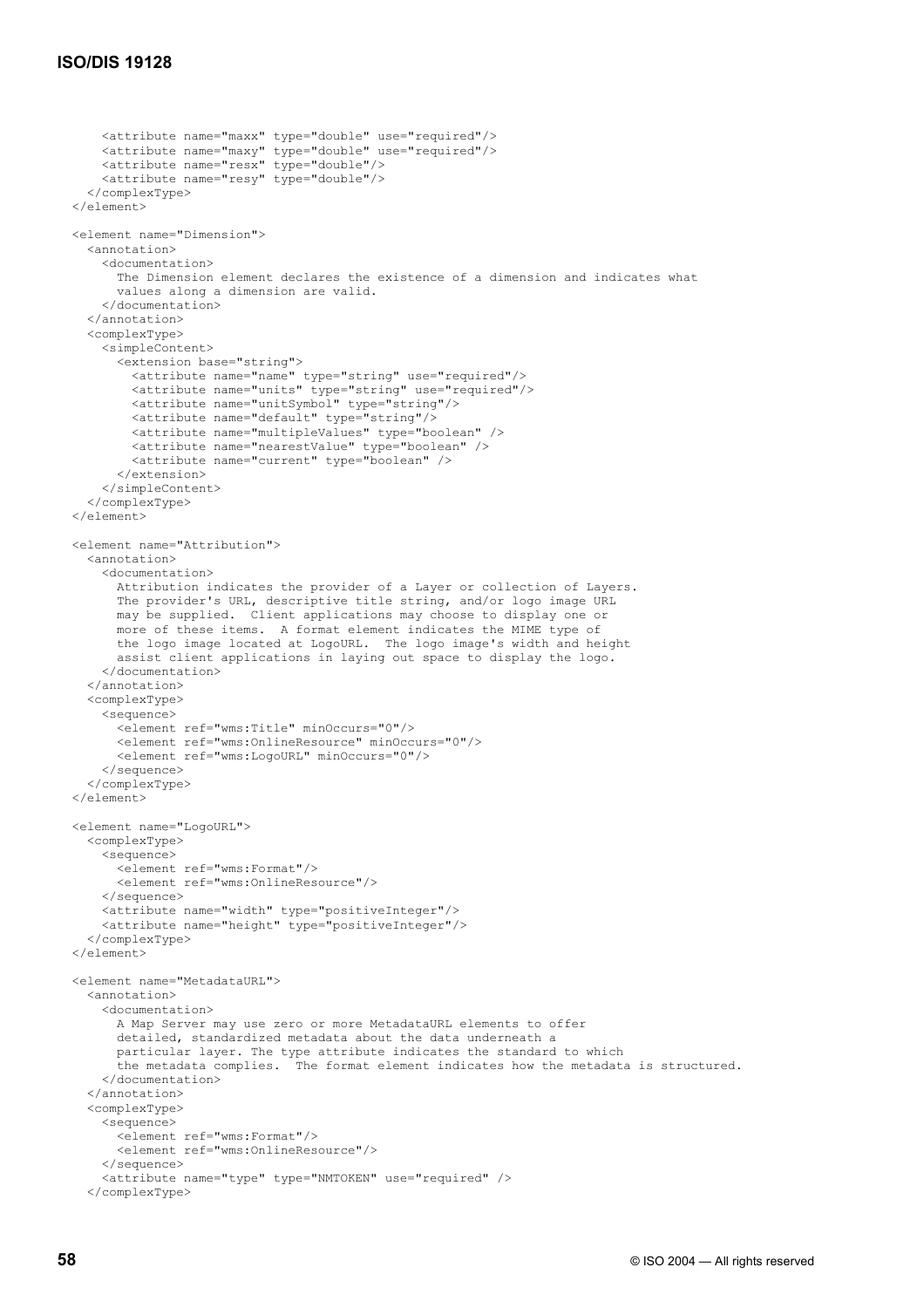```
      <attribute name="maxx" type="double" use="required"/>
      <attribute name="maxy" type="double" use="required"/>
      <attribute name="resx" type="double"/>
      <attribute name="resy" type="double"/>
    </complexType>
  </element>

  <element name="Dimension">
    <annotation>
      <documentation>
        The Dimension element declares the existence of a dimension and indicates what
        values along a dimension are valid.
      </documentation>
    </annotation>
    <complexType>
      <simpleContent>
        <extension base="string">
          <attribute name="name" type="string" use="required"/>
          <attribute name="units" type="string" use="required"/>
          <attribute name="unitSymbol" type="string"/>
          <attribute name="default" type="string"/>
          <attribute name="multipleValues" type="boolean" />
          <attribute name="nearestValue" type="boolean" />
          <attribute name="current" type="boolean" />
        </extension>
      </simpleContent>
    </complexType>
  </element>

  <element name="Attribution">
    <annotation>
      <documentation>
        Attribution indicates the provider of a Layer or collection of Layers.
        The provider's URL, descriptive title string, and/or logo image URL
        may be supplied.  Client applications may choose to display one or
        more of these items.  A format element indicates the MIME type of
        the logo image located at LogoURL.  The logo image's width and height
        assist client applications in laying out space to display the logo.
      </documentation>
    </annotation>
    <complexType>
      <sequence>
        <element ref="wms:Title" minOccurs="0"/>
        <element ref="wms:OnlineResource" minOccurs="0"/>
        <element ref="wms:LogoURL" minOccurs="0"/>
      </sequence>
    </complexType>
  </element>

  <element name="LogoURL">
    <complexType>
      <sequence>
        <element ref="wms:Format"/>
        <element ref="wms:OnlineResource"/>
      </sequence>
      <attribute name="width" type="positiveInteger"/>
      <attribute name="height" type="positiveInteger"/>
    </complexType>
  </element>

  <element name="MetadataURL">
    <annotation>
      <documentation>
        A Map Server may use zero or more MetadataURL elements to offer
        detailed, standardized metadata about the data underneath a
        particular layer. The type attribute indicates the standard to which
        the metadata complies.  The format element indicates how the metadata is structured.
      </documentation>
    </annotation>
    <complexType>
      <sequence>
        <element ref="wms:Format"/>
        <element ref="wms:OnlineResource"/>
      </sequence>
      <attribute name="type" type="NMTOKEN" use="required" />
    </complexType>
```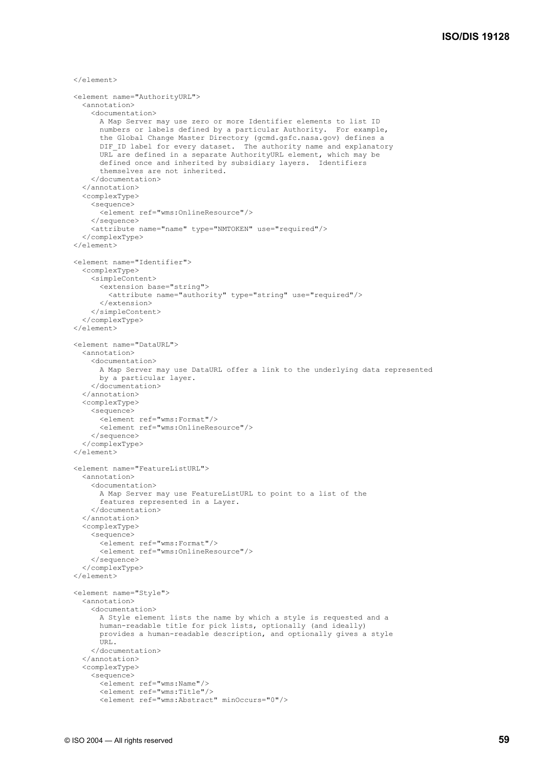```
  </element>

  <element name="AuthorityURL">
    <annotation>
      <documentation>
        A Map Server may use zero or more Identifier elements to list ID
        numbers or labels defined by a particular Authority.  For example,
        the Global Change Master Directory (gcmd.gsfc.nasa.gov) defines a
        DIF_ID label for every dataset.  The authority name and explanatory
        URL are defined in a separate AuthorityURL element, which may be
        defined once and inherited by subsidiary layers.  Identifiers
        themselves are not inherited.
      </documentation>
    </annotation>
    <complexType>
      <sequence>
        <element ref="wms:OnlineResource"/>
      </sequence>
      <attribute name="name" type="NMTOKEN" use="required"/>
    </complexType>
  </element>

  <element name="Identifier">
    <complexType>
      <simpleContent>
        <extension base="string">
          <attribute name="authority" type="string" use="required"/>
        </extension>
      </simpleContent>
    </complexType>
  </element>

  <element name="DataURL">
    <annotation>
      <documentation>
        A Map Server may use DataURL offer a link to the underlying data represented
        by a particular layer.
      </documentation>
    </annotation>
    <complexType>
      <sequence>
        <element ref="wms:Format"/>
        <element ref="wms:OnlineResource"/>
      </sequence>
    </complexType>
  </element>

  <element name="FeatureListURL">
    <annotation>
      <documentation>
        A Map Server may use FeatureListURL to point to a list of the
        features represented in a Layer.
      </documentation>
    </annotation>
    <complexType>
      <sequence>
        <element ref="wms:Format"/>
        <element ref="wms:OnlineResource"/>
      </sequence>
    </complexType>
  </element>

  <element name="Style">
    <annotation>
      <documentation>
        A Style element lists the name by which a style is requested and a
        human-readable title for pick lists, optionally (and ideally)
        provides a human-readable description, and optionally gives a style
        URL.
      </documentation>
    </annotation>
    <complexType>
      <sequence>
        <element ref="wms:Name"/>
        <element ref="wms:Title"/>
        <element ref="wms:Abstract" minOccurs="0"/>
```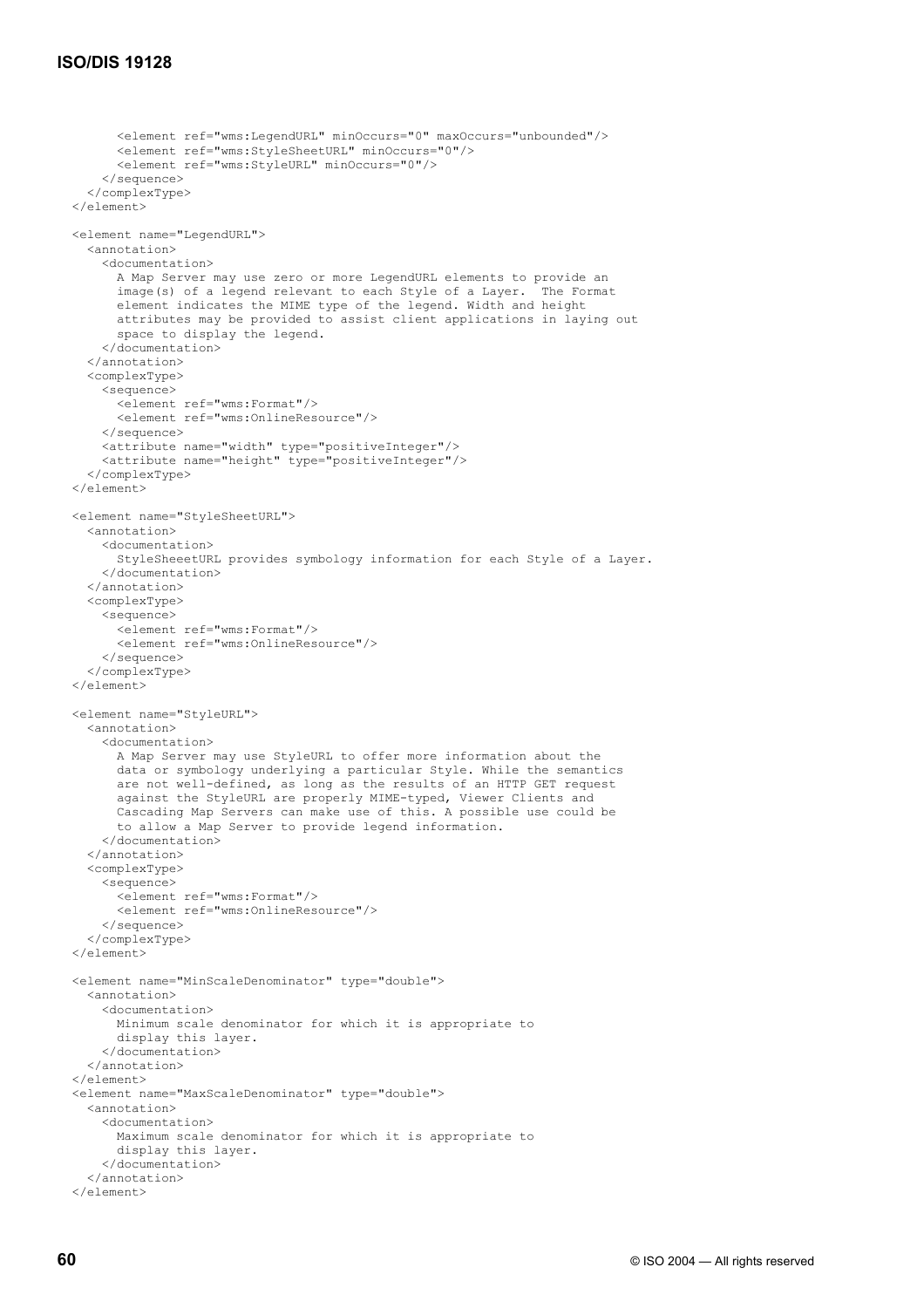```
      <element ref="wms:LegendURL" minOccurs="0" maxOccurs="unbounded"/>
      <element ref="wms:StyleSheetURL" minOccurs="0"/>
      <element ref="wms:StyleURL" minOccurs="0"/>
    </sequence>
  </complexType>
</element>

<element name="LegendURL">
  <annotation>
    <documentation>
      A Map Server may use zero or more LegendURL elements to provide an
      image(s) of a legend relevant to each Style of a Layer.  The Format
      element indicates the MIME type of the legend. Width and height
      attributes may be provided to assist client applications in laying out
      space to display the legend.
    </documentation>
  </annotation>
  <complexType>
    <sequence>
      <element ref="wms:Format"/>
      <element ref="wms:OnlineResource"/>
    </sequence>
    <attribute name="width" type="positiveInteger"/>
    <attribute name="height" type="positiveInteger"/>
  </complexType>
</element>

<element name="StyleSheetURL">
  <annotation>
    <documentation>
      StyleSheeetURL provides symbology information for each Style of a Layer.
    </documentation>
  </annotation>
  <complexType>
    <sequence>
      <element ref="wms:Format"/>
      <element ref="wms:OnlineResource"/>
    </sequence>
  </complexType>
</element>

<element name="StyleURL">
  <annotation>
    <documentation>
      A Map Server may use StyleURL to offer more information about the
      data or symbology underlying a particular Style. While the semantics
      are not well-defined, as long as the results of an HTTP GET request
      against the StyleURL are properly MIME-typed, Viewer Clients and
      Cascading Map Servers can make use of this. A possible use could be
      to allow a Map Server to provide legend information.
    </documentation>
  </annotation>
  <complexType>
    <sequence>
      <element ref="wms:Format"/>
      <element ref="wms:OnlineResource"/>
    </sequence>
  </complexType>
</element>

<element name="MinScaleDenominator" type="double">
  <annotation>
    <documentation>
      Minimum scale denominator for which it is appropriate to
      display this layer.
    </documentation>
  </annotation>
</element>
<element name="MaxScaleDenominator" type="double">
  <annotation>
    <documentation>
      Maximum scale denominator for which it is appropriate to
      display this layer.
    </documentation>
  </annotation>
</element>
```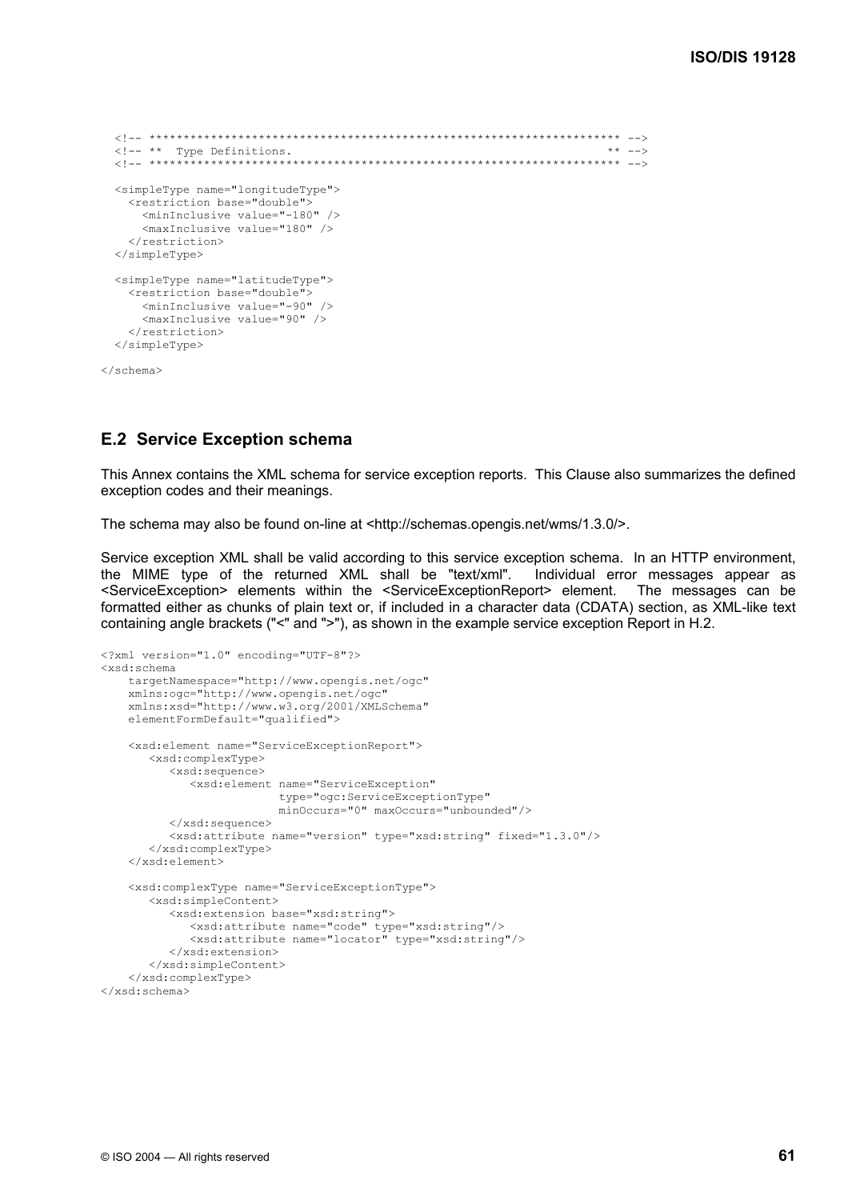```
  <!-- ********************************************************************* -->
  <!-- **  Type Definitions.                                              ** -->
  <!-- ********************************************************************* -->

  <simpleType name="longitudeType">
    <restriction base="double">
      <minInclusive value="-180" />
      <maxInclusive value="180" />
    </restriction>
  </simpleType>

  <simpleType name="latitudeType">
    <restriction base="double">
      <minInclusive value="-90" />
      <maxInclusive value="90" />
    </restriction>
  </simpleType>

</schema>
```

## E.2 Service Exception schema

This Annex contains the XML schema for service exception reports. This Clause also summarizes the defined exception codes and their meanings.

The schema may also be found on-line at <http://schemas.opengis.net/wms/1.3.0/>.

Service exception XML shall be valid according to this service exception schema. In an HTTP environment, the MIME type of the returned XML shall be "text/xml". Individual error messages appear as <ServiceException> elements within the <ServiceExceptionReport> element. The messages can be formatted either as chunks of plain text or, if included in a character data (CDATA) section, as XML-like text containing angle brackets ("<" and ">"), as shown in the example service exception Report in H.2.

```
<?xml version="1.0" encoding="UTF-8"?>
<xsd:schema
    targetNamespace="http://www.opengis.net/ogc"
    xmlns:ogc="http://www.opengis.net/ogc"
    xmlns:xsd="http://www.w3.org/2001/XMLSchema"
    elementFormDefault="qualified">

    <xsd:element name="ServiceExceptionReport">
       <xsd:complexType>
          <xsd:sequence>
             <xsd:element name="ServiceException"
                          type="ogc:ServiceExceptionType"
                          minOccurs="0" maxOccurs="unbounded"/>
          </xsd:sequence>
          <xsd:attribute name="version" type="xsd:string" fixed="1.3.0"/>
       </xsd:complexType>
    </xsd:element>

    <xsd:complexType name="ServiceExceptionType">
       <xsd:simpleContent>
          <xsd:extension base="xsd:string">
             <xsd:attribute name="code" type="xsd:string"/>
             <xsd:attribute name="locator" type="xsd:string"/>
          </xsd:extension>
       </xsd:simpleContent>
    </xsd:complexType>
</xsd:schema>
```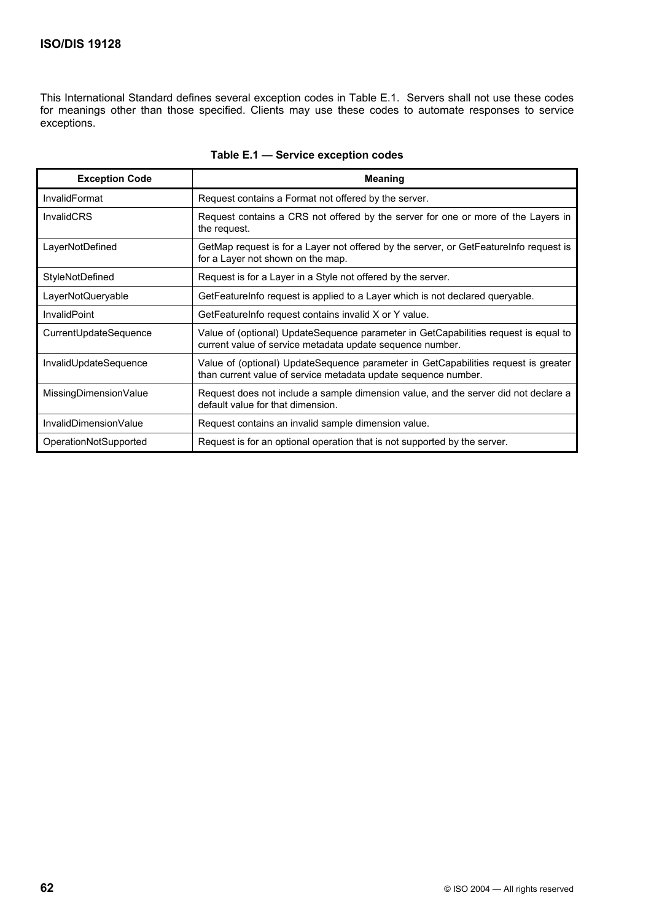This International Standard defines several exception codes in Table E.1. Servers shall not use these codes for meanings other than those specified. Clients may use these codes to automate responses to service exceptions.

**Table E.1 — Service exception codes**

| Exception Code | Meaning |
|---|---|
| InvalidFormat | Request contains a Format not offered by the server. |
| InvalidCRS | Request contains a CRS not offered by the server for one or more of the Layers in the request. |
| LayerNotDefined | GetMap request is for a Layer not offered by the server, or GetFeatureInfo request is for a Layer not shown on the map. |
| StyleNotDefined | Request is for a Layer in a Style not offered by the server. |
| LayerNotQueryable | GetFeatureInfo request is applied to a Layer which is not declared queryable. |
| InvalidPoint | GetFeatureInfo request contains invalid X or Y value. |
| CurrentUpdateSequence | Value of (optional) UpdateSequence parameter in GetCapabilities request is equal to current value of service metadata update sequence number. |
| InvalidUpdateSequence | Value of (optional) UpdateSequence parameter in GetCapabilities request is greater than current value of service metadata update sequence number. |
| MissingDimensionValue | Request does not include a sample dimension value, and the server did not declare a default value for that dimension. |
| InvalidDimensionValue | Request contains an invalid sample dimension value. |
| OperationNotSupported | Request is for an optional operation that is not supported by the server. |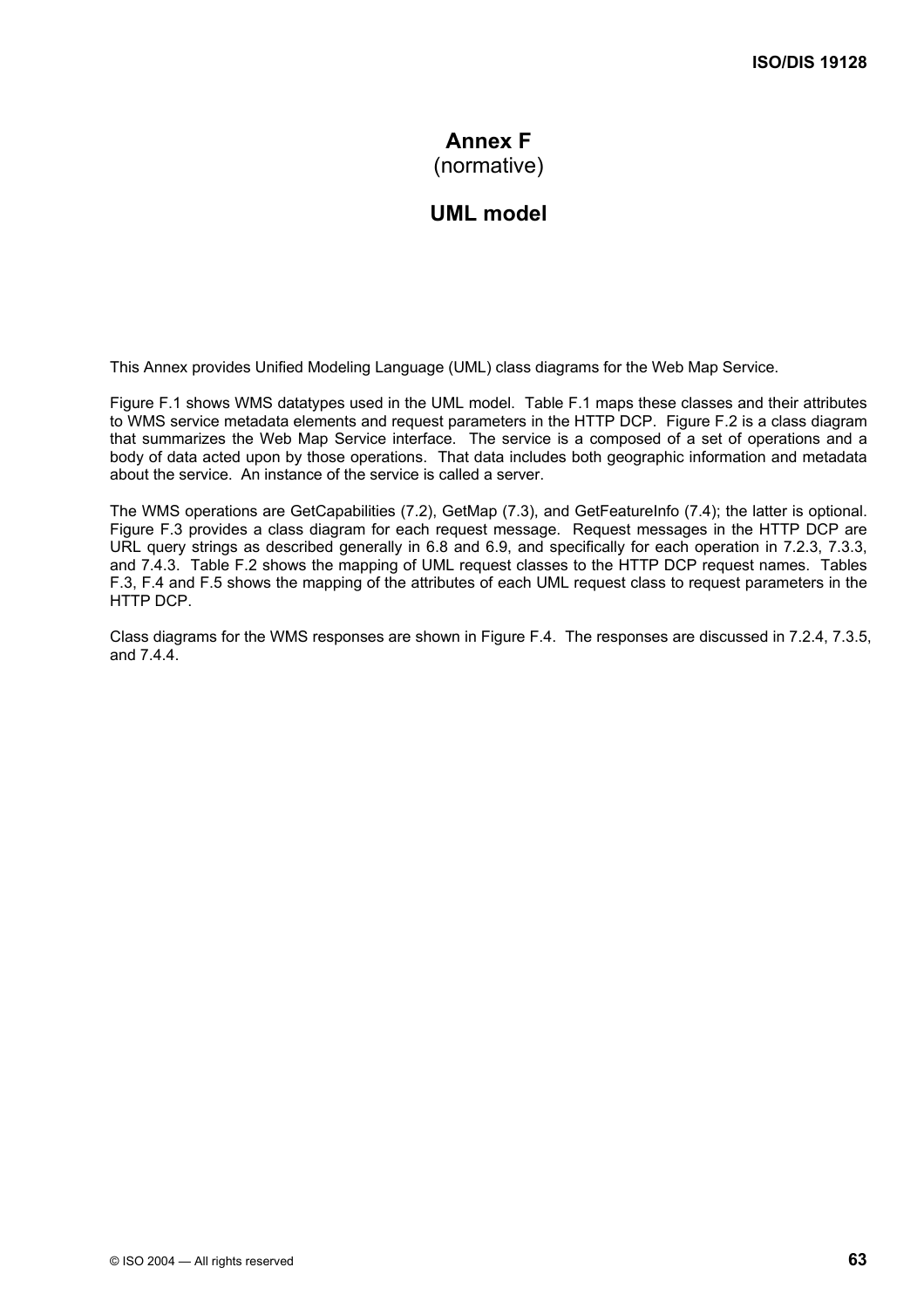# Annex F
(normative)

# UML model

This Annex provides Unified Modeling Language (UML) class diagrams for the Web Map Service.

Figure F.1 shows WMS datatypes used in the UML model. Table F.1 maps these classes and their attributes to WMS service metadata elements and request parameters in the HTTP DCP. Figure F.2 is a class diagram that summarizes the Web Map Service interface. The service is a composed of a set of operations and a body of data acted upon by those operations. That data includes both geographic information and metadata about the service. An instance of the service is called a server.

The WMS operations are GetCapabilities (7.2), GetMap (7.3), and GetFeatureInfo (7.4); the latter is optional. Figure F.3 provides a class diagram for each request message. Request messages in the HTTP DCP are URL query strings as described generally in 6.8 and 6.9, and specifically for each operation in 7.2.3, 7.3.3, and 7.4.3. Table F.2 shows the mapping of UML request classes to the HTTP DCP request names. Tables F.3, F.4 and F.5 shows the mapping of the attributes of each UML request class to request parameters in the HTTP DCP.

Class diagrams for the WMS responses are shown in Figure F.4. The responses are discussed in 7.2.4, 7.3.5, and 7.4.4.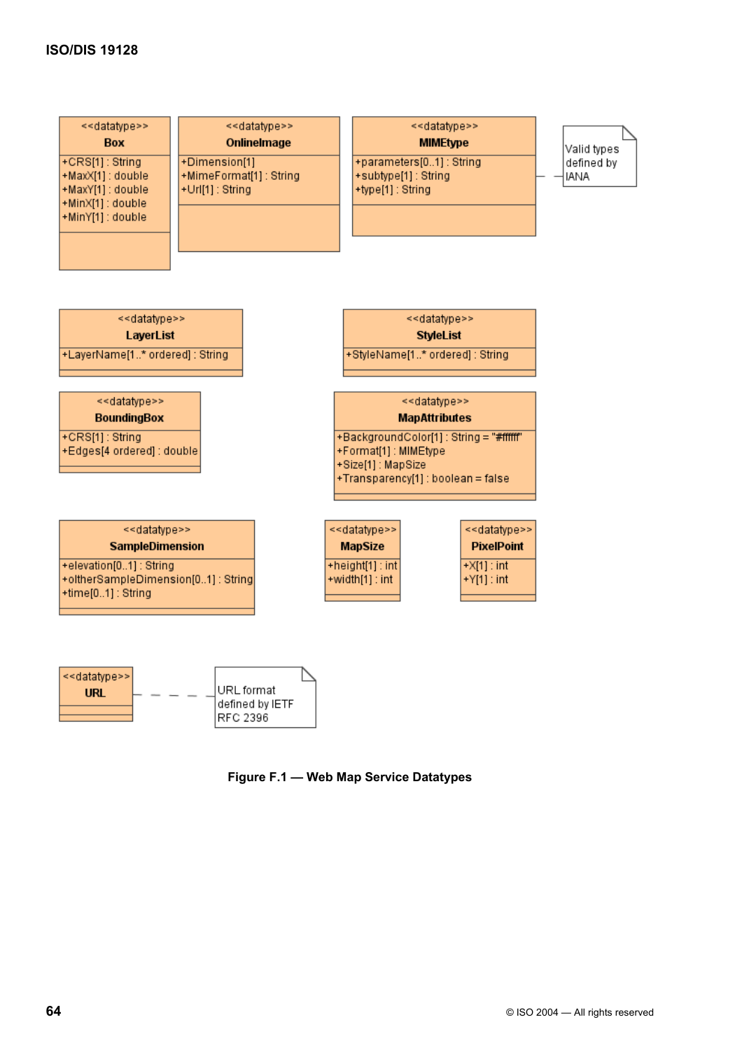<<datatype>>
**Box**

+CRS[1] : String
+MaxX[1] : double
+MaxY[1] : double
+MinX[1] : double
+MinY[1] : double

<<datatype>>
**OnlineImage**

+Dimension[1]
+MimeFormat[1] : String
+Url[1] : String

<<datatype>>
**MIMEtype**

+parameters[0..1] : String
+subtype[1] : String
+type[1] : String

Valid types defined by IANA

<<datatype>>
**LayerList**

+LayerName[1..* ordered] : String

<<datatype>>
**StyleList**

+StyleName[1..* ordered] : String

<<datatype>>
**BoundingBox**

+CRS[1] : String
+Edges[4 ordered] : double

<<datatype>>
**MapAttributes**

+BackgroundColor[1] : String = "#ffffff"
+Format[1] : MIMEtype
+Size[1] : MapSize
+Transparency[1] : boolean = false

<<datatype>>
**SampleDimension**

+elevation[0..1] : String
+oltherSampleDimension[0..1] : String
+time[0..1] : String

<<datatype>>
**MapSize**

+height[1] : int
+width[1] : int

<<datatype>>
**PixelPoint**

+X[1] : int
+Y[1] : int

<<datatype>>
**URL**

URL format defined by IETF RFC 2396

**Figure F.1 — Web Map Service Datatypes**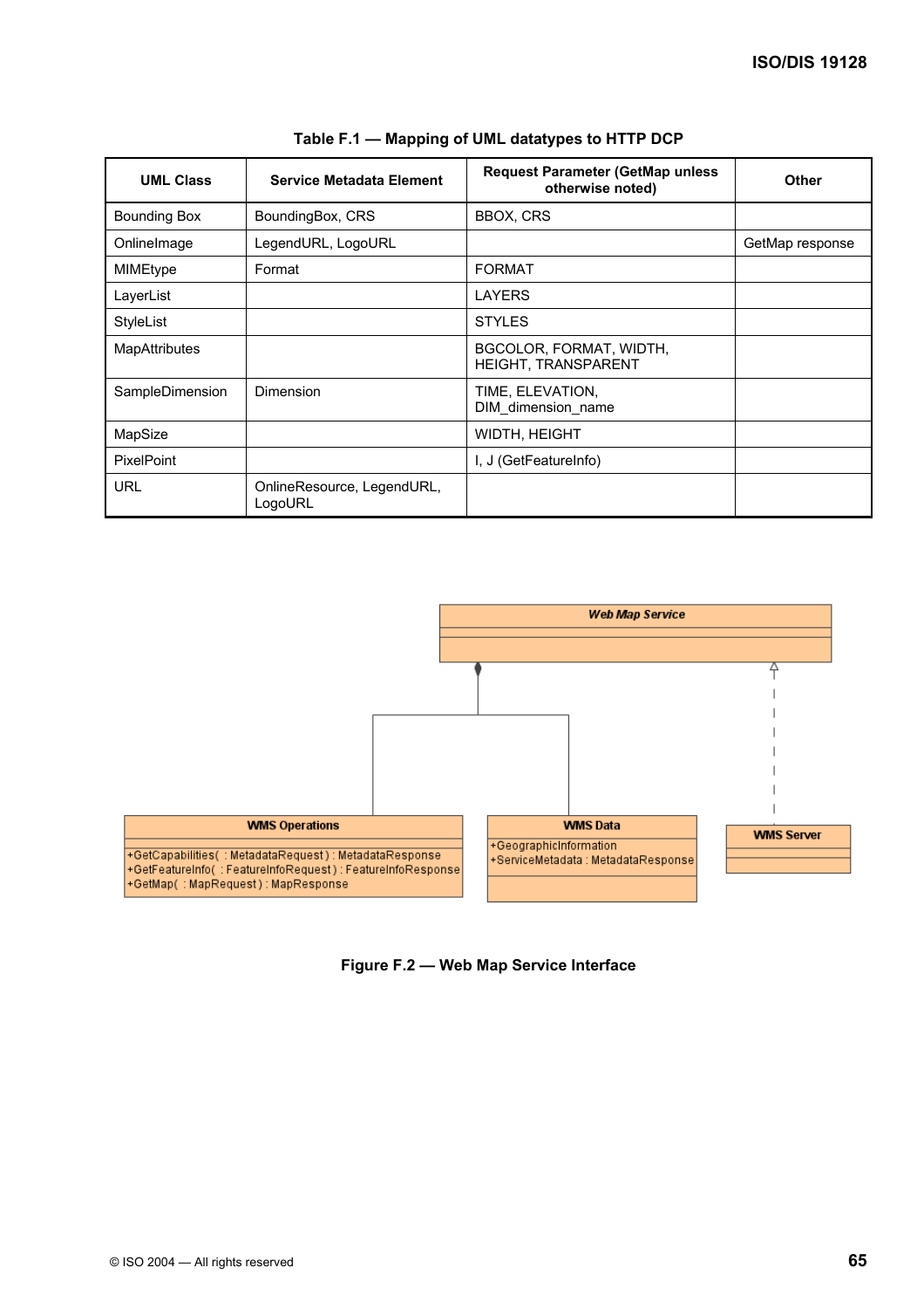**Table F.1 — Mapping of UML datatypes to HTTP DCP**

| UML Class | Service Metadata Element | Request Parameter (GetMap unless otherwise noted) | Other |
|---|---|---|---|
| Bounding Box | BoundingBox, CRS | BBOX, CRS | |
| OnlineImage | LegendURL, LogoURL | | GetMap response |
| MIMEtype | Format | FORMAT | |
| LayerList | | LAYERS | |
| StyleList | | STYLES | |
| MapAttributes | | BGCOLOR, FORMAT, WIDTH, HEIGHT, TRANSPARENT | |
| SampleDimension | Dimension | TIME, ELEVATION, DIM_dimension_name | |
| MapSize | | WIDTH, HEIGHT | |
| PixelPoint | | I, J (GetFeatureInfo) | |
| URL | OnlineResource, LegendURL, LogoURL | | |

**Figure F.2 — Web Map Service Interface**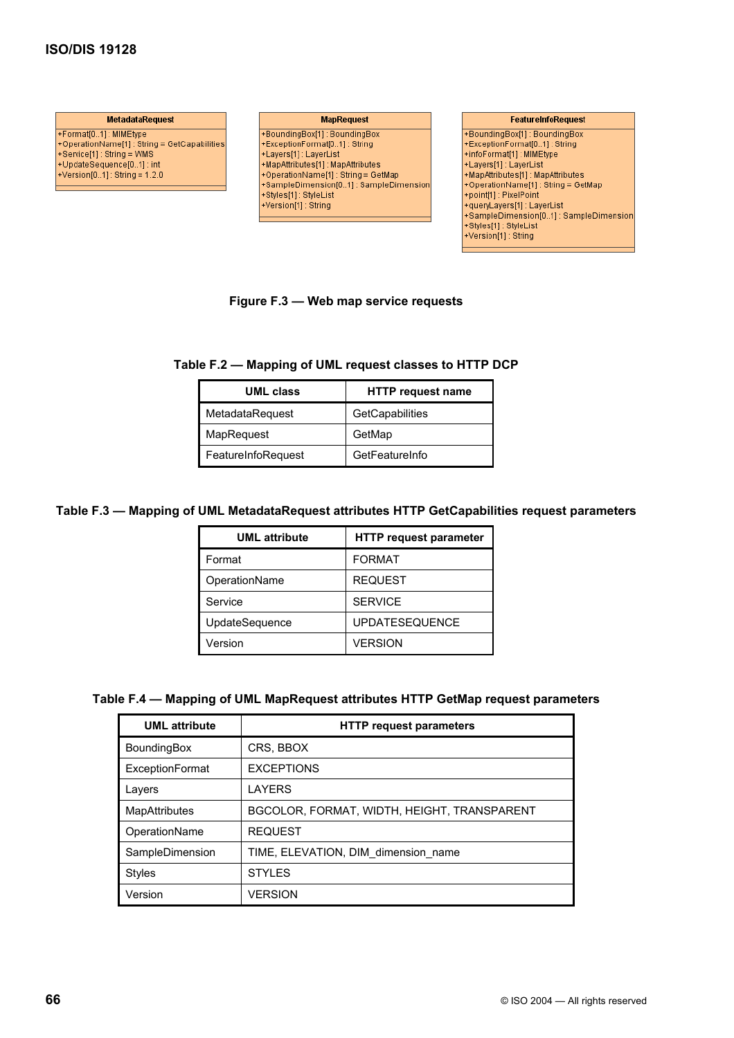MetadataRequest
+Format[0..1] : MIMEtype
+OperationName[1] : String = GetCapabilities
+Service[1] : String = WMS
+UpdateSequence[0..1] : int
+Version[0..1] : String = 1.2.0

MapRequest
+BoundingBox[1] : BoundingBox
+ExceptionFormat[0..1] : String
+Layers[1] : LayerList
+MapAttributes[1] : MapAttributes
+OperationName[1] : String = GetMap
+SampleDimension[0..1] : SampleDimension
+Styles[1] : StyleList
+Version[1] : String

FeatureInfoRequest
+BoundingBox[1] : BoundingBox
+ExceptionFormat[0..1] : String
+infoFormat[1] : MIMEtype
+Layers[1] : LayerList
+MapAttributes[1] : MapAttributes
+OperationName[1] : String = GetMap
+point[1] : PixelPoint
+queryLayers[1] : LayerList
+SampleDimension[0..1] : SampleDimension
+Styles[1] : StyleList
+Version[1] : String

**Figure F.3 — Web map service requests**

**Table F.2 — Mapping of UML request classes to HTTP DCP**

| UML class | HTTP request name |
|---|---|
| MetadataRequest | GetCapabilities |
| MapRequest | GetMap |
| FeatureInfoRequest | GetFeatureInfo |

**Table F.3 — Mapping of UML MetadataRequest attributes HTTP GetCapabilities request parameters**

| UML attribute | HTTP request parameter |
|---|---|
| Format | FORMAT |
| OperationName | REQUEST |
| Service | SERVICE |
| UpdateSequence | UPDATESEQUENCE |
| Version | VERSION |

**Table F.4 — Mapping of UML MapRequest attributes HTTP GetMap request parameters**

| UML attribute | HTTP request parameters |
|---|---|
| BoundingBox | CRS, BBOX |
| ExceptionFormat | EXCEPTIONS |
| Layers | LAYERS |
| MapAttributes | BGCOLOR, FORMAT, WIDTH, HEIGHT, TRANSPARENT |
| OperationName | REQUEST |
| SampleDimension | TIME, ELEVATION, DIM_dimension_name |
| Styles | STYLES |
| Version | VERSION |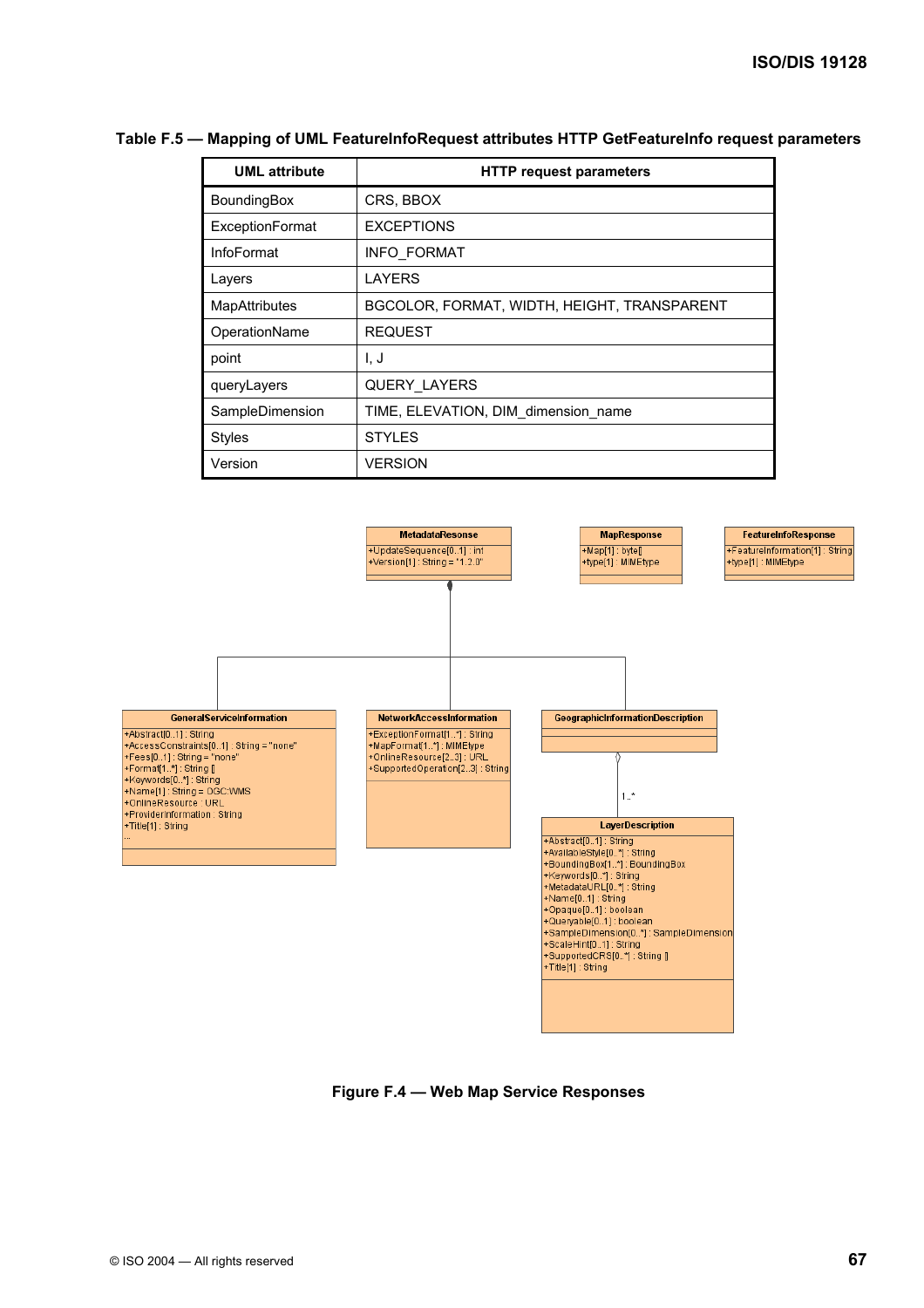**Table F.5 — Mapping of UML FeatureInfoRequest attributes HTTP GetFeatureInfo request parameters**

| UML attribute | HTTP request parameters |
|---|---|
| BoundingBox | CRS, BBOX |
| ExceptionFormat | EXCEPTIONS |
| InfoFormat | INFO_FORMAT |
| Layers | LAYERS |
| MapAttributes | BGCOLOR, FORMAT, WIDTH, HEIGHT, TRANSPARENT |
| OperationName | REQUEST |
| point | I, J |
| queryLayers | QUERY_LAYERS |
| SampleDimension | TIME, ELEVATION, DIM_dimension_name |
| Styles | STYLES |
| Version | VERSION |

```
MetadataResonse
+UpdateSequence[0..1] : int
+Version[1] : String = "1.2.0"

MapResponse
+Map[1] : byte[]
+type[1] : MIMEtype

FeatureInfoResponse
+FeatureInformation[1] : String
+type[1] : MIMEtype

GeneralServiceInformation
+Abstract[0..1] : String
+AccessConstraints[0..1] : String = "none"
+Fees[0..1] : String = "none"
+Format[1..*] : String []
+Keywords[0..*] : String
+Name[1] : String = OGC:WMS
+OnlineResource : URL
+ProviderInformation : String
+Title[1] : String
...

NetworkAccessInformation
+ExceptionFormat[1..*] : String
+MapFormat[1..*] : MIMEtype
+OnlineResource[2..3] : URL
+SupportedOperation[2..3] : String

GeographicInformationDescription

1..*

LayerDescription
+Abstract[0..1] : String
+AvailableStyle[0..*] : String
+BoundingBox[1..*] : BoundingBox
+Keywords[0..*] : String
+MetadataURL[0..*] : String
+Name[0..1] : String
+Opaque[0..1] : boolean
+Queryable[0..1] : boolean
+SampleDimension[0..*] : SampleDimension
+ScaleHint[0..1] : String
+SupportedCRS[0..*] : String []
+Title[1] : String
```

**Figure F.4 — Web Map Service Responses**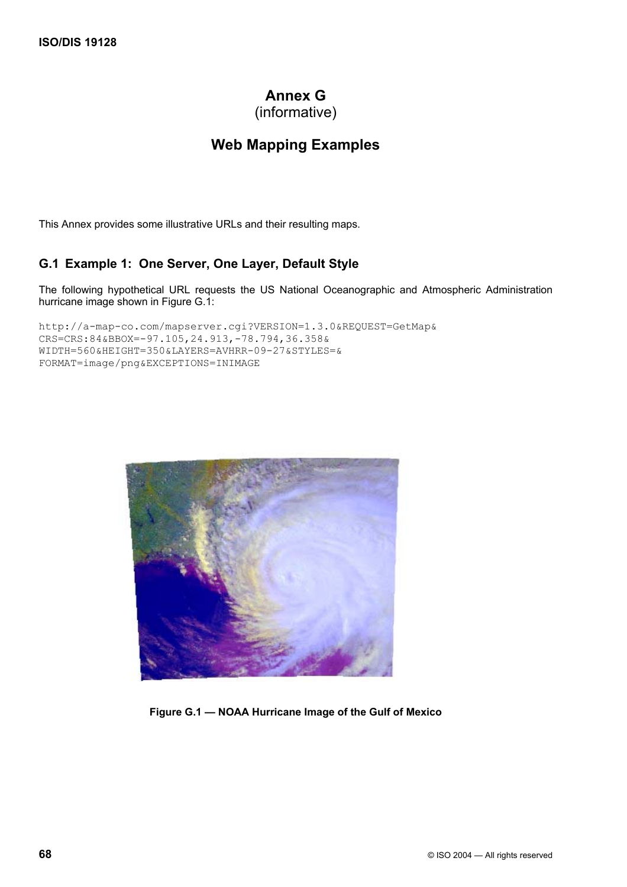# Annex G
(informative)

# Web Mapping Examples

This Annex provides some illustrative URLs and their resulting maps.

## G.1 Example 1: One Server, One Layer, Default Style

The following hypothetical URL requests the US National Oceanographic and Atmospheric Administration hurricane image shown in Figure G.1:

```
http://a-map-co.com/mapserver.cgi?VERSION=1.3.0&REQUEST=GetMap&
CRS=CRS:84&BBOX=-97.105,24.913,-78.794,36.358&
WIDTH=560&HEIGHT=350&LAYERS=AVHRR-09-27&STYLES=&
FORMAT=image/png&EXCEPTIONS=INIMAGE
```

**Figure G.1 — NOAA Hurricane Image of the Gulf of Mexico**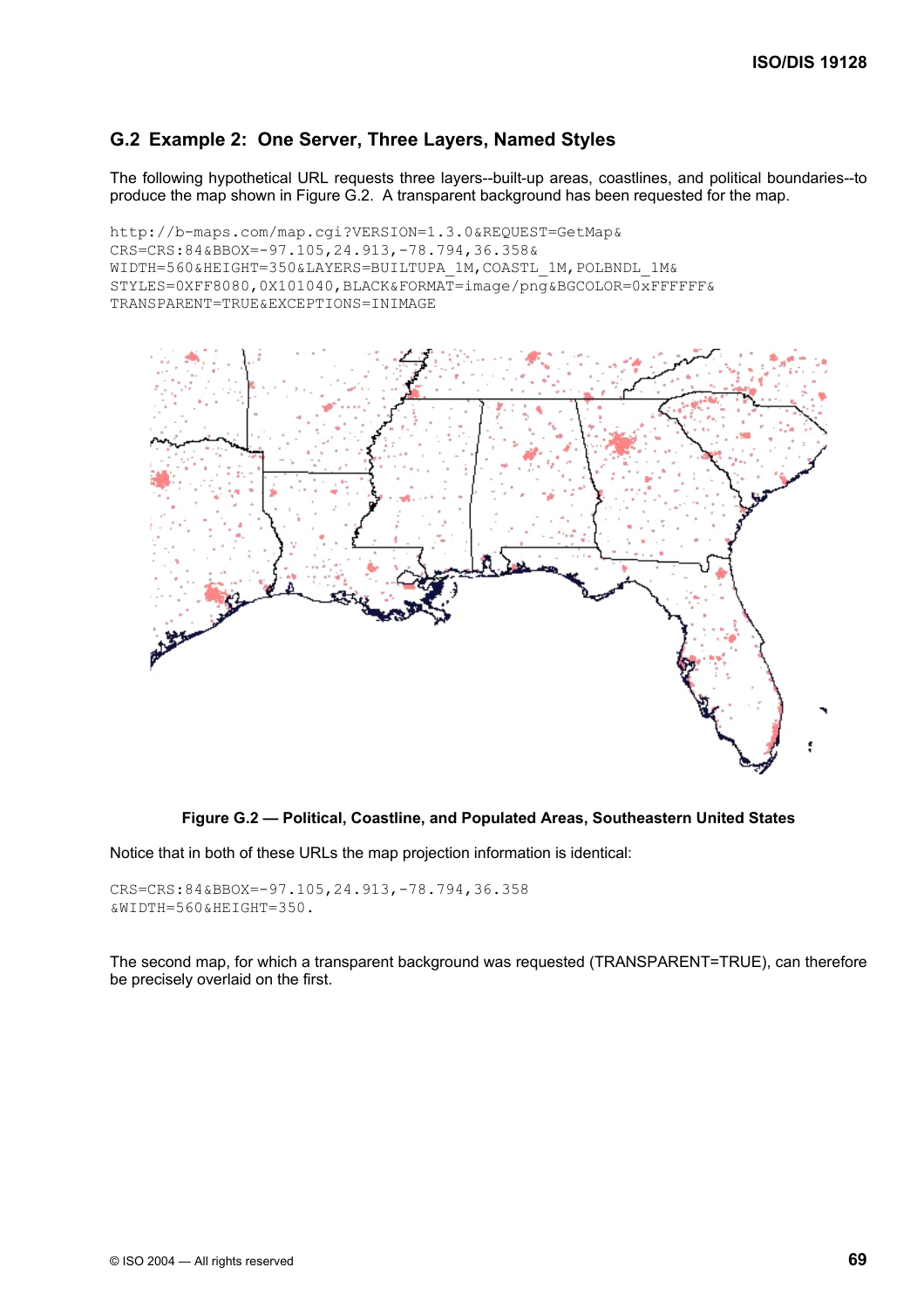## G.2 Example 2: One Server, Three Layers, Named Styles

The following hypothetical URL requests three layers--built-up areas, coastlines, and political boundaries--to produce the map shown in Figure G.2. A transparent background has been requested for the map.

```
http://b-maps.com/map.cgi?VERSION=1.3.0&REQUEST=GetMap&
CRS=CRS:84&BBOX=-97.105,24.913,-78.794,36.358&
WIDTH=560&HEIGHT=350&LAYERS=BUILTUPA_1M,COASTL_1M,POLBNDL_1M&
STYLES=0XFF8080,0X101040,BLACK&FORMAT=image/png&BGCOLOR=0xFFFFFF&
TRANSPARENT=TRUE&EXCEPTIONS=INIMAGE
```

**Figure G.2 — Political, Coastline, and Populated Areas, Southeastern United States**

Notice that in both of these URLs the map projection information is identical:

```
CRS=CRS:84&BBOX=-97.105,24.913,-78.794,36.358
&WIDTH=560&HEIGHT=350.
```

The second map, for which a transparent background was requested (TRANSPARENT=TRUE), can therefore be precisely overlaid on the first.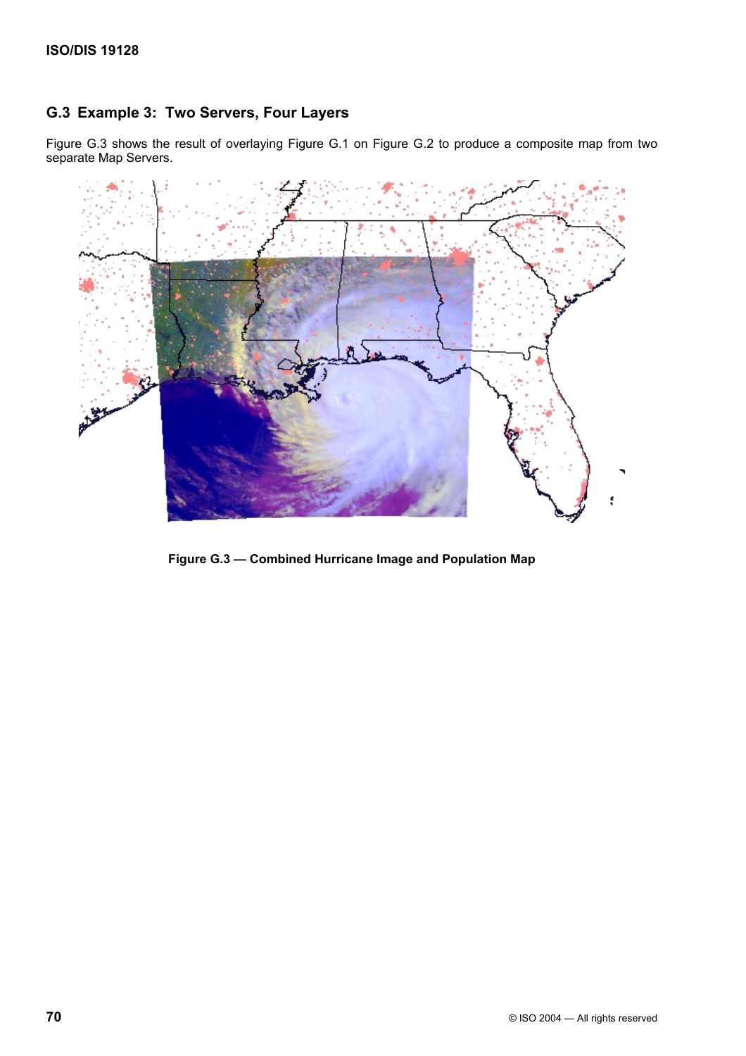## G.3 Example 3: Two Servers, Four Layers

Figure G.3 shows the result of overlaying Figure G.1 on Figure G.2 to produce a composite map from two separate Map Servers.

**Figure G.3 — Combined Hurricane Image and Population Map**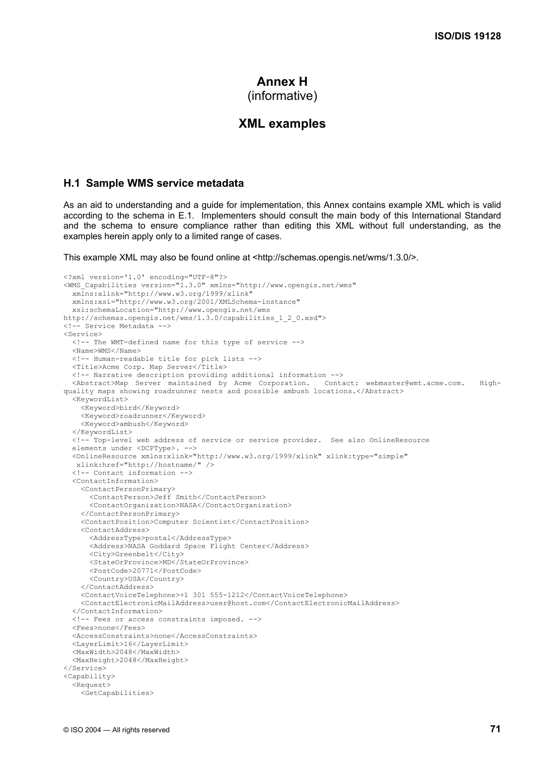# Annex H
(informative)

# XML examples

## H.1 Sample WMS service metadata

As an aid to understanding and a guide for implementation, this Annex contains example XML which is valid according to the schema in E.1. Implementers should consult the main body of this International Standard and the schema to ensure compliance rather than editing this XML without full understanding, as the examples herein apply only to a limited range of cases.

This example XML may also be found online at <http://schemas.opengis.net/wms/1.3.0/>.

```
<?xml version='1.0' encoding="UTF-8"?>
<WMS_Capabilities version="1.3.0" xmlns="http://www.opengis.net/wms"
  xmlns:xlink="http://www.w3.org/1999/xlink"
  xmlns:xsi="http://www.w3.org/2001/XMLSchema-instance"
  xsi:schemaLocation="http://www.opengis.net/wms
http://schemas.opengis.net/wms/1.3.0/capabilities_1_2_0.xsd">
<!-- Service Metadata -->
<Service>
  <!-- The WMT-defined name for this type of service -->
  <Name>WMS</Name>
  <!-- Human-readable title for pick lists -->
  <Title>Acme Corp. Map Server</Title>
  <!-- Narrative description providing additional information -->
  <Abstract>Map Server maintained by Acme Corporation.  Contact: webmaster@wmt.acme.com.  High-
quality maps showing roadrunner nests and possible ambush locations.</Abstract>
  <KeywordList>
    <Keyword>bird</Keyword>
    <Keyword>roadrunner</Keyword>
    <Keyword>ambush</Keyword>
  </KeywordList>
  <!-- Top-level web address of service or service provider.  See also OnlineResource
  elements under <DCPType>. -->
  <OnlineResource xmlns:xlink="http://www.w3.org/1999/xlink" xlink:type="simple"
   xlink:href="http://hostname/" />
  <!-- Contact information -->
  <ContactInformation>
    <ContactPersonPrimary>
      <ContactPerson>Jeff Smith</ContactPerson>
      <ContactOrganization>NASA</ContactOrganization>
    </ContactPersonPrimary>
    <ContactPosition>Computer Scientist</ContactPosition>
    <ContactAddress>
      <AddressType>postal</AddressType>
      <Address>NASA Goddard Space Flight Center</Address>
      <City>Greenbelt</City>
      <StateOrProvince>MD</StateOrProvince>
      <PostCode>20771</PostCode>
      <Country>USA</Country>
    </ContactAddress>
    <ContactVoiceTelephone>+1 301 555-1212</ContactVoiceTelephone>
    <ContactElectronicMailAddress>user@host.com</ContactElectronicMailAddress>
  </ContactInformation>
  <!-- Fees or access constraints imposed. -->
  <Fees>none</Fees>
  <AccessConstraints>none</AccessConstraints>
  <LayerLimit>16</LayerLimit>
  <MaxWidth>2048</MaxWidth>
  <MaxHeight>2048</MaxHeight>
</Service>
<Capability>
  <Request>
    <GetCapabilities>
```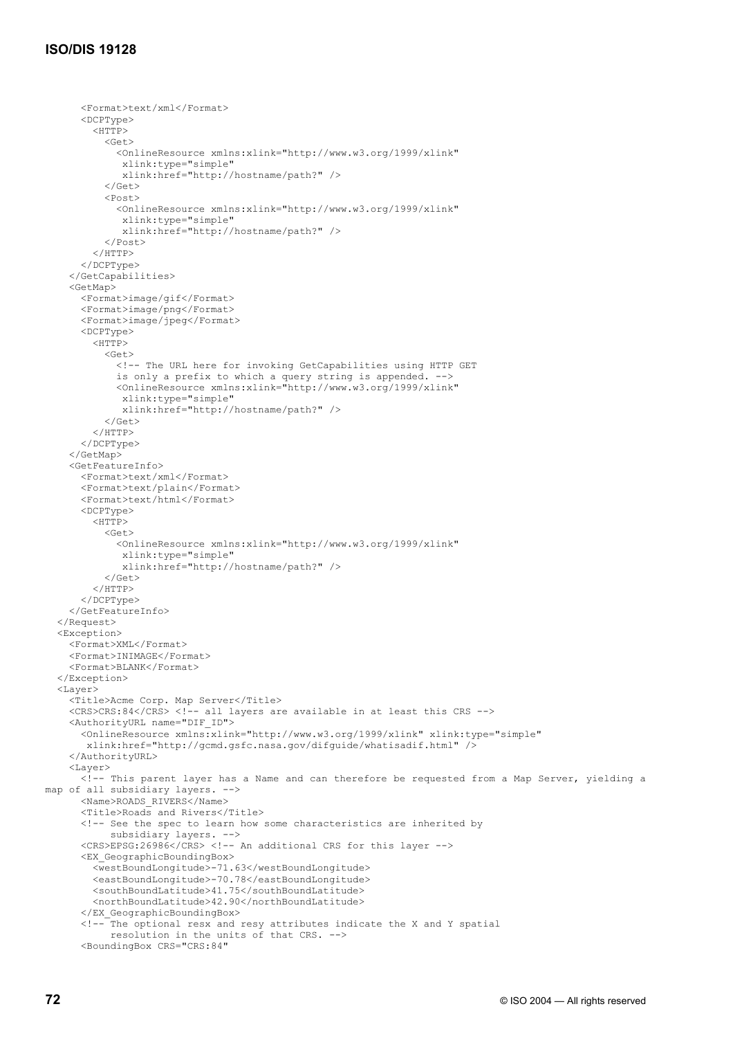```
      <Format>text/xml</Format>
      <DCPType>
        <HTTP>
          <Get>
            <OnlineResource xmlns:xlink="http://www.w3.org/1999/xlink"
             xlink:type="simple"
             xlink:href="http://hostname/path?" />
          </Get>
          <Post>
            <OnlineResource xmlns:xlink="http://www.w3.org/1999/xlink"
             xlink:type="simple"
             xlink:href="http://hostname/path?" />
          </Post>
        </HTTP>
      </DCPType>
    </GetCapabilities>
    <GetMap>
      <Format>image/gif</Format>
      <Format>image/png</Format>
      <Format>image/jpeg</Format>
      <DCPType>
        <HTTP>
          <Get>
            <!-- The URL here for invoking GetCapabilities using HTTP GET
            is only a prefix to which a query string is appended. -->
            <OnlineResource xmlns:xlink="http://www.w3.org/1999/xlink"
             xlink:type="simple"
             xlink:href="http://hostname/path?" />
          </Get>
        </HTTP>
      </DCPType>
    </GetMap>
    <GetFeatureInfo>
      <Format>text/xml</Format>
      <Format>text/plain</Format>
      <Format>text/html</Format>
      <DCPType>
        <HTTP>
          <Get>
            <OnlineResource xmlns:xlink="http://www.w3.org/1999/xlink"
             xlink:type="simple"
             xlink:href="http://hostname/path?" />
          </Get>
        </HTTP>
      </DCPType>
    </GetFeatureInfo>
  </Request>
  <Exception>
    <Format>XML</Format>
    <Format>INIMAGE</Format>
    <Format>BLANK</Format>
  </Exception>
  <Layer>
    <Title>Acme Corp. Map Server</Title>
    <CRS>CRS:84</CRS> <!-- all layers are available in at least this CRS -->
    <AuthorityURL name="DIF_ID">
      <OnlineResource xmlns:xlink="http://www.w3.org/1999/xlink" xlink:type="simple"
       xlink:href="http://gcmd.gsfc.nasa.gov/difguide/whatisadif.html" />
    </AuthorityURL>
    <Layer>
      <!-- This parent layer has a Name and can therefore be requested from a Map Server, yielding a
map of all subsidiary layers. -->
      <Name>ROADS_RIVERS</Name>
      <Title>Roads and Rivers</Title>
      <!-- See the spec to learn how some characteristics are inherited by
           subsidiary layers. -->
      <CRS>EPSG:26986</CRS> <!-- An additional CRS for this layer -->
      <EX_GeographicBoundingBox>
        <westBoundLongitude>-71.63</westBoundLongitude>
        <eastBoundLongitude>-70.78</eastBoundLongitude>
        <southBoundLatitude>41.75</southBoundLatitude>
        <northBoundLatitude>42.90</northBoundLatitude>
      </EX_GeographicBoundingBox>
      <!-- The optional resx and resy attributes indicate the X and Y spatial
           resolution in the units of that CRS. -->
      <BoundingBox CRS="CRS:84"
```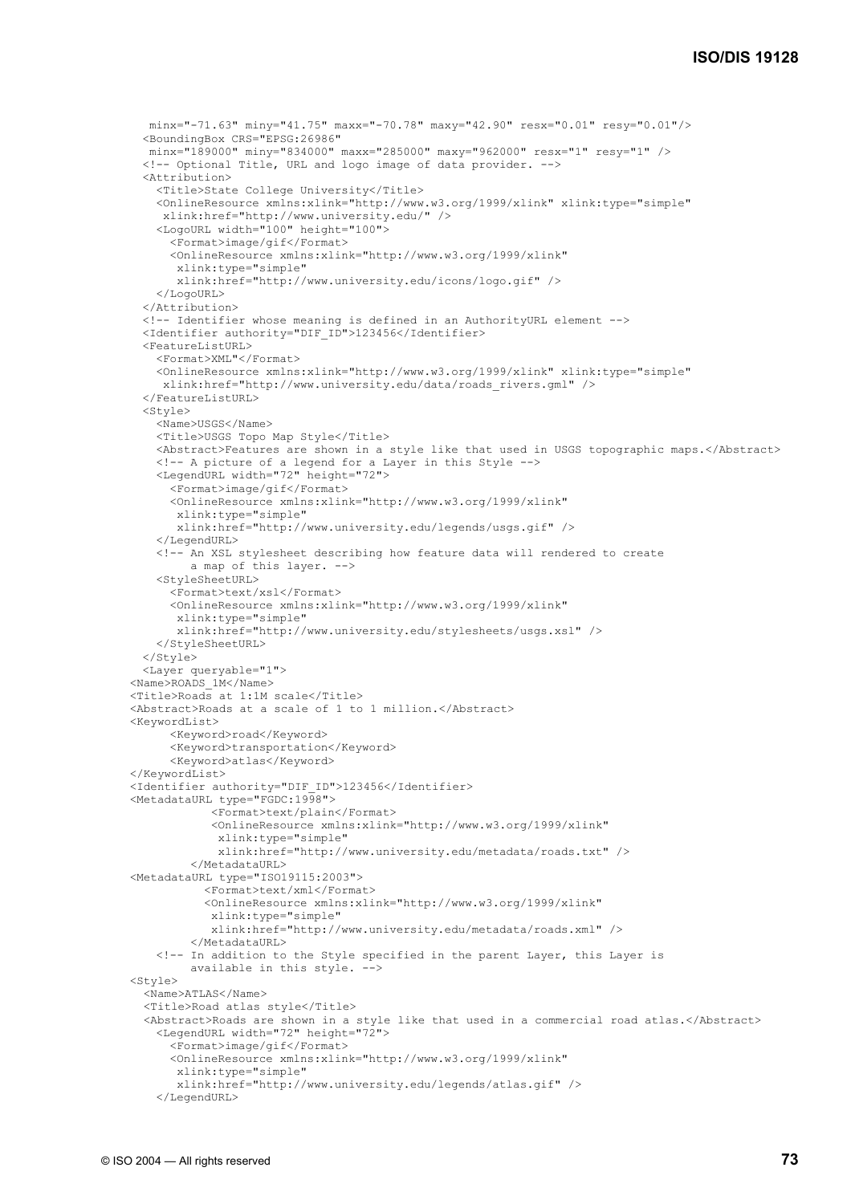```
      minx="-71.63" miny="41.75" maxx="-70.78" maxy="42.90" resx="0.01" resy="0.01"/>
    <BoundingBox CRS="EPSG:26986"
      minx="189000" miny="834000" maxx="285000" maxy="962000" resx="1" resy="1" />
    <!-- Optional Title, URL and logo image of data provider. -->
    <Attribution>
      <Title>State College University</Title>
      <OnlineResource xmlns:xlink="http://www.w3.org/1999/xlink" xlink:type="simple"
       xlink:href="http://www.university.edu/" />
      <LogoURL width="100" height="100">
        <Format>image/gif</Format>
        <OnlineResource xmlns:xlink="http://www.w3.org/1999/xlink"
         xlink:type="simple"
         xlink:href="http://www.university.edu/icons/logo.gif" />
      </LogoURL>
    </Attribution>
    <!-- Identifier whose meaning is defined in an AuthorityURL element -->
    <Identifier authority="DIF_ID">123456</Identifier>
    <FeatureListURL>
      <Format>XML"</Format>
      <OnlineResource xmlns:xlink="http://www.w3.org/1999/xlink" xlink:type="simple"
       xlink:href="http://www.university.edu/data/roads_rivers.gml" />
    </FeatureListURL>
    <Style>
      <Name>USGS</Name>
      <Title>USGS Topo Map Style</Title>
      <Abstract>Features are shown in a style like that used in USGS topographic maps.</Abstract>
      <!-- A picture of a legend for a Layer in this Style -->
      <LegendURL width="72" height="72">
        <Format>image/gif</Format>
        <OnlineResource xmlns:xlink="http://www.w3.org/1999/xlink"
         xlink:type="simple"
         xlink:href="http://www.university.edu/legends/usgs.gif" />
      </LegendURL>
      <!-- An XSL stylesheet describing how feature data will rendered to create
           a map of this layer. -->
      <StyleSheetURL>
        <Format>text/xsl</Format>
        <OnlineResource xmlns:xlink="http://www.w3.org/1999/xlink"
         xlink:type="simple"
         xlink:href="http://www.university.edu/stylesheets/usgs.xsl" />
      </StyleSheetURL>
    </Style>
    <Layer queryable="1">
  <Name>ROADS_1M</Name>
  <Title>Roads at 1:1M scale</Title>
  <Abstract>Roads at a scale of 1 to 1 million.</Abstract>
  <KeywordList>
        <Keyword>road</Keyword>
        <Keyword>transportation</Keyword>
        <Keyword>atlas</Keyword>
  </KeywordList>
  <Identifier authority="DIF_ID">123456</Identifier>
  <MetadataURL type="FGDC:1998">
              <Format>text/plain</Format>
              <OnlineResource xmlns:xlink="http://www.w3.org/1999/xlink"
               xlink:type="simple"
               xlink:href="http://www.university.edu/metadata/roads.txt" />
           </MetadataURL>
  <MetadataURL type="ISO19115:2003">
             <Format>text/xml</Format>
             <OnlineResource xmlns:xlink="http://www.w3.org/1999/xlink"
              xlink:type="simple"
              xlink:href="http://www.university.edu/metadata/roads.xml" />
           </MetadataURL>
      <!-- In addition to the Style specified in the parent Layer, this Layer is
           available in this style. -->
  <Style>
    <Name>ATLAS</Name>
    <Title>Road atlas style</Title>
    <Abstract>Roads are shown in a style like that used in a commercial road atlas.</Abstract>
      <LegendURL width="72" height="72">
        <Format>image/gif</Format>
        <OnlineResource xmlns:xlink="http://www.w3.org/1999/xlink"
         xlink:type="simple"
         xlink:href="http://www.university.edu/legends/atlas.gif" />
      </LegendURL>
```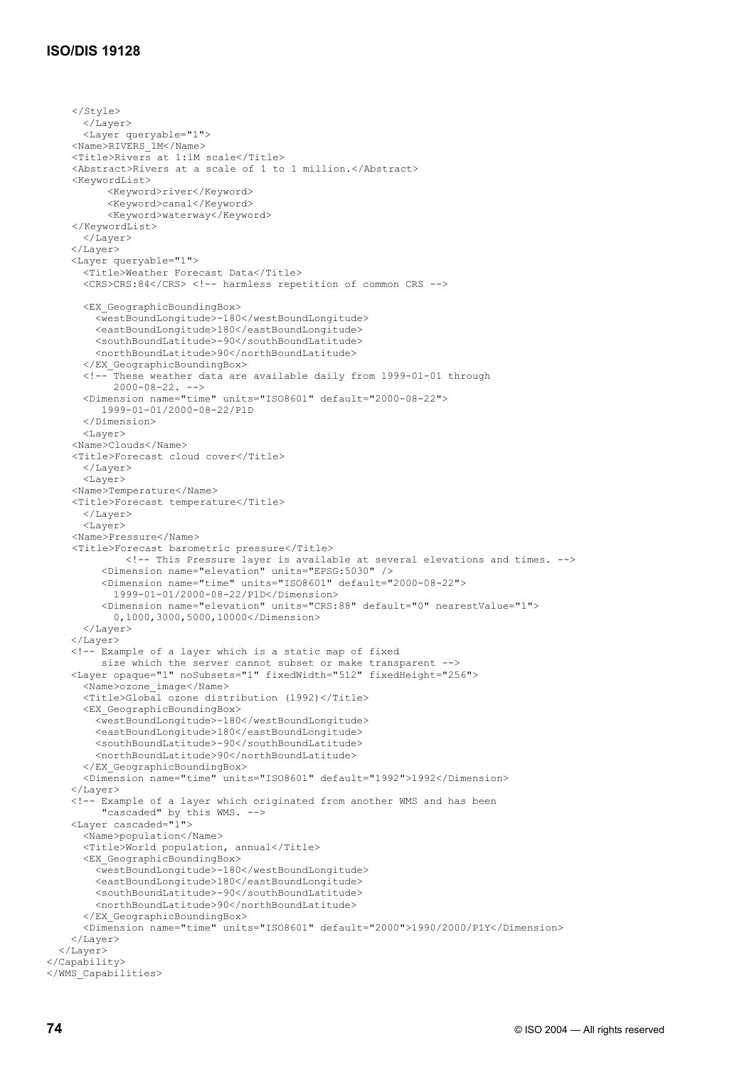```
    </Style>
      </Layer>
      <Layer queryable="1">
    <Name>RIVERS_1M</Name>
    <Title>Rivers at 1:1M scale</Title>
    <Abstract>Rivers at a scale of 1 to 1 million.</Abstract>
    <KeywordList>
          <Keyword>river</Keyword>
          <Keyword>canal</Keyword>
          <Keyword>waterway</Keyword>
    </KeywordList>
      </Layer>
    </Layer>
    <Layer queryable="1">
      <Title>Weather Forecast Data</Title>
      <CRS>CRS:84</CRS> <!-- harmless repetition of common CRS -->

      <EX_GeographicBoundingBox>
        <westBoundLongitude>-180</westBoundLongitude>
        <eastBoundLongitude>180</eastBoundLongitude>
        <southBoundLatitude>-90</southBoundLatitude>
        <northBoundLatitude>90</northBoundLatitude>
      </EX_GeographicBoundingBox>
      <!-- These weather data are available daily from 1999-01-01 through
           2000-08-22. -->
      <Dimension name="time" units="ISO8601" default="2000-08-22">
         1999-01-01/2000-08-22/P1D
      </Dimension>
      <Layer>
    <Name>Clouds</Name>
    <Title>Forecast cloud cover</Title>
      </Layer>
      <Layer>
    <Name>Temperature</Name>
    <Title>Forecast temperature</Title>
      </Layer>
      <Layer>
    <Name>Pressure</Name>
    <Title>Forecast barometric pressure</Title>
            <!-- This Pressure layer is available at several elevations and times. -->
         <Dimension name="elevation" units="EPSG:5030" />
         <Dimension name="time" units="ISO8601" default="2000-08-22">
           1999-01-01/2000-08-22/P1D</Dimension>
         <Dimension name="elevation" units="CRS:88" default="0" nearestValue="1">
           0,1000,3000,5000,10000</Dimension>
      </Layer>
    </Layer>
    <!-- Example of a layer which is a static map of fixed
         size which the server cannot subset or make transparent -->
    <Layer opaque="1" noSubsets="1" fixedWidth="512" fixedHeight="256">
      <Name>ozone_image</Name>
      <Title>Global ozone distribution (1992)</Title>
      <EX_GeographicBoundingBox>
        <westBoundLongitude>-180</westBoundLongitude>
        <eastBoundLongitude>180</eastBoundLongitude>
        <southBoundLatitude>-90</southBoundLatitude>
        <northBoundLatitude>90</northBoundLatitude>
      </EX_GeographicBoundingBox>
      <Dimension name="time" units="ISO8601" default="1992">1992</Dimension>
    </Layer>
    <!-- Example of a layer which originated from another WMS and has been
         "cascaded" by this WMS. -->
    <Layer cascaded="1">
      <Name>population</Name>
      <Title>World population, annual</Title>
      <EX_GeographicBoundingBox>
        <westBoundLongitude>-180</westBoundLongitude>
        <eastBoundLongitude>180</eastBoundLongitude>
        <southBoundLatitude>-90</southBoundLatitude>
        <northBoundLatitude>90</northBoundLatitude>
      </EX_GeographicBoundingBox>
      <Dimension name="time" units="ISO8601" default="2000">1990/2000/P1Y</Dimension>
    </Layer>
  </Layer>
</Capability>
</WMS_Capabilities>
```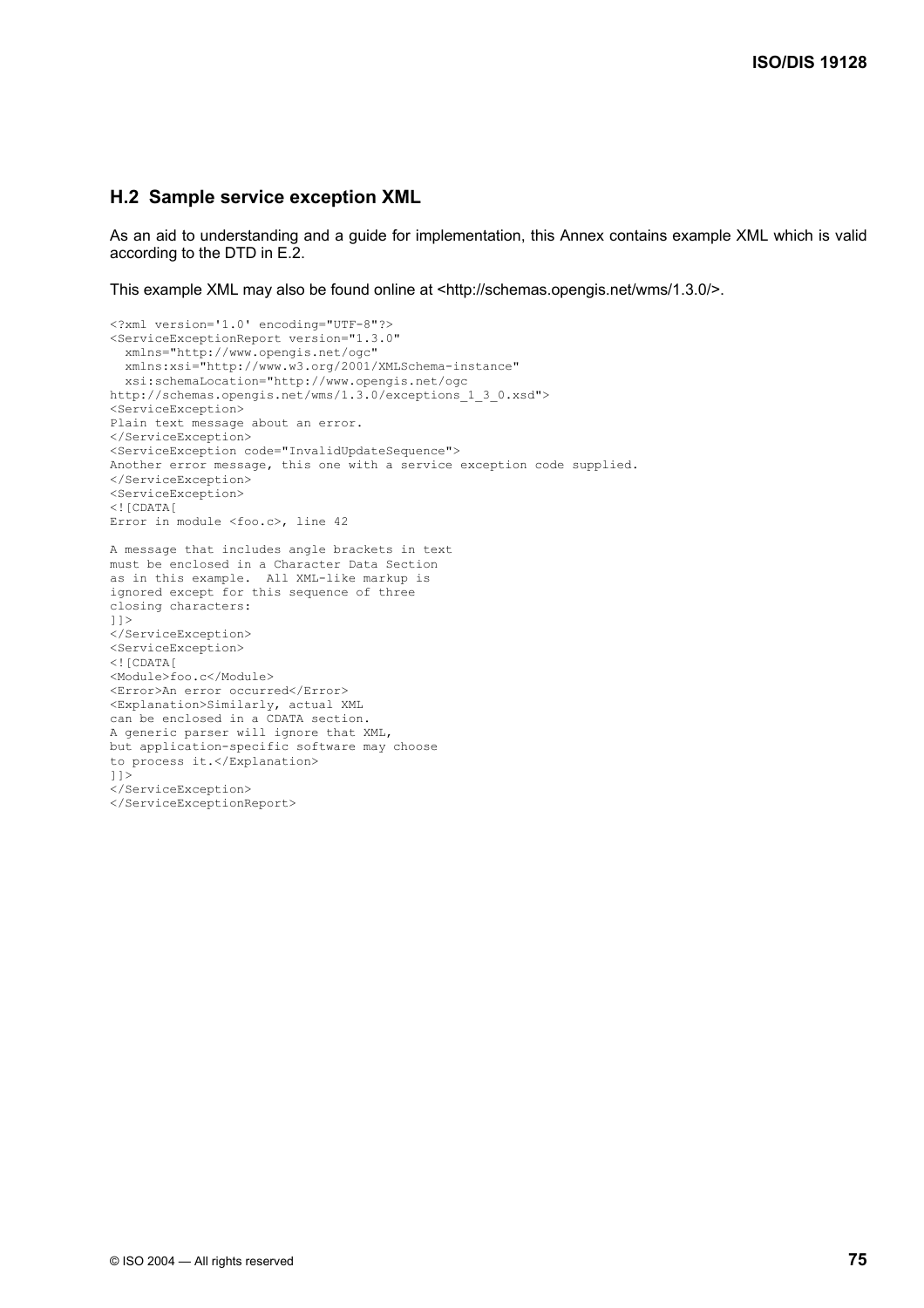## H.2 Sample service exception XML

As an aid to understanding and a guide for implementation, this Annex contains example XML which is valid according to the DTD in E.2.

This example XML may also be found online at <http://schemas.opengis.net/wms/1.3.0/>.

```
<?xml version='1.0' encoding="UTF-8"?>
<ServiceExceptionReport version="1.3.0"
  xmlns="http://www.opengis.net/ogc"
  xmlns:xsi="http://www.w3.org/2001/XMLSchema-instance"
  xsi:schemaLocation="http://www.opengis.net/ogc
http://schemas.opengis.net/wms/1.3.0/exceptions_1_3_0.xsd">
<ServiceException>
Plain text message about an error.
</ServiceException>
<ServiceException code="InvalidUpdateSequence">
Another error message, this one with a service exception code supplied.
</ServiceException>
<ServiceException>
<![CDATA[
Error in module <foo.c>, line 42

A message that includes angle brackets in text
must be enclosed in a Character Data Section
as in this example.  All XML-like markup is
ignored except for this sequence of three
closing characters:
]]>
</ServiceException>
<ServiceException>
<![CDATA[
<Module>foo.c</Module>
<Error>An error occurred</Error>
<Explanation>Similarly, actual XML
can be enclosed in a CDATA section.
A generic parser will ignore that XML,
but application-specific software may choose
to process it.</Explanation>
]]>
</ServiceException>
</ServiceExceptionReport>
```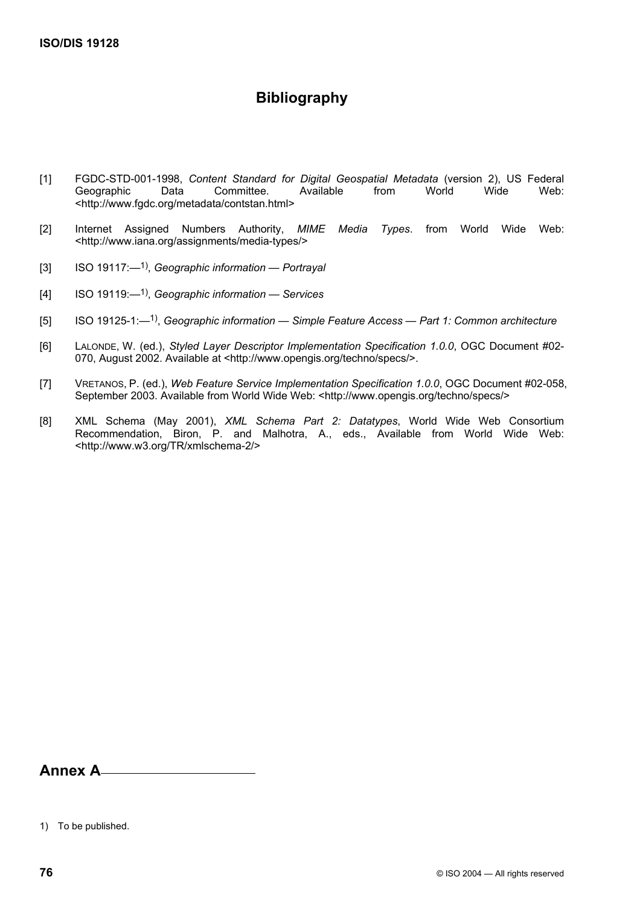# Bibliography

[1] FGDC-STD-001-1998, *Content Standard for Digital Geospatial Metadata* (version 2), US Federal Geographic Data Committee. Available from World Wide Web: <http://www.fgdc.org/metadata/contstan.html>

[2] Internet Assigned Numbers Authority, *MIME Media Types*. from World Wide Web: <http://www.iana.org/assignments/media-types/>

[3] ISO 19117:—[1)], *Geographic information — Portrayal*

[4] ISO 19119:—[1)], *Geographic information — Services*

[5] ISO 19125-1:—[1)], *Geographic information — Simple Feature Access — Part 1: Common architecture*

[6] LALONDE, W. (ed.), *Styled Layer Descriptor Implementation Specification 1.0.0*, OGC Document #02-070, August 2002. Available at <http://www.opengis.org/techno/specs/>.

[7] VRETANOS, P. (ed.), *Web Feature Service Implementation Specification 1.0.0*, OGC Document #02-058, September 2003. Available from World Wide Web: <http://www.opengis.org/techno/specs/>

[8] XML Schema (May 2001), *XML Schema Part 2: Datatypes*, World Wide Web Consortium Recommendation, Biron, P. and Malhotra, A., eds., Available from World Wide Web: <http://www.w3.org/TR/xmlschema-2/>

## Annex A

1) To be published.